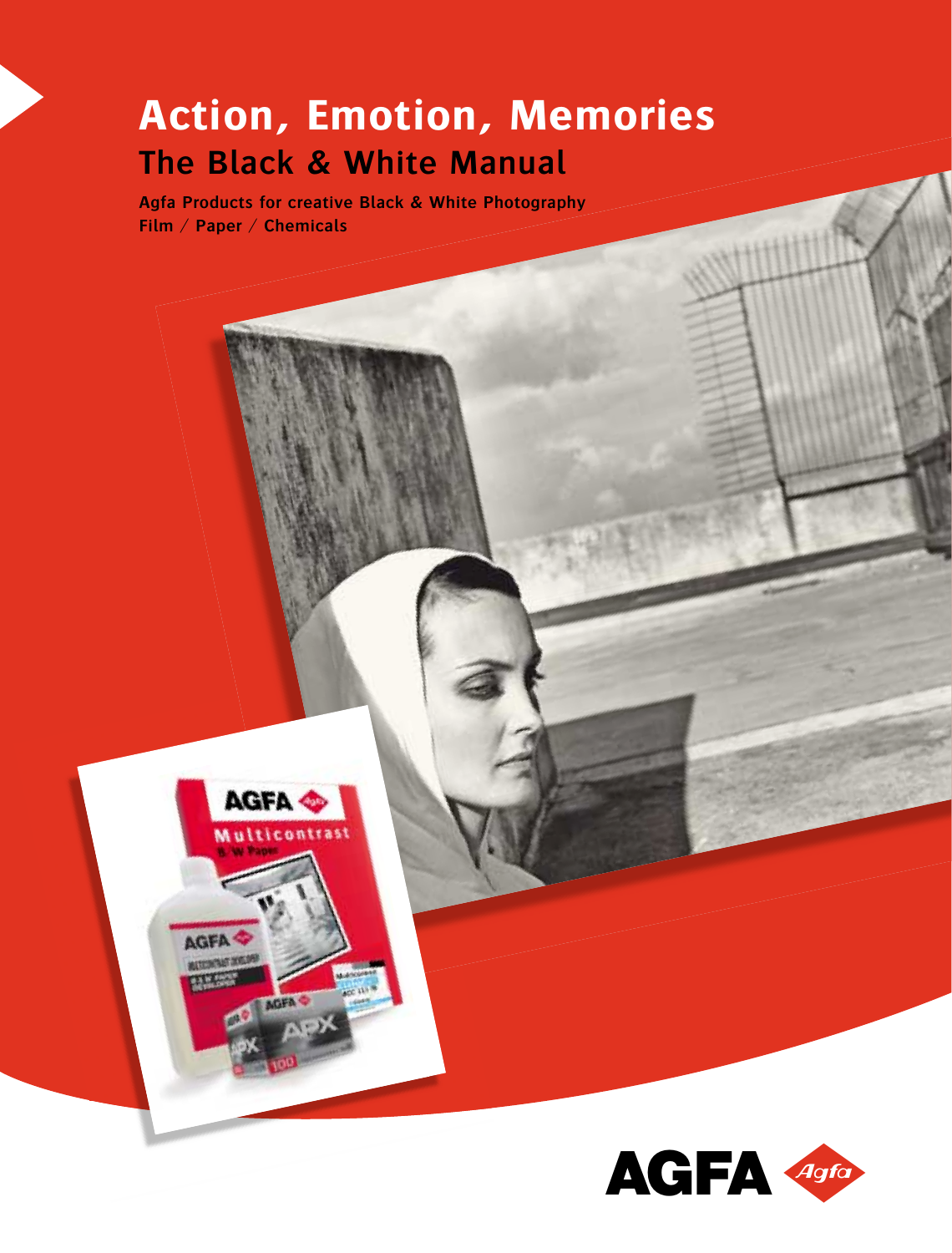# Action, Emotion, Memories

## The Black & White Manual

**Agfa Products for creative Black & White Photography**
**Film / Paper / Chemicals**

AGFA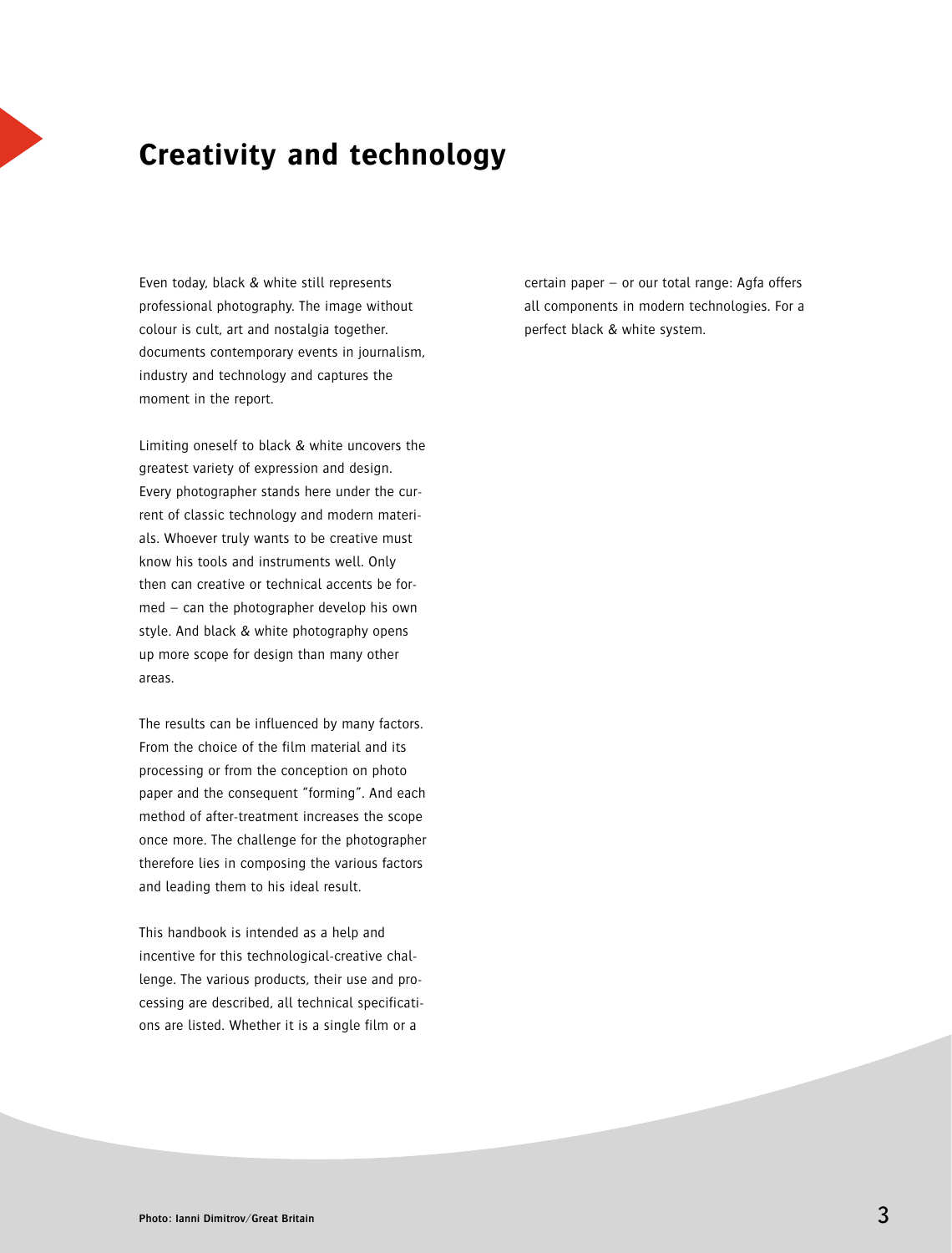# Creativity and technology

Even today, black & white still represents professional photography. The image without colour is cult, art and nostalgia together. documents contemporary events in journalism, industry and technology and captures the moment in the report.

Limiting oneself to black & white uncovers the greatest variety of expression and design. Every photographer stands here under the current of classic technology and modern materials. Whoever truly wants to be creative must know his tools and instruments well. Only then can creative or technical accents be formed – can the photographer develop his own style. And black & white photography opens up more scope for design than many other areas.

The results can be influenced by many factors. From the choice of the film material and its processing or from the conception on photo paper and the consequent "forming". And each method of after-treatment increases the scope once more. The challenge for the photographer therefore lies in composing the various factors and leading them to his ideal result.

This handbook is intended as a help and incentive for this technological-creative challenge. The various products, their use and processing are described, all technical specifications are listed. Whether it is a single film or a certain paper – or our total range: Agfa offers all components in modern technologies. For a perfect black & white system.

**Photo: Ianni Dimitrov/Great Britain**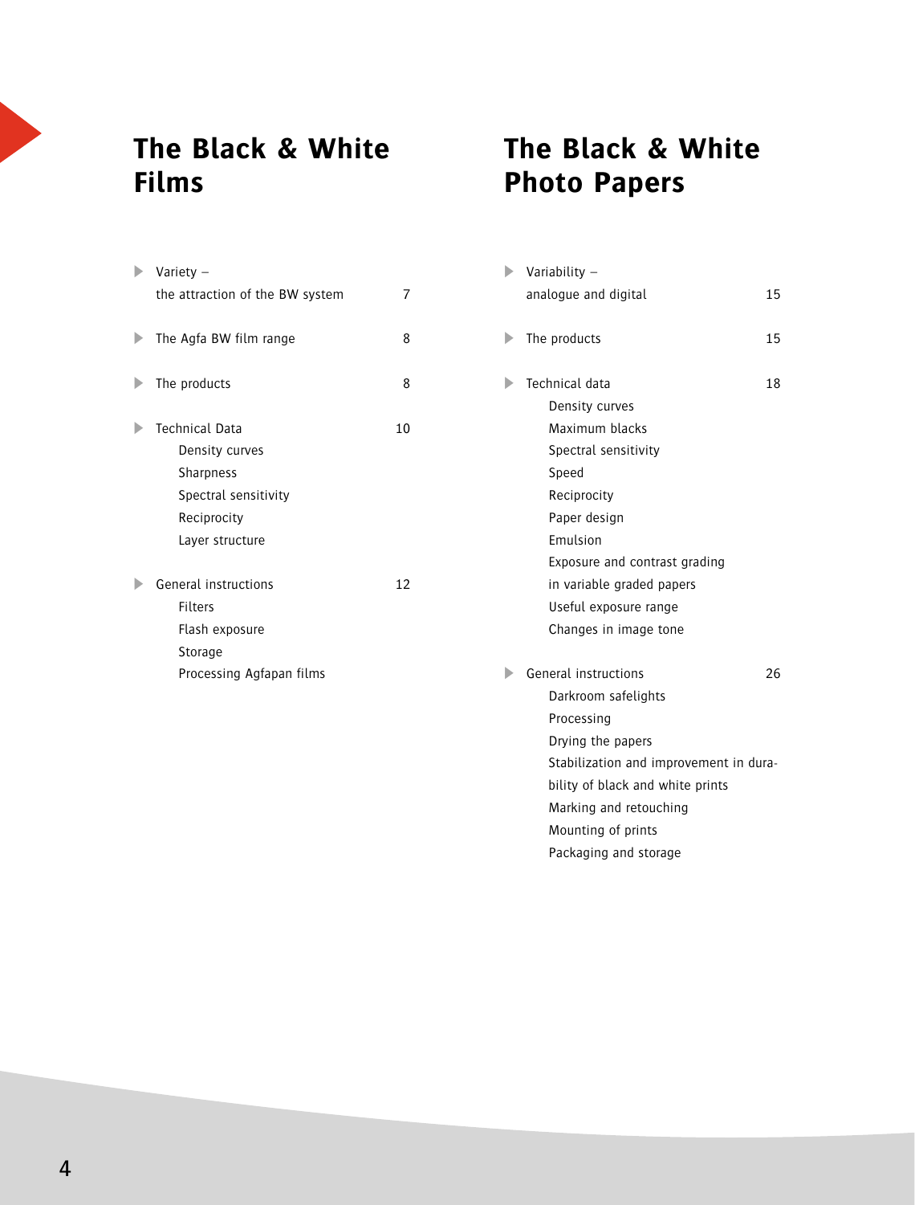## The Black & White Films

- Variety – the attraction of the BW system 7
- The Agfa BW film range 8
- The products 8
- Technical Data 10
  - Density curves
  - Sharpness
  - Spectral sensitivity
  - Reciprocity
  - Layer structure
- General instructions 12
  - Filters
  - Flash exposure
  - Storage
  - Processing Agfapan films

## The Black & White Photo Papers

- Variability – analogue and digital 15
- The products 15
- Technical data 18
  - Density curves
  - Maximum blacks
  - Spectral sensitivity
  - Speed
  - Reciprocity
  - Paper design
  - Emulsion
  - Exposure and contrast grading in variable graded papers
  - Useful exposure range
  - Changes in image tone
- General instructions 26
  - Darkroom safelights
  - Processing
  - Drying the papers
  - Stabilization and improvement in durability of black and white prints
  - Marking and retouching
  - Mounting of prints
  - Packaging and storage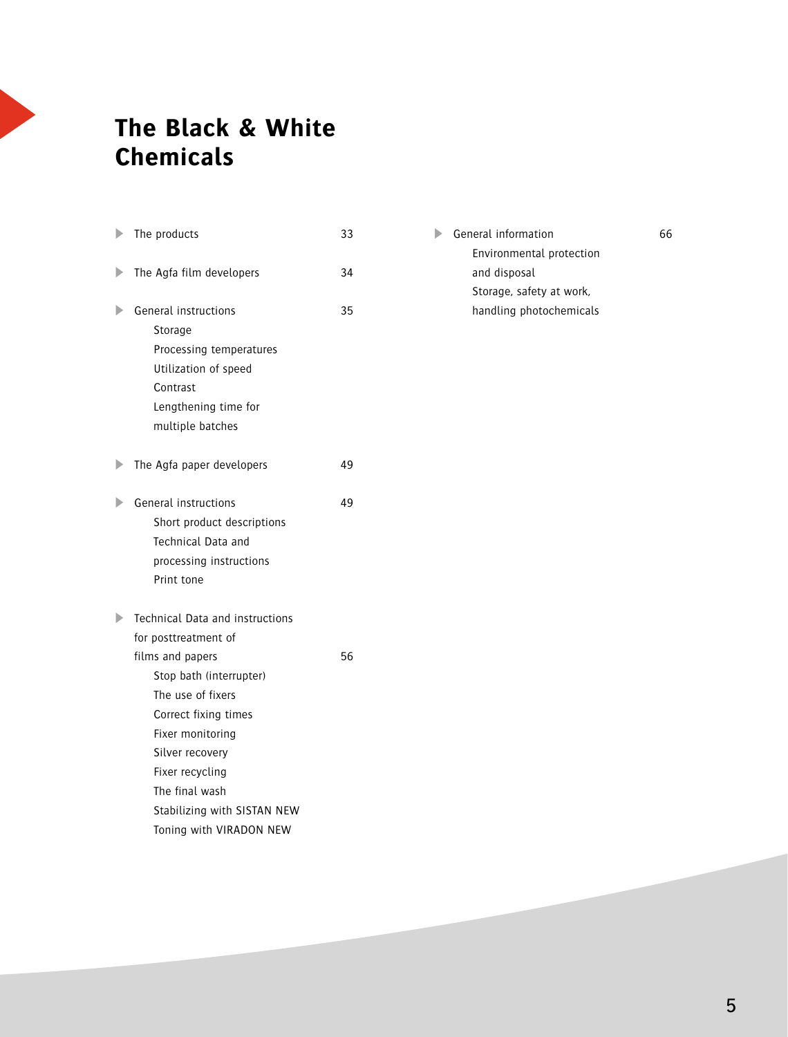# The Black & White Chemicals

- The products 33
- The Agfa film developers 34
- General instructions 35
  - Storage
  - Processing temperatures
  - Utilization of speed
  - Contrast
  - Lengthening time for multiple batches
- The Agfa paper developers 49
- General instructions 49
  - Short product descriptions
  - Technical Data and processing instructions
  - Print tone
- Technical Data and instructions for posttreatment of films and papers 56
  - Stop bath (interrupter)
  - The use of fixers
  - Correct fixing times
  - Fixer monitoring
  - Silver recovery
  - Fixer recycling
  - The final wash
  - Stabilizing with SISTAN NEW
  - Toning with VIRADON NEW
- General information 66
  - Environmental protection and disposal
  - Storage, safety at work, handling photochemicals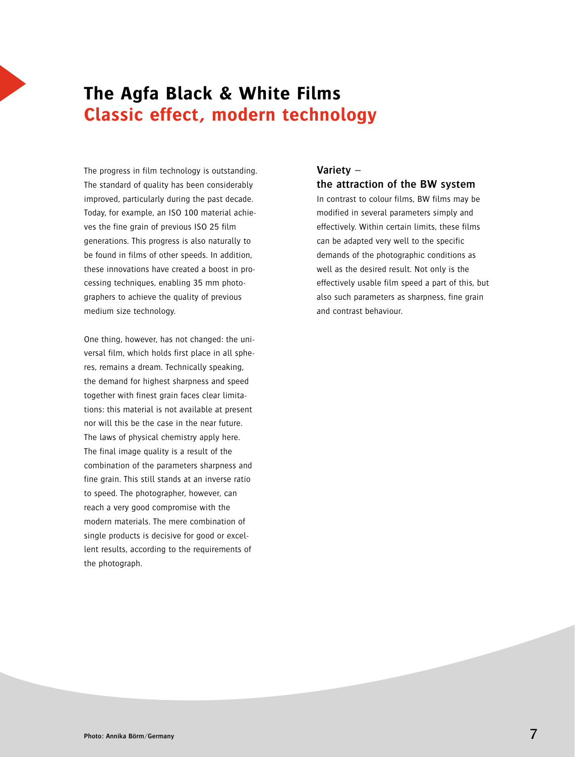# The Agfa Black & White Films
## Classic effect, modern technology

The progress in film technology is outstanding. The standard of quality has been considerably improved, particularly during the past decade. Today, for example, an ISO 100 material achieves the fine grain of previous ISO 25 film generations. This progress is also naturally to be found in films of other speeds. In addition, these innovations have created a boost in processing techniques, enabling 35 mm photographers to achieve the quality of previous medium size technology.

One thing, however, has not changed: the universal film, which holds first place in all spheres, remains a dream. Technically speaking, the demand for highest sharpness and speed together with finest grain faces clear limitations: this material is not available at present nor will this be the case in the near future. The laws of physical chemistry apply here. The final image quality is a result of the combination of the parameters sharpness and fine grain. This still stands at an inverse ratio to speed. The photographer, however, can reach a very good compromise with the modern materials. The mere combination of single products is decisive for good or excellent results, according to the requirements of the photograph.

### Variety – the attraction of the BW system

In contrast to colour films, BW films may be modified in several parameters simply and effectively. Within certain limits, these films can be adapted very well to the specific demands of the photographic conditions as well as the desired result. Not only is the effectively usable film speed a part of this, but also such parameters as sharpness, fine grain and contrast behaviour.

Photo: Annika Börm/Germany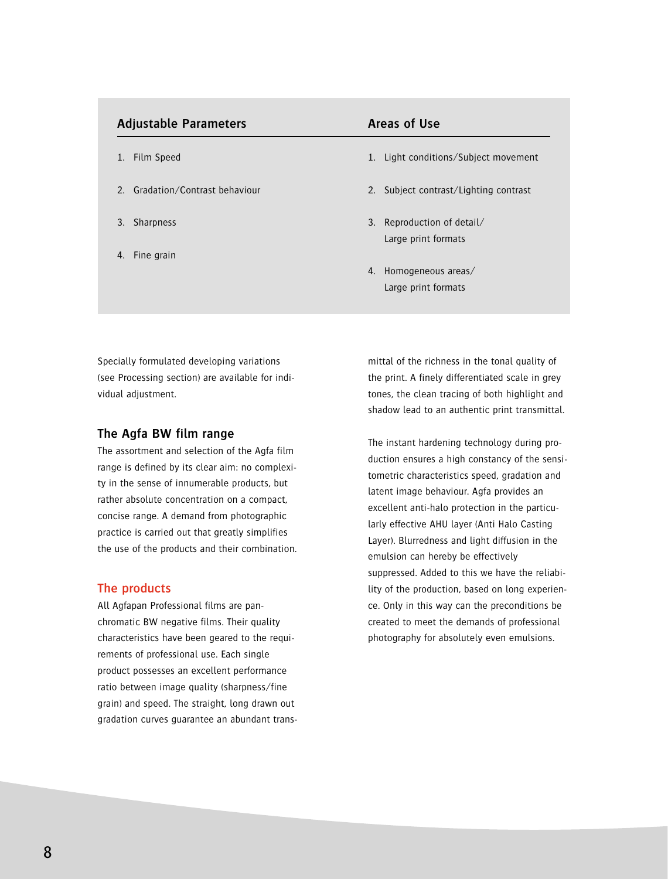| Adjustable Parameters | Areas of Use |
|---|---|
| 1. Film Speed | 1. Light conditions/Subject movement |
| 2. Gradation/Contrast behaviour | 2. Subject contrast/Lighting contrast |
| 3. Sharpness | 3. Reproduction of detail/ Large print formats |
| 4. Fine grain | 4. Homogeneous areas/ Large print formats |

Specially formulated developing variations (see Processing section) are available for individual adjustment.

### The Agfa BW film range

The assortment and selection of the Agfa film range is defined by its clear aim: no complexity in the sense of innumerable products, but rather absolute concentration on a compact, concise range. A demand from photographic practice is carried out that greatly simplifies the use of the products and their combination.

### The products

All Agfapan Professional films are panchromatic BW negative films. Their quality characteristics have been geared to the requirements of professional use. Each single product possesses an excellent performance ratio between image quality (sharpness/fine grain) and speed. The straight, long drawn out gradation curves guarantee an abundant transmittal of the richness in the tonal quality of the print. A finely differentiated scale in grey tones, the clean tracing of both highlight and shadow lead to an authentic print transmittal.

The instant hardening technology during production ensures a high constancy of the sensitometric characteristics speed, gradation and latent image behaviour. Agfa provides an excellent anti-halo protection in the particularly effective AHU layer (Anti Halo Casting Layer). Blurredness and light diffusion in the emulsion can hereby be effectively suppressed. Added to this we have the reliability of the production, based on long experience. Only in this way can the preconditions be created to meet the demands of professional photography for absolutely even emulsions.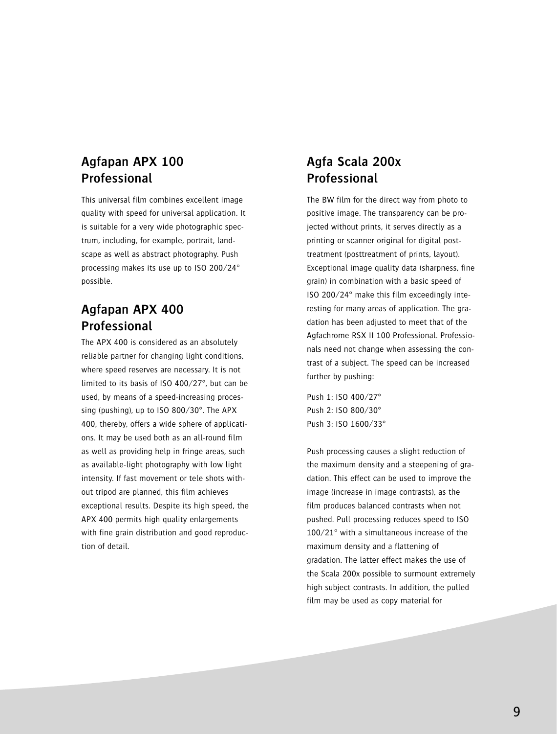## Agfapan APX 100 Professional

This universal film combines excellent image quality with speed for universal application. It is suitable for a very wide photographic spectrum, including, for example, portrait, landscape as well as abstract photography. Push processing makes its use up to ISO 200/24° possible.

## Agfapan APX 400 Professional

The APX 400 is considered as an absolutely reliable partner for changing light conditions, where speed reserves are necessary. It is not limited to its basis of ISO 400/27°, but can be used, by means of a speed-increasing processing (pushing), up to ISO 800/30°. The APX 400, thereby, offers a wide sphere of applications. It may be used both as an all-round film as well as providing help in fringe areas, such as available-light photography with low light intensity. If fast movement or tele shots without tripod are planned, this film achieves exceptional results. Despite its high speed, the APX 400 permits high quality enlargements with fine grain distribution and good reproduction of detail.

## Agfa Scala 200x Professional

The BW film for the direct way from photo to positive image. The transparency can be projected without prints, it serves directly as a printing or scanner original for digital posttreatment (posttreatment of prints, layout). Exceptional image quality data (sharpness, fine grain) in combination with a basic speed of ISO 200/24° make this film exceedingly interesting for many areas of application. The gradation has been adjusted to meet that of the Agfachrome RSX II 100 Professional. Professionals need not change when assessing the contrast of a subject. The speed can be increased further by pushing:

Push 1: ISO 400/27°
Push 2: ISO 800/30°
Push 3: ISO 1600/33°

Push processing causes a slight reduction of the maximum density and a steepening of gradation. This effect can be used to improve the image (increase in image contrasts), as the film produces balanced contrasts when not pushed. Pull processing reduces speed to ISO 100/21° with a simultaneous increase of the maximum density and a flattening of gradation. The latter effect makes the use of the Scala 200x possible to surmount extremely high subject contrasts. In addition, the pulled film may be used as copy material for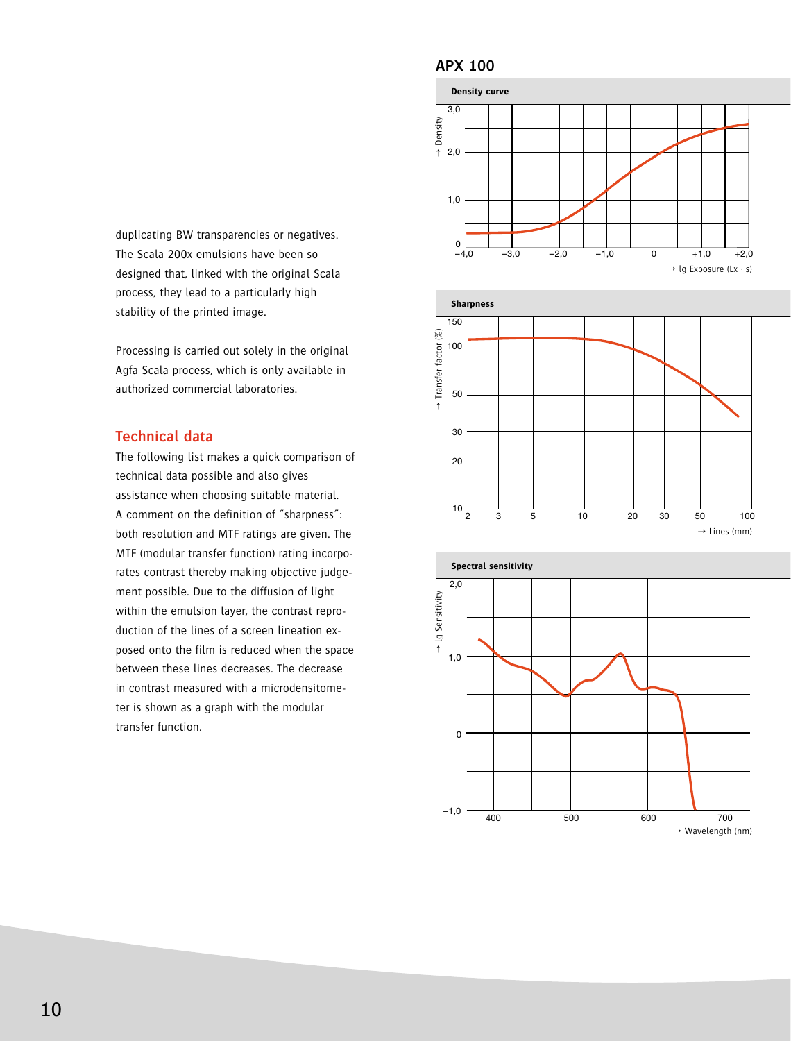duplicating BW transparencies or negatives. The Scala 200x emulsions have been so designed that, linked with the original Scala process, they lead to a particularly high stability of the printed image.

Processing is carried out solely in the original Agfa Scala process, which is only available in authorized commercial laboratories.

## Technical data

The following list makes a quick comparison of technical data possible and also gives assistance when choosing suitable material. A comment on the definition of "sharpness": both resolution and MTF ratings are given. The MTF (modular transfer function) rating incorporates contrast thereby making objective judgement possible. Due to the diffusion of light within the emulsion layer, the contrast reproduction of the lines of a screen lineation exposed onto the film is reduced when the space between these lines decreases. The decrease in contrast measured with a microdensitometer is shown as a graph with the modular transfer function.

## APX 100

**Density curve**

**Sharpness**

**Spectral sensitivity**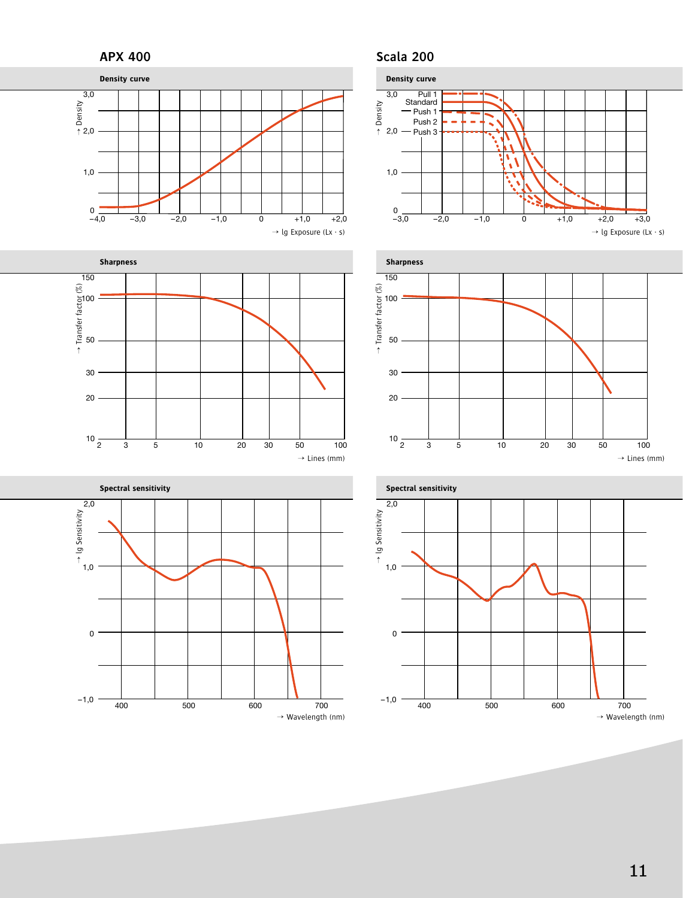## APX 400

### Density curve

↑ Density

→ lg Exposure (Lx · s)

### Sharpness

↑ Transfer factor (%)

→ Lines (mm)

### Spectral sensitivity

↑ lg Sensitivity

→ Wavelength (nm)

## Scala 200

### Density curve

Pull 1
Standard
Push 1
Push 2
Push 3

↑ Density

→ lg Exposure (Lx · s)

### Sharpness

↑ Transfer factor (%)

→ Lines (mm)

### Spectral sensitivity

↑ lg Sensitivity

→ Wavelength (nm)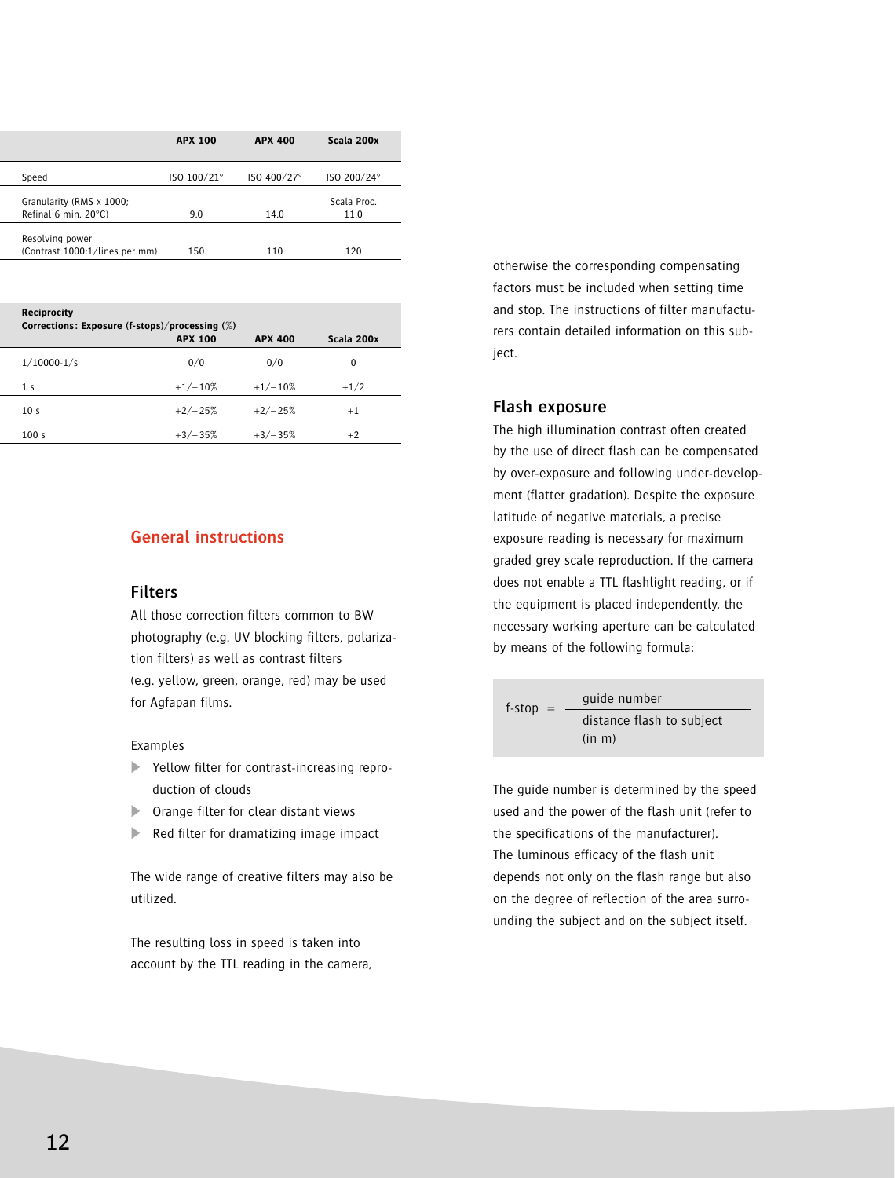| | APX 100 | APX 400 | Scala 200x |
|---|---|---|---|
| Speed | ISO 100/21° | ISO 400/27° | ISO 200/24° |
| Granularity (RMS x 1000; Refinal 6 min, 20°C) | 9.0 | 14.0 | Scala Proc. 11.0 |
| Resolving power (Contrast 1000:1/lines per mm) | 150 | 110 | 120 |

| **Reciprocity Corrections: Exposure (f-stops)/processing (%)** | **APX 100** | **APX 400** | **Scala 200x** |
|---|---|---|---|
| 1/10000-1/s | 0/0 | 0/0 | 0 |
| 1 s | +1/−10% | +1/−10% | +1/2 |
| 10 s | +2/−25% | +2/−25% | +1 |
| 100 s | +3/−35% | +3/−35% | +2 |

## General instructions

### Filters

All those correction filters common to BW photography (e.g. UV blocking filters, polarization filters) as well as contrast filters (e.g. yellow, green, orange, red) may be used for Agfapan films.

Examples

- Yellow filter for contrast-increasing reproduction of clouds
- Orange filter for clear distant views
- Red filter for dramatizing image impact

The wide range of creative filters may also be utilized.

The resulting loss in speed is taken into account by the TTL reading in the camera, otherwise the corresponding compensating factors must be included when setting time and stop. The instructions of filter manufacturers contain detailed information on this subject.

### Flash exposure

The high illumination contrast often created by the use of direct flash can be compensated by over-exposure and following under-development (flatter gradation). Despite the exposure latitude of negative materials, a precise exposure reading is necessary for maximum graded grey scale reproduction. If the camera does not enable a TTL flashlight reading, or if the equipment is placed independently, the necessary working aperture can be calculated by means of the following formula:

$$\text{f-stop} = \frac{\text{guide number}}{\text{distance flash to subject (in m)}}$$

The guide number is determined by the speed used and the power of the flash unit (refer to the specifications of the manufacturer).
The luminous efficacy of the flash unit depends not only on the flash range but also on the degree of reflection of the area surrounding the subject and on the subject itself.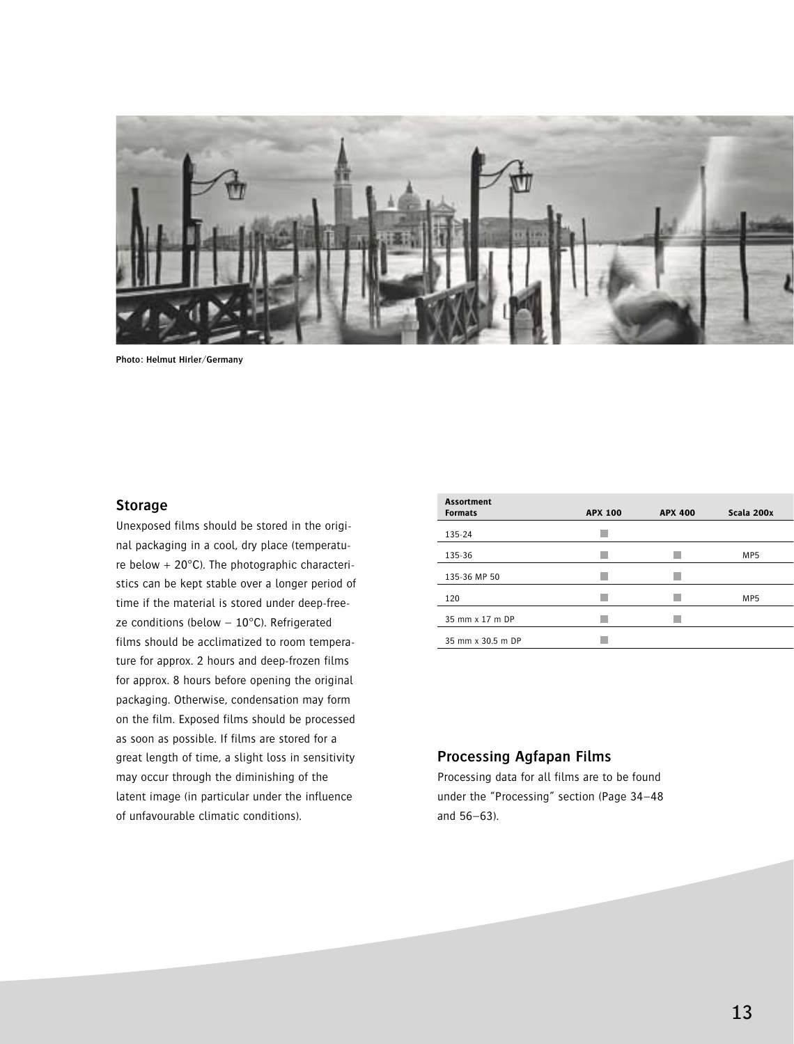Photo: Helmut Hirler/Germany

## Storage

Unexposed films should be stored in the original packaging in a cool, dry place (temperature below + 20°C). The photographic characteristics can be kept stable over a longer period of time if the material is stored under deep-freeze conditions (below – 10°C). Refrigerated films should be acclimatized to room temperature for approx. 2 hours and deep-frozen films for approx. 8 hours before opening the original packaging. Otherwise, condensation may form on the film. Exposed films should be processed as soon as possible. If films are stored for a great length of time, a slight loss in sensitivity may occur through the diminishing of the latent image (in particular under the influence of unfavourable climatic conditions).

| Assortment Formats | APX 100 | APX 400 | Scala 200x |
|---|---|---|---|
| 135-24 | ■ | | |
| 135-36 | ■ | ■ | MP5 |
| 135-36 MP 50 | ■ | ■ | |
| 120 | ■ | ■ | MP5 |
| 35 mm x 17 m DP | ■ | ■ | |
| 35 mm x 30.5 m DP | ■ | | |

## Processing Agfapan Films

Processing data for all films are to be found under the "Processing" section (Page 34–48 and 56–63).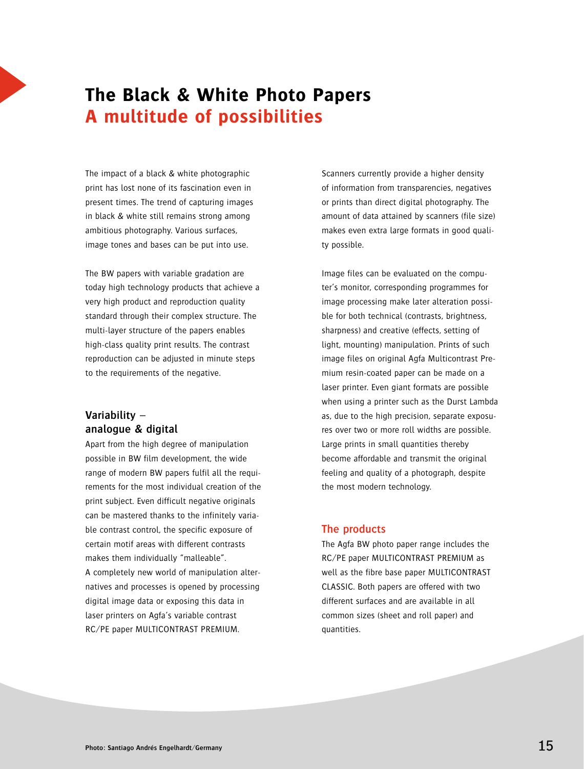# The Black & White Photo Papers
## A multitude of possibilities

The impact of a black & white photographic print has lost none of its fascination even in present times. The trend of capturing images in black & white still remains strong among ambitious photography. Various surfaces, image tones and bases can be put into use.

The BW papers with variable gradation are today high technology products that achieve a very high product and reproduction quality standard through their complex structure. The multi-layer structure of the papers enables high-class quality print results. The contrast reproduction can be adjusted in minute steps to the requirements of the negative.

### Variability – analogue & digital

Apart from the high degree of manipulation possible in BW film development, the wide range of modern BW papers fulfil all the requirements for the most individual creation of the print subject. Even difficult negative originals can be mastered thanks to the infinitely variable contrast control, the specific exposure of certain motif areas with different contrasts makes them individually "malleable".
A completely new world of manipulation alternatives and processes is opened by processing digital image data or exposing this data in laser printers on Agfa's variable contrast RC/PE paper MULTICONTRAST PREMIUM.

Scanners currently provide a higher density of information from transparencies, negatives or prints than direct digital photography. The amount of data attained by scanners (file size) makes even extra large formats in good quality possible.

Image files can be evaluated on the computer's monitor, corresponding programmes for image processing make later alteration possible for both technical (contrasts, brightness, sharpness) and creative (effects, setting of light, mounting) manipulation. Prints of such image files on original Agfa Multicontrast Premium resin-coated paper can be made on a laser printer. Even giant formats are possible when using a printer such as the Durst Lambda as, due to the high precision, separate exposures over two or more roll widths are possible. Large prints in small quantities thereby become affordable and transmit the original feeling and quality of a photograph, despite the most modern technology.

### The products

The Agfa BW photo paper range includes the RC/PE paper MULTICONTRAST PREMIUM as well as the fibre base paper MULTICONTRAST CLASSIC. Both papers are offered with two different surfaces and are available in all common sizes (sheet and roll paper) and quantities.

Photo: Santiago Andrés Engelhardt/Germany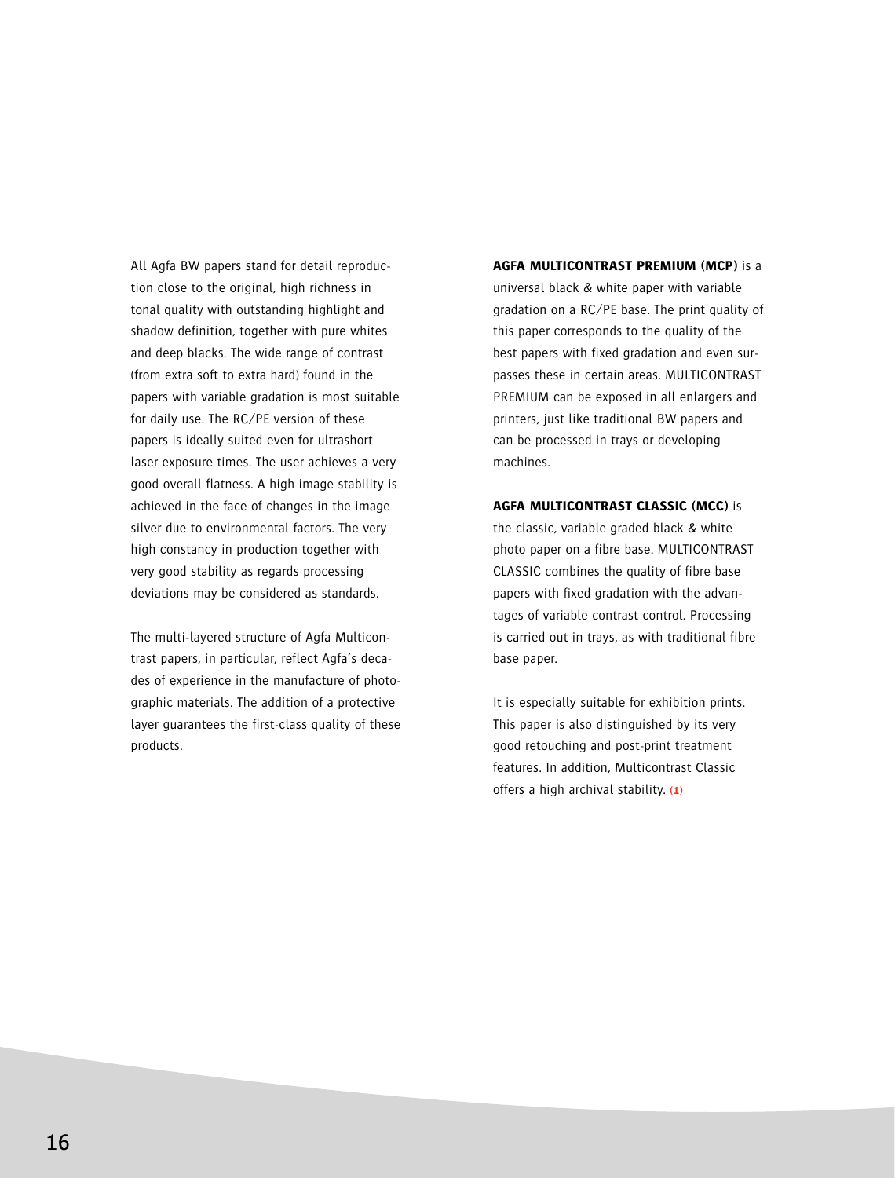All Agfa BW papers stand for detail reproduction close to the original, high richness in tonal quality with outstanding highlight and shadow definition, together with pure whites and deep blacks. The wide range of contrast (from extra soft to extra hard) found in the papers with variable gradation is most suitable for daily use. The RC/PE version of these papers is ideally suited even for ultrashort laser exposure times. The user achieves a very good overall flatness. A high image stability is achieved in the face of changes in the image silver due to environmental factors. The very high constancy in production together with very good stability as regards processing deviations may be considered as standards.

The multi-layered structure of Agfa Multicontrast papers, in particular, reflect Agfa's decades of experience in the manufacture of photographic materials. The addition of a protective layer guarantees the first-class quality of these products.

**AGFA MULTICONTRAST PREMIUM (MCP)** is a universal black & white paper with variable gradation on a RC/PE base. The print quality of this paper corresponds to the quality of the best papers with fixed gradation and even surpasses these in certain areas. MULTICONTRAST PREMIUM can be exposed in all enlargers and printers, just like traditional BW papers and can be processed in trays or developing machines.

**AGFA MULTICONTRAST CLASSIC (MCC)** is the classic, variable graded black & white photo paper on a fibre base. MULTICONTRAST CLASSIC combines the quality of fibre base papers with fixed gradation with the advantages of variable contrast control. Processing is carried out in trays, as with traditional fibre base paper.

It is especially suitable for exhibition prints. This paper is also distinguished by its very good retouching and post-print treatment features. In addition, Multicontrast Classic offers a high archival stability. (1)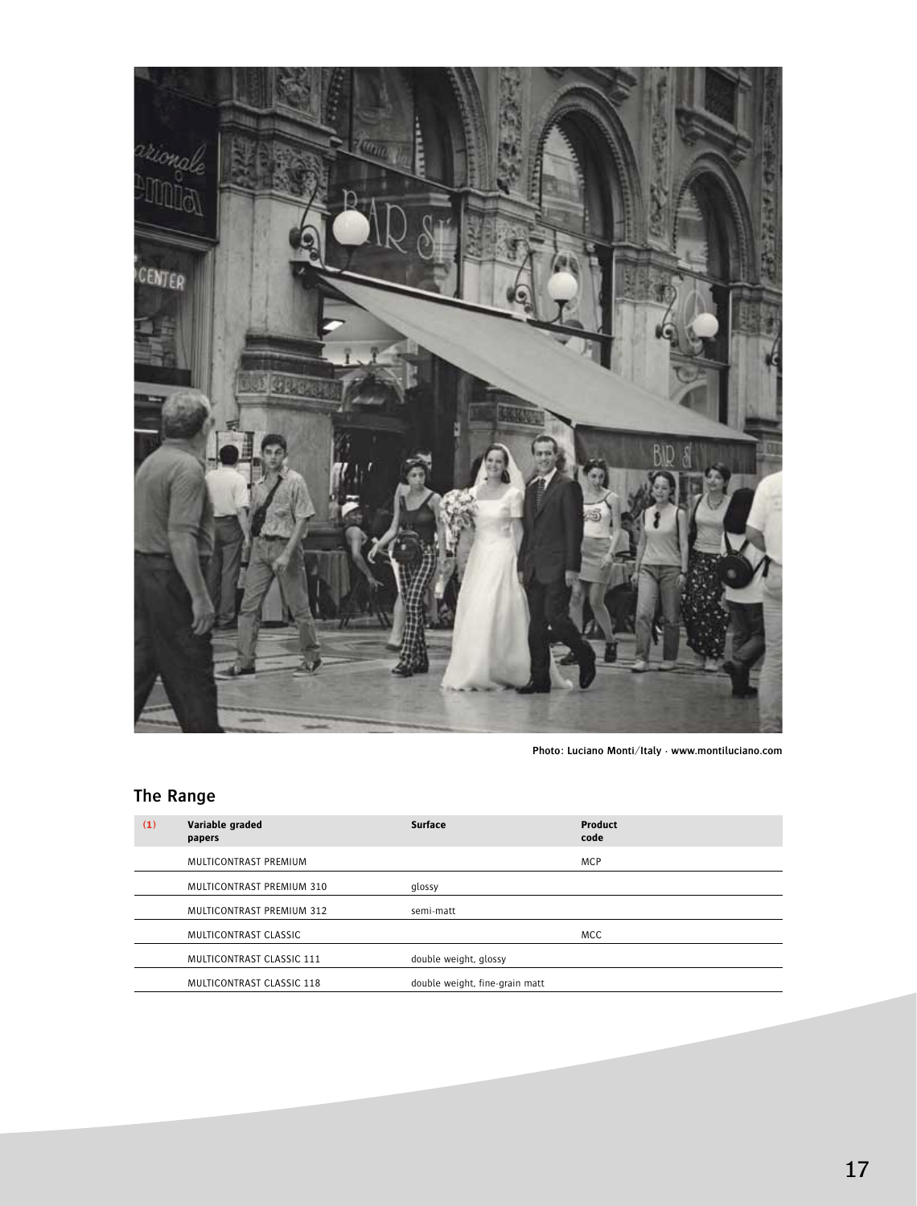Photo: Luciano Monti/Italy · www.montiluciano.com

## The Range

| (1) | Variable graded papers | Surface | Product code |
|---|---|---|---|
| | MULTICONTRAST PREMIUM | | MCP |
| | MULTICONTRAST PREMIUM 310 | glossy | |
| | MULTICONTRAST PREMIUM 312 | semi-matt | |
| | MULTICONTRAST CLASSIC | | MCC |
| | MULTICONTRAST CLASSIC 111 | double weight, glossy | |
| | MULTICONTRAST CLASSIC 118 | double weight, fine-grain matt | |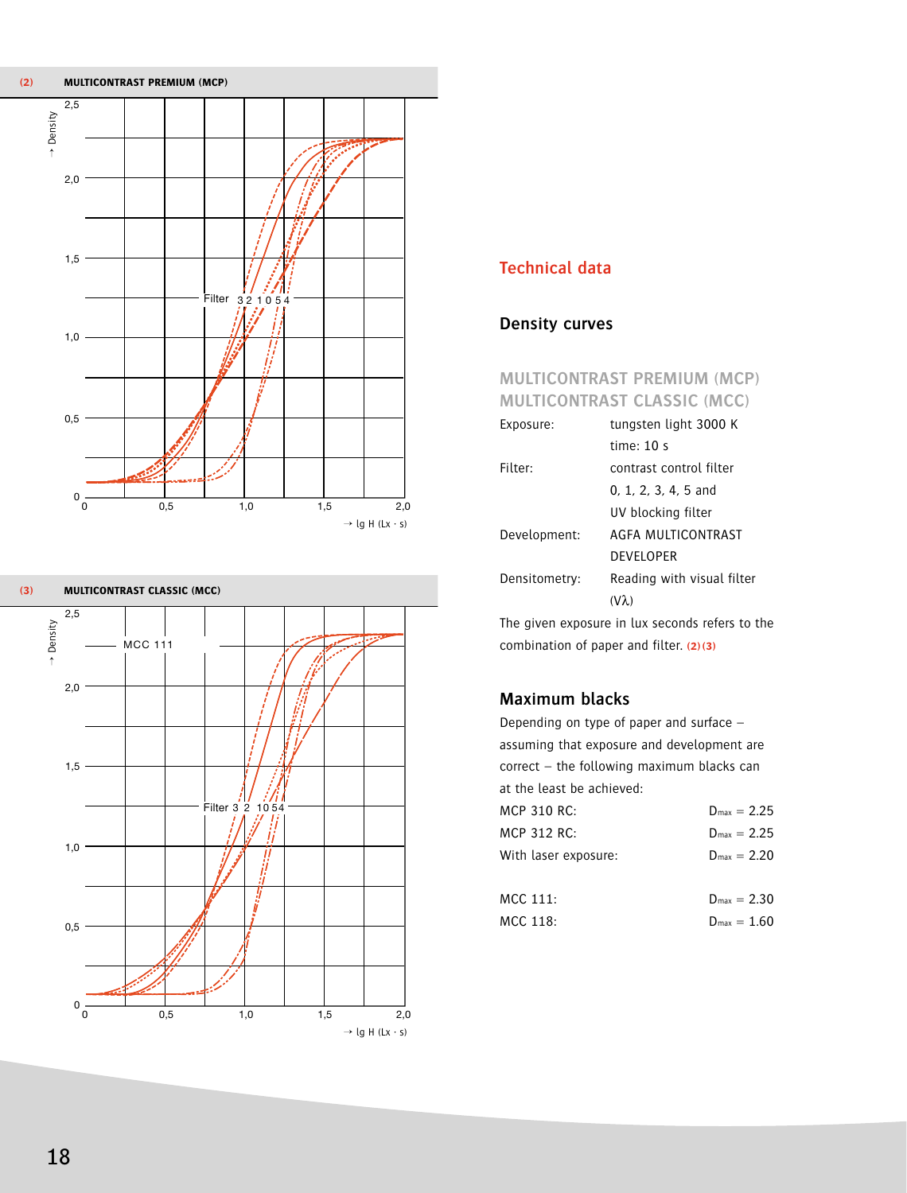**(2) MULTICONTRAST PREMIUM (MCP)**

**(3) MULTICONTRAST CLASSIC (MCC)**

## Technical data

### Density curves

#### MULTICONTRAST PREMIUM (MCP)
#### MULTICONTRAST CLASSIC (MCC)

| | |
|---|---|
| Exposure: | tungsten light 3000 K<br>time: 10 s |
| Filter: | contrast control filter<br>0, 1, 2, 3, 4, 5 and<br>UV blocking filter |
| Development: | AGFA MULTICONTRAST DEVELOPER |
| Densitometry: | Reading with visual filter ($V\lambda$) |

The given exposure in lux seconds refers to the combination of paper and filter. (2)(3)

### Maximum blacks

Depending on type of paper and surface – assuming that exposure and development are correct – the following maximum blacks can at the least be achieved:

| | |
|---|---|
| MCP 310 RC: | $D_{max}$ = 2.25 |
| MCP 312 RC: | $D_{max}$ = 2.25 |
| With laser exposure: | $D_{max}$ = 2.20 |
| | |
| MCC 111: | $D_{max}$ = 2.30 |
| MCC 118: | $D_{max}$ = 1.60 |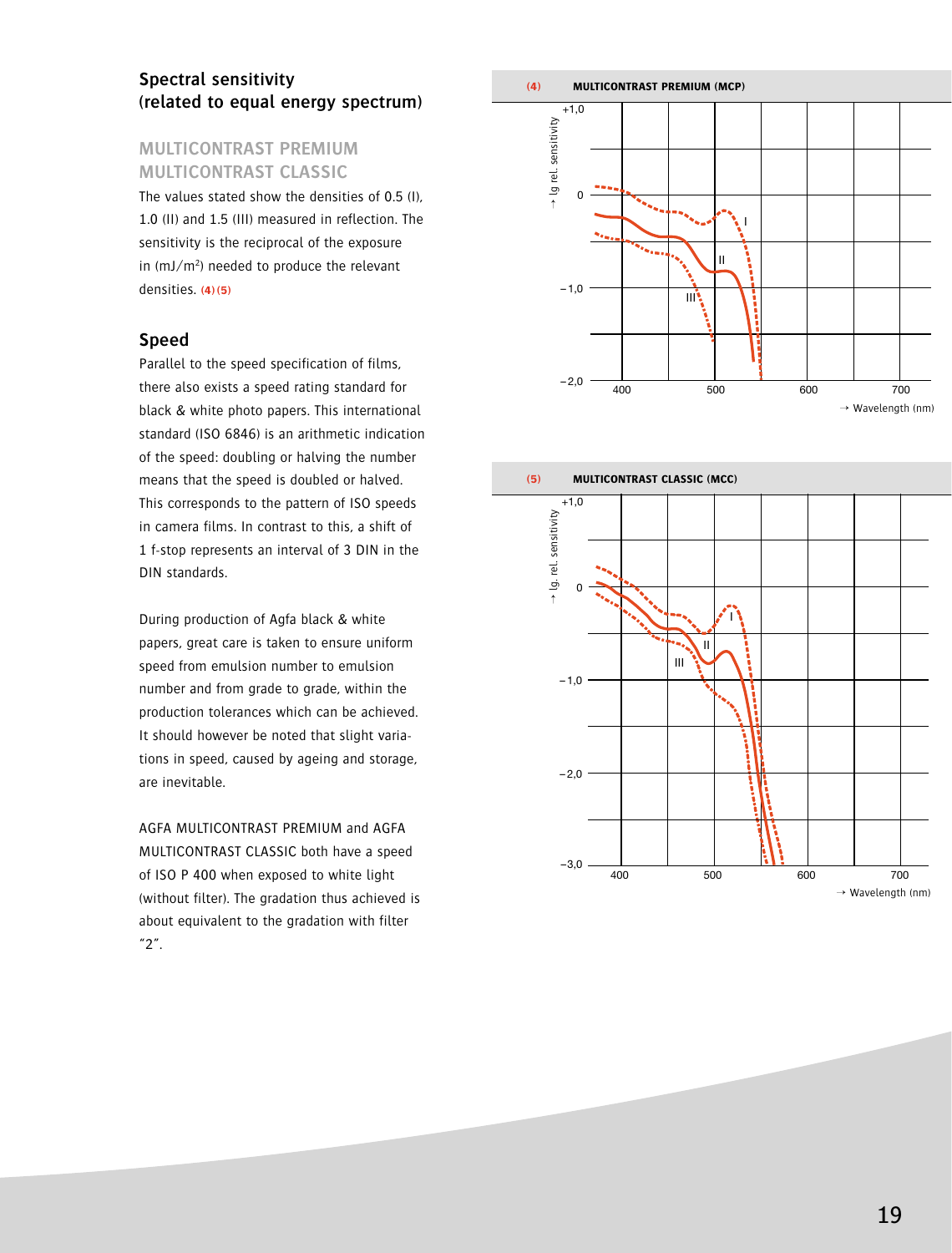## Spectral sensitivity (related to equal energy spectrum)

### MULTICONTRAST PREMIUM MULTICONTRAST CLASSIC

The values stated show the densities of 0.5 (I), 1.0 (II) and 1.5 (III) measured in reflection. The sensitivity is the reciprocal of the exposure in (mJ/m²) needed to produce the relevant densities. (4) (5)

## Speed

Parallel to the speed specification of films, there also exists a speed rating standard for black & white photo papers. This international standard (ISO 6846) is an arithmetic indication of the speed: doubling or halving the number means that the speed is doubled or halved. This corresponds to the pattern of ISO speeds in camera films. In contrast to this, a shift of 1 f-stop represents an interval of 3 DIN in the DIN standards.

During production of Agfa black & white papers, great care is taken to ensure uniform speed from emulsion number to emulsion number and from grade to grade, within the production tolerances which can be achieved. It should however be noted that slight variations in speed, caused by ageing and storage, are inevitable.

AGFA MULTICONTRAST PREMIUM and AGFA MULTICONTRAST CLASSIC both have a speed of ISO P 400 when exposed to white light (without filter). The gradation thus achieved is about equivalent to the gradation with filter "2".

(4) MULTICONTRAST PREMIUM (MCP)

(5) MULTICONTRAST CLASSIC (MCC)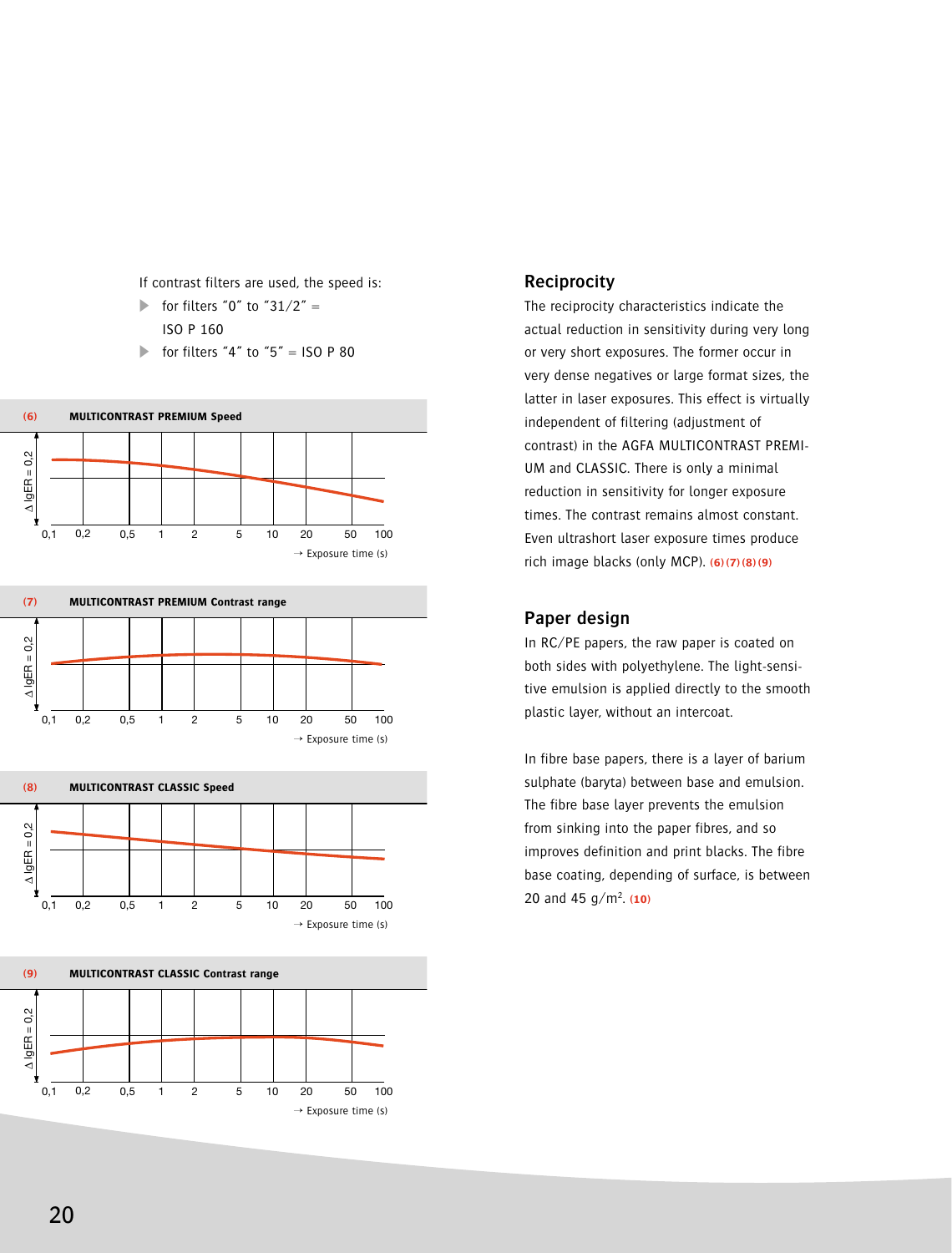If contrast filters are used, the speed is:

- for filters "0" to "31/2" = ISO P 160
- for filters "4" to "5" = ISO P 80

**(6) MULTICONTRAST PREMIUM Speed**

Δ lgER = 0,2

0,1 0,2 0,5 1 2 5 10 20 50 100

→ Exposure time (s)

**(7) MULTICONTRAST PREMIUM Contrast range**

Δ lgER = 0,2

0,1 0,2 0,5 1 2 5 10 20 50 100

→ Exposure time (s)

**(8) MULTICONTRAST CLASSIC Speed**

Δ lgER = 0,2

0,1 0,2 0,5 1 2 5 10 20 50 100

→ Exposure time (s)

**(9) MULTICONTRAST CLASSIC Contrast range**

Δ lgER = 0,2

0,1 0,2 0,5 1 2 5 10 20 50 100

→ Exposure time (s)

## Reciprocity

The reciprocity characteristics indicate the actual reduction in sensitivity during very long or very short exposures. The former occur in very dense negatives or large format sizes, the latter in laser exposures. This effect is virtually independent of filtering (adjustment of contrast) in the AGFA MULTICONTRAST PREMIUM and CLASSIC. There is only a minimal reduction in sensitivity for longer exposure times. The contrast remains almost constant. Even ultrashort laser exposure times produce rich image blacks (only MCP). **(6) (7) (8) (9)**

## Paper design

In RC/PE papers, the raw paper is coated on both sides with polyethylene. The light-sensitive emulsion is applied directly to the smooth plastic layer, without an intercoat.

In fibre base papers, there is a layer of barium sulphate (baryta) between base and emulsion. The fibre base layer prevents the emulsion from sinking into the paper fibres, and so improves definition and print blacks. The fibre base coating, depending of surface, is between 20 and 45 g/m$^2$. **(10)**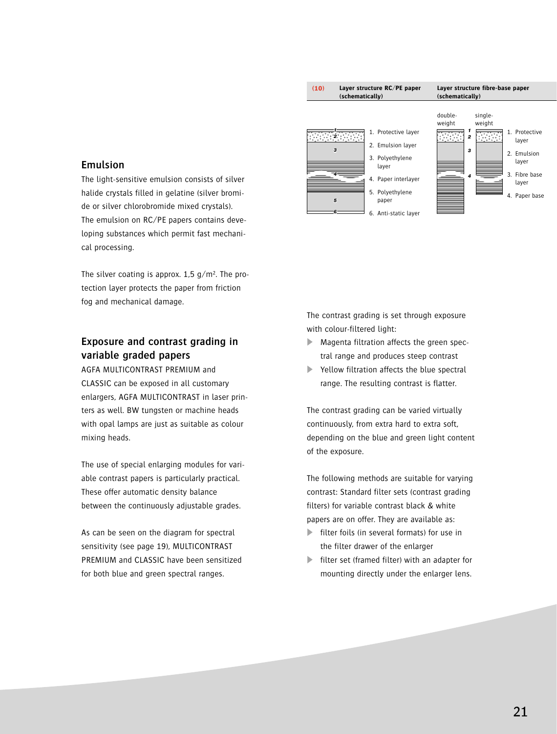## Emulsion

The light-sensitive emulsion consists of silver halide crystals filled in gelatine (silver bromide or silver chlorobromide mixed crystals). The emulsion on RC/PE papers contains developing substances which permit fast mechanical processing.

The silver coating is approx. 1,5 g/m². The protection layer protects the paper from friction fog and mechanical damage.

## Exposure and contrast grading in variable graded papers

AGFA MULTICONTRAST PREMIUM and CLASSIC can be exposed in all customary enlargers, AGFA MULTICONTRAST in laser printers as well. BW tungsten or machine heads with opal lamps are just as suitable as colour mixing heads.

The use of special enlarging modules for variable contrast papers is particularly practical. These offer automatic density balance between the continuously adjustable grades.

As can be seen on the diagram for spectral sensitivity (see page 19), MULTICONTRAST PREMIUM and CLASSIC have been sensitized for both blue and green spectral ranges.

**(10)** **Layer structure RC/PE paper (schematically)**

1. Protective layer
2. Emulsion layer
3. Polyethylene layer
4. Paper interlayer
5. Polyethylene paper
6. Anti-static layer

**Layer structure fibre-base paper (schematically)**

double-weight / single-weight

1. Protective layer
2. Emulsion layer
3. Fibre base layer
4. Paper base

The contrast grading is set through exposure with colour-filtered light:

- Magenta filtration affects the green spectral range and produces steep contrast
- Yellow filtration affects the blue spectral range. The resulting contrast is flatter.

The contrast grading can be varied virtually continuously, from extra hard to extra soft, depending on the blue and green light content of the exposure.

The following methods are suitable for varying contrast: Standard filter sets (contrast grading filters) for variable contrast black & white papers are on offer. They are available as:

- filter foils (in several formats) for use in the filter drawer of the enlarger
- filter set (framed filter) with an adapter for mounting directly under the enlarger lens.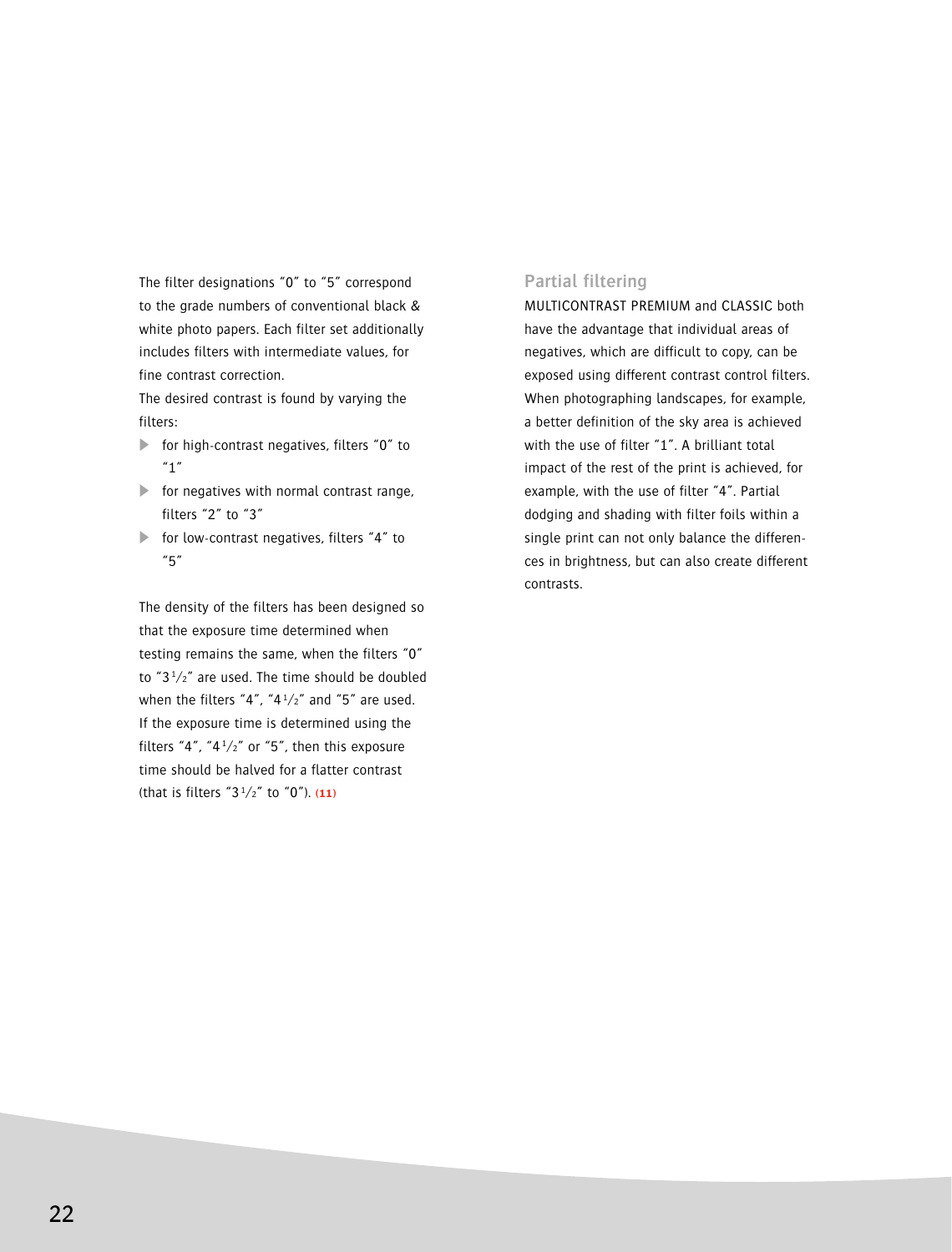The filter designations "0" to "5" correspond to the grade numbers of conventional black & white photo papers. Each filter set additionally includes filters with intermediate values, for fine contrast correction.

The desired contrast is found by varying the filters:

- for high-contrast negatives, filters "0" to "1"
- for negatives with normal contrast range, filters "2" to "3"
- for low-contrast negatives, filters "4" to "5"

The density of the filters has been designed so that the exposure time determined when testing remains the same, when the filters "0" to "3½" are used. The time should be doubled when the filters "4", "4½" and "5" are used. If the exposure time is determined using the filters "4", "4½" or "5", then this exposure time should be halved for a flatter contrast (that is filters "3½" to "0"). **(11)**

## Partial filtering

MULTICONTRAST PREMIUM and CLASSIC both have the advantage that individual areas of negatives, which are difficult to copy, can be exposed using different contrast control filters. When photographing landscapes, for example, a better definition of the sky area is achieved with the use of filter "1". A brilliant total impact of the rest of the print is achieved, for example, with the use of filter "4". Partial dodging and shading with filter foils within a single print can not only balance the differences in brightness, but can also create different contrasts.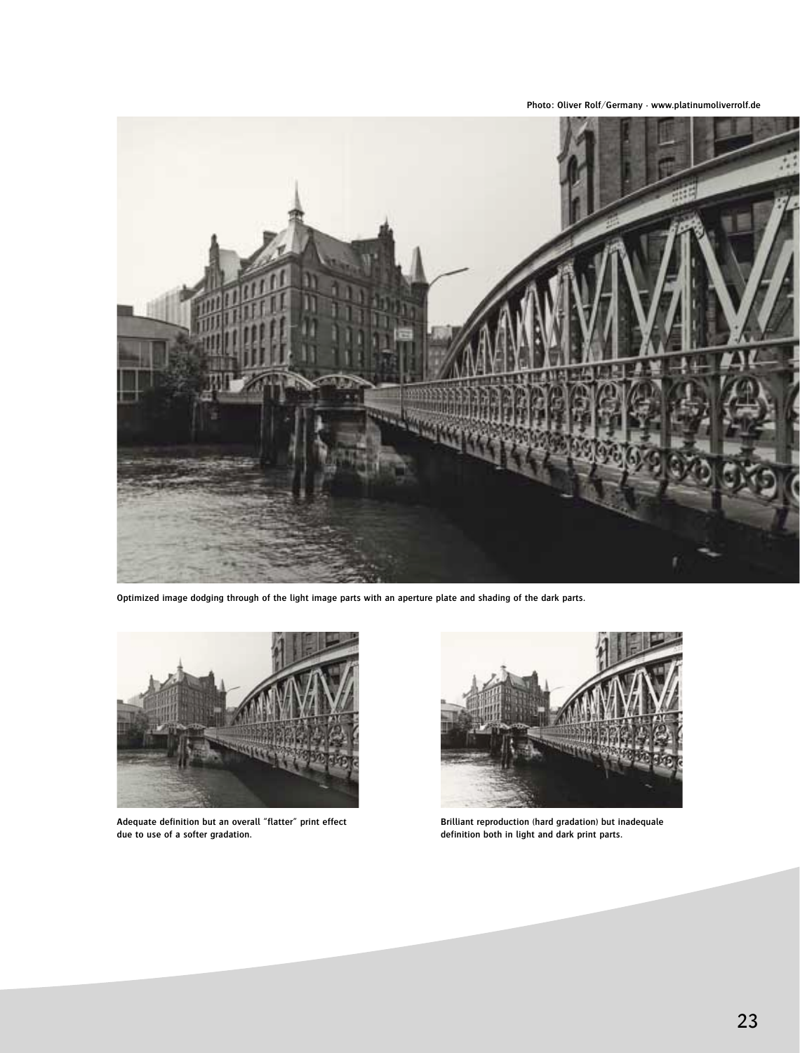Photo: Oliver Rolf/Germany · www.platinumoliverrolf.de

Optimized image dodging through of the light image parts with an aperture plate and shading of the dark parts.

Adequate definition but an overall "flatter" print effect due to use of a softer gradation.

Brilliant reproduction (hard gradation) but inadequale definition both in light and dark print parts.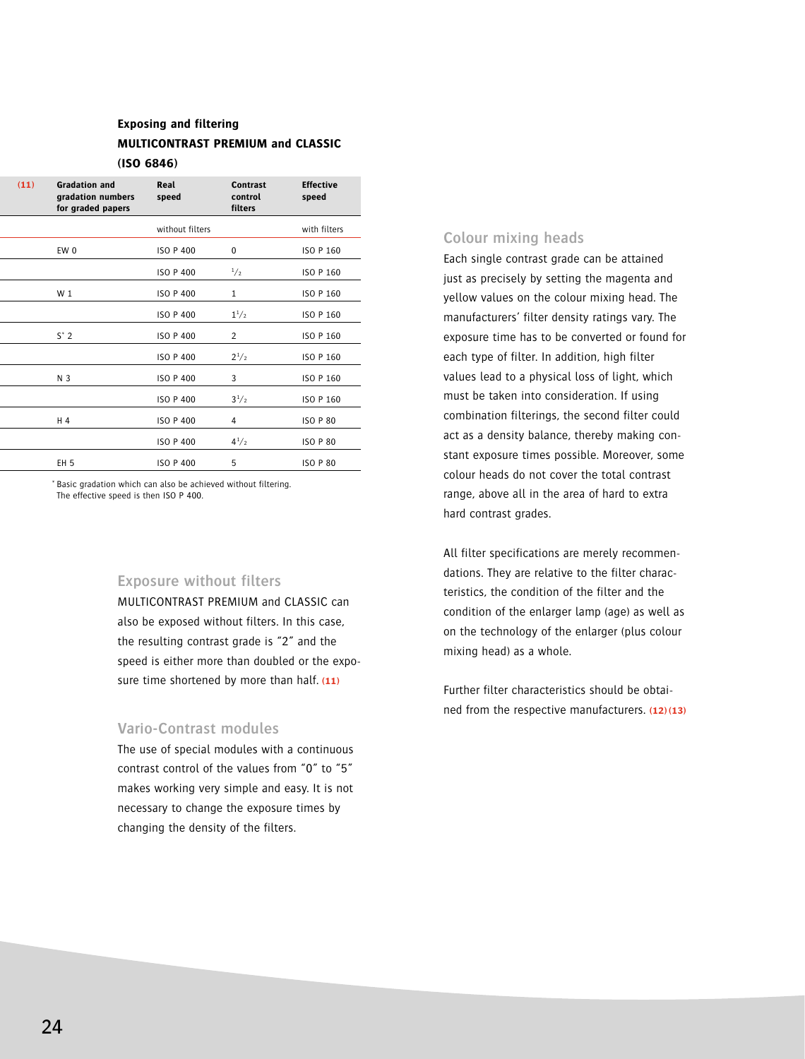### Exposing and filtering MULTICONTRAST PREMIUM and CLASSIC (ISO 6846)

| (11) | Gradation and gradation numbers for graded papers | Real speed | Contrast control filters | Effective speed |
|---|---|---|---|---|
| | | without filters | | with filters |
| | EW 0 | ISO P 400 | 0 | ISO P 160 |
| | | ISO P 400 | 1/2 | ISO P 160 |
| | W 1 | ISO P 400 | 1 | ISO P 160 |
| | | ISO P 400 | 1 1/2 | ISO P 160 |
| | S* 2 | ISO P 400 | 2 | ISO P 160 |
| | | ISO P 400 | 2 1/2 | ISO P 160 |
| | N 3 | ISO P 400 | 3 | ISO P 160 |
| | | ISO P 400 | 3 1/2 | ISO P 160 |
| | H 4 | ISO P 400 | 4 | ISO P 80 |
| | | ISO P 400 | 4 1/2 | ISO P 80 |
| | EH 5 | ISO P 400 | 5 | ISO P 80 |

* Basic gradation which can also be achieved without filtering. The effective speed is then ISO P 400.

## Exposure without filters

MULTICONTRAST PREMIUM and CLASSIC can also be exposed without filters. In this case, the resulting contrast grade is "2" and the speed is either more than doubled or the exposure time shortened by more than half. **(11)**

## Vario-Contrast modules

The use of special modules with a continuous contrast control of the values from "0" to "5" makes working very simple and easy. It is not necessary to change the exposure times by changing the density of the filters.

## Colour mixing heads

Each single contrast grade can be attained just as precisely by setting the magenta and yellow values on the colour mixing head. The manufacturers' filter density ratings vary. The exposure time has to be converted or found for each type of filter. In addition, high filter values lead to a physical loss of light, which must be taken into consideration. If using combination filterings, the second filter could act as a density balance, thereby making constant exposure times possible. Moreover, some colour heads do not cover the total contrast range, above all in the area of hard to extra hard contrast grades.

All filter specifications are merely recommendations. They are relative to the filter characteristics, the condition of the filter and the condition of the enlarger lamp (age) as well as on the technology of the enlarger (plus colour mixing head) as a whole.

Further filter characteristics should be obtained from the respective manufacturers. **(12) (13)**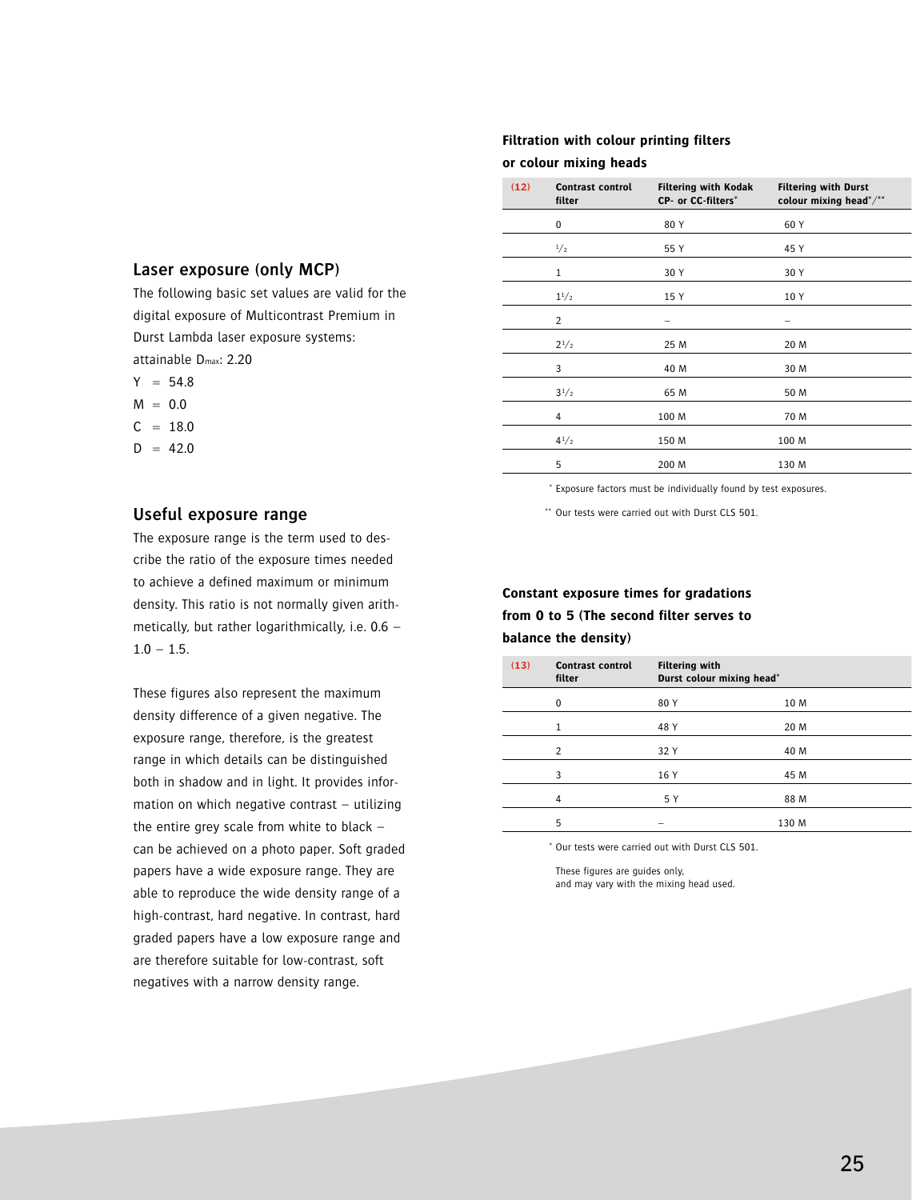## Laser exposure (only MCP)

The following basic set values are valid for the digital exposure of Multicontrast Premium in Durst Lambda laser exposure systems:

attainable $D_{max}$: 2.20

Y = 54.8
M = 0.0
C = 18.0
D = 42.0

## Useful exposure range

The exposure range is the term used to describe the ratio of the exposure times needed to achieve a defined maximum or minimum density. This ratio is not normally given arithmetically, but rather logarithmically, i.e. 0.6 – 1.0 – 1.5.

These figures also represent the maximum density difference of a given negative. The exposure range, therefore, is the greatest range in which details can be distinguished both in shadow and in light. It provides information on which negative contrast – utilizing the entire grey scale from white to black – can be achieved on a photo paper. Soft graded papers have a wide exposure range. They are able to reproduce the wide density range of a high-contrast, hard negative. In contrast, hard graded papers have a low exposure range and are therefore suitable for low-contrast, soft negatives with a narrow density range.

### Filtration with colour printing filters or colour mixing heads

| (12) | Contrast control filter | Filtering with Kodak CP- or CC-filters* | Filtering with Durst colour mixing head*/** |
|---|---|---|---|
| | 0 | 80 Y | 60 Y |
| | 1/2 | 55 Y | 45 Y |
| | 1 | 30 Y | 30 Y |
| | 1 1/2 | 15 Y | 10 Y |
| | 2 | – | – |
| | 2 1/2 | 25 M | 20 M |
| | 3 | 40 M | 30 M |
| | 3 1/2 | 65 M | 50 M |
| | 4 | 100 M | 70 M |
| | 4 1/2 | 150 M | 100 M |
| | 5 | 200 M | 130 M |

\* Exposure factors must be individually found by test exposures.

\*\* Our tests were carried out with Durst CLS 501.

### Constant exposure times for gradations from 0 to 5 (The second filter serves to balance the density)

| (13) | Contrast control filter | Filtering with Durst colour mixing head* | |
|---|---|---|---|
| | 0 | 80 Y | 10 M |
| | 1 | 48 Y | 20 M |
| | 2 | 32 Y | 40 M |
| | 3 | 16 Y | 45 M |
| | 4 | 5 Y | 88 M |
| | 5 | – | 130 M |

\* Our tests were carried out with Durst CLS 501.

These figures are guides only, and may vary with the mixing head used.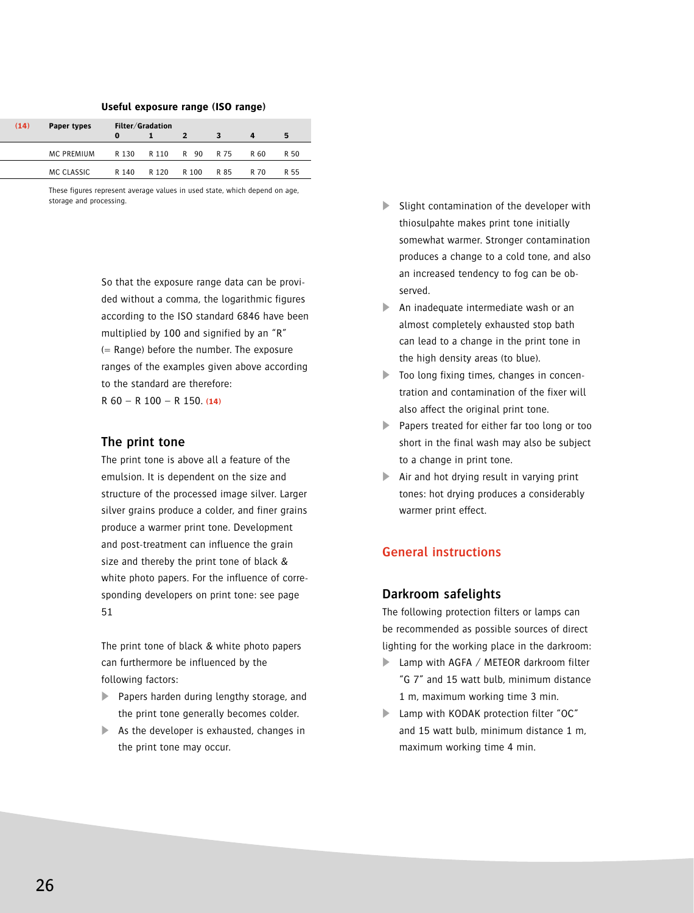**Useful exposure range (ISO range)**

| (14) | Paper types | Filter/Gradation 0 | 1 | 2 | 3 | 4 | 5 |
|---|---|---|---|---|---|---|---|
| | MC PREMIUM | R 130 | R 110 | R 90 | R 75 | R 60 | R 50 |
| | MC CLASSIC | R 140 | R 120 | R 100 | R 85 | R 70 | R 55 |

These figures represent average values in used state, which depend on age, storage and processing.

So that the exposure range data can be provided without a comma, the logarithmic figures according to the ISO standard 6846 have been multiplied by 100 and signified by an "R" (= Range) before the number. The exposure ranges of the examples given above according to the standard are therefore:
R 60 – R 100 – R 150. (14)

## The print tone

The print tone is above all a feature of the emulsion. It is dependent on the size and structure of the processed image silver. Larger silver grains produce a colder, and finer grains produce a warmer print tone. Development and post-treatment can influence the grain size and thereby the print tone of black & white photo papers. For the influence of corresponding developers on print tone: see page 51

The print tone of black & white photo papers can furthermore be influenced by the following factors:

- Papers harden during lengthy storage, and the print tone generally becomes colder.
- As the developer is exhausted, changes in the print tone may occur.
- Slight contamination of the developer with thiosulpahte makes print tone initially somewhat warmer. Stronger contamination produces a change to a cold tone, and also an increased tendency to fog can be observed.
- An inadequate intermediate wash or an almost completely exhausted stop bath can lead to a change in the print tone in the high density areas (to blue).
- Too long fixing times, changes in concentration and contamination of the fixer will also affect the original print tone.
- Papers treated for either far too long or too short in the final wash may also be subject to a change in print tone.
- Air and hot drying result in varying print tones: hot drying produces a considerably warmer print effect.

# General instructions

## Darkroom safelights

The following protection filters or lamps can be recommended as possible sources of direct lighting for the working place in the darkroom:

- Lamp with AGFA / METEOR darkroom filter "G 7" and 15 watt bulb, minimum distance 1 m, maximum working time 3 min.
- Lamp with KODAK protection filter "OC" and 15 watt bulb, minimum distance 1 m, maximum working time 4 min.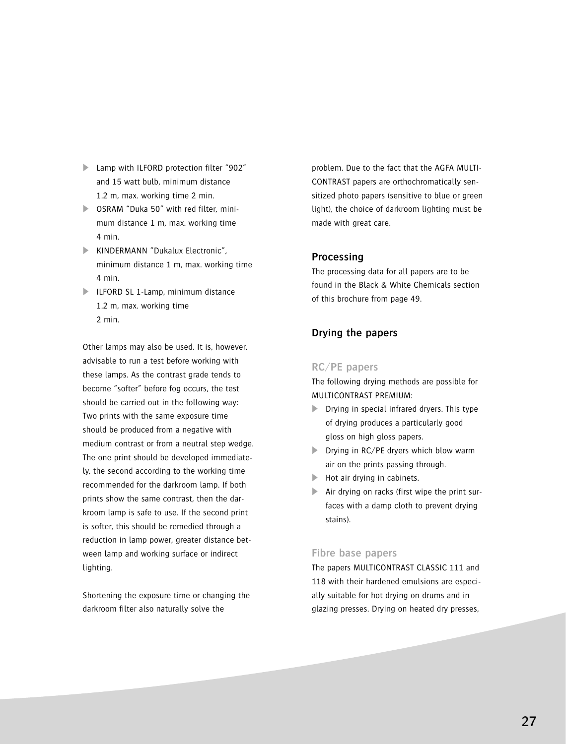- Lamp with ILFORD protection filter "902" and 15 watt bulb, minimum distance 1.2 m, max. working time 2 min.
- OSRAM "Duka 50" with red filter, minimum distance 1 m, max. working time 4 min.
- KINDERMANN "Dukalux Electronic", minimum distance 1 m, max. working time 4 min.
- ILFORD SL 1-Lamp, minimum distance 1.2 m, max. working time 2 min.

Other lamps may also be used. It is, however, advisable to run a test before working with these lamps. As the contrast grade tends to become "softer" before fog occurs, the test should be carried out in the following way: Two prints with the same exposure time should be produced from a negative with medium contrast or from a neutral step wedge. The one print should be developed immediately, the second according to the working time recommended for the darkroom lamp. If both prints show the same contrast, then the darkroom lamp is safe to use. If the second print is softer, this should be remedied through a reduction in lamp power, greater distance between lamp and working surface or indirect lighting.

Shortening the exposure time or changing the darkroom filter also naturally solve the problem. Due to the fact that the AGFA MULTICONTRAST papers are orthochromatically sensitized photo papers (sensitive to blue or green light), the choice of darkroom lighting must be made with great care.

## Processing

The processing data for all papers are to be found in the Black & White Chemicals section of this brochure from page 49.

## Drying the papers

### RC/PE papers

The following drying methods are possible for MULTICONTRAST PREMIUM:

- Drying in special infrared dryers. This type of drying produces a particularly good gloss on high gloss papers.
- Drying in RC/PE dryers which blow warm air on the prints passing through.
- Hot air drying in cabinets.
- Air drying on racks (first wipe the print surfaces with a damp cloth to prevent drying stains).

### Fibre base papers

The papers MULTICONTRAST CLASSIC 111 and 118 with their hardened emulsions are especially suitable for hot drying on drums and in glazing presses. Drying on heated dry presses,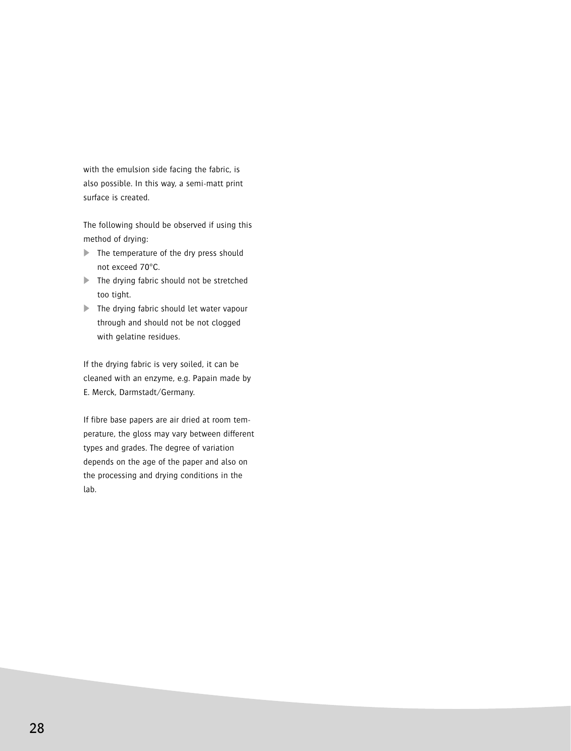with the emulsion side facing the fabric, is also possible. In this way, a semi-matt print surface is created.

The following should be observed if using this method of drying:

- The temperature of the dry press should not exceed 70°C.
- The drying fabric should not be stretched too tight.
- The drying fabric should let water vapour through and should not be not clogged with gelatine residues.

If the drying fabric is very soiled, it can be cleaned with an enzyme, e.g. Papain made by E. Merck, Darmstadt/Germany.

If fibre base papers are air dried at room temperature, the gloss may vary between different types and grades. The degree of variation depends on the age of the paper and also on the processing and drying conditions in the lab.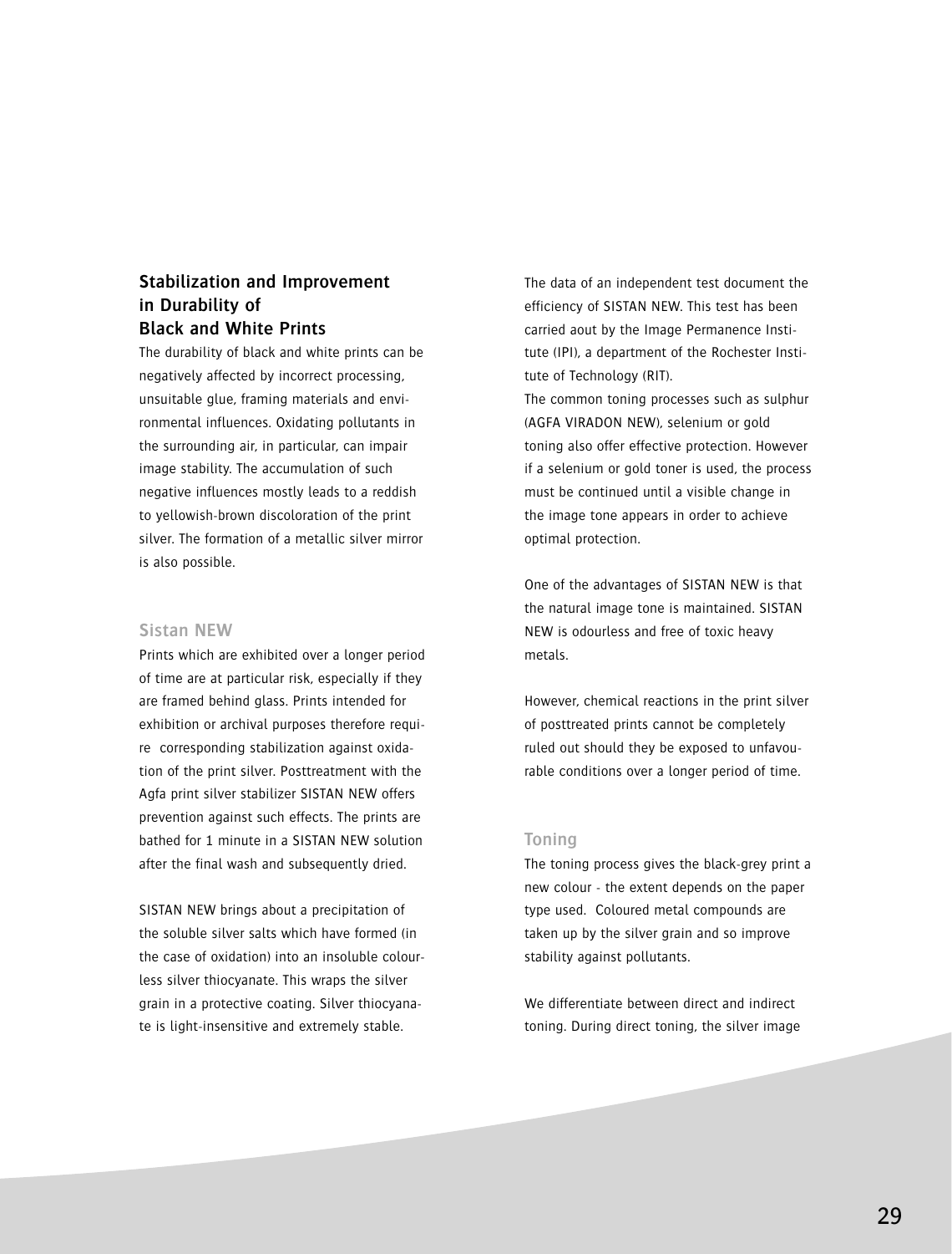## Stabilization and Improvement in Durability of Black and White Prints

The durability of black and white prints can be negatively affected by incorrect processing, unsuitable glue, framing materials and environmental influences. Oxidating pollutants in the surrounding air, in particular, can impair image stability. The accumulation of such negative influences mostly leads to a reddish to yellowish-brown discoloration of the print silver. The formation of a metallic silver mirror is also possible.

### Sistan NEW

Prints which are exhibited over a longer period of time are at particular risk, especially if they are framed behind glass. Prints intended for exhibition or archival purposes therefore require corresponding stabilization against oxidation of the print silver. Posttreatment with the Agfa print silver stabilizer SISTAN NEW offers prevention against such effects. The prints are bathed for 1 minute in a SISTAN NEW solution after the final wash and subsequently dried.

SISTAN NEW brings about a precipitation of the soluble silver salts which have formed (in the case of oxidation) into an insoluble colourless silver thiocyanate. This wraps the silver grain in a protective coating. Silver thiocyanate is light-insensitive and extremely stable.

The data of an independent test document the efficiency of SISTAN NEW. This test has been carried aout by the Image Permanence Institute (IPI), a department of the Rochester Institute of Technology (RIT).

The common toning processes such as sulphur (AGFA VIRADON NEW), selenium or gold toning also offer effective protection. However if a selenium or gold toner is used, the process must be continued until a visible change in the image tone appears in order to achieve optimal protection.

One of the advantages of SISTAN NEW is that the natural image tone is maintained. SISTAN NEW is odourless and free of toxic heavy metals.

However, chemical reactions in the print silver of posttreated prints cannot be completely ruled out should they be exposed to unfavourable conditions over a longer period of time.

### Toning

The toning process gives the black-grey print a new colour - the extent depends on the paper type used. Coloured metal compounds are taken up by the silver grain and so improve stability against pollutants.

We differentiate between direct and indirect toning. During direct toning, the silver image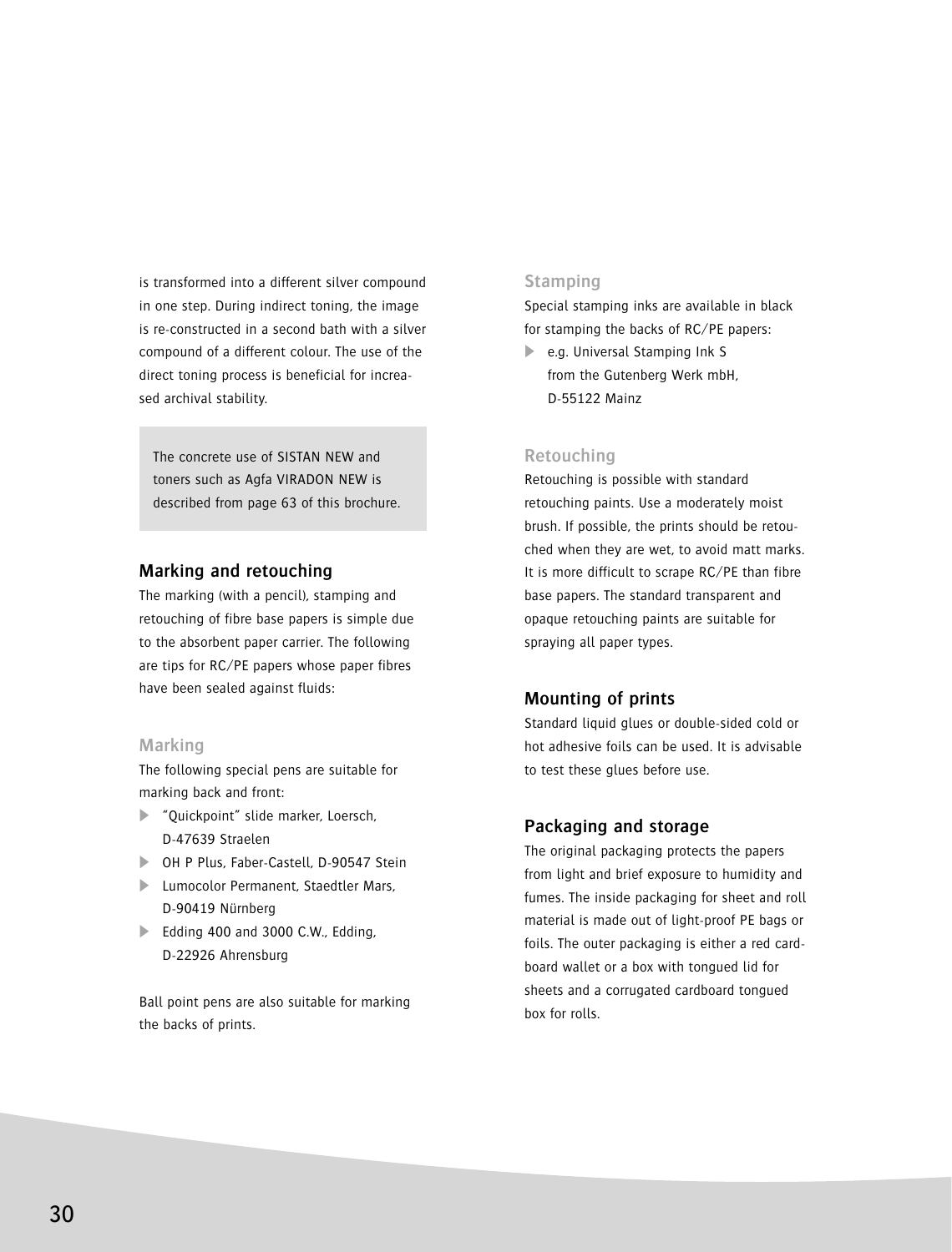is transformed into a different silver compound in one step. During indirect toning, the image is re-constructed in a second bath with a silver compound of a different colour. The use of the direct toning process is beneficial for increased archival stability.

> The concrete use of SISTAN NEW and toners such as Agfa VIRADON NEW is described from page 63 of this brochure.

## Marking and retouching

The marking (with a pencil), stamping and retouching of fibre base papers is simple due to the absorbent paper carrier. The following are tips for RC/PE papers whose paper fibres have been sealed against fluids:

### Marking

The following special pens are suitable for marking back and front:

- "Quickpoint" slide marker, Loersch, D-47639 Straelen
- OH P Plus, Faber-Castell, D-90547 Stein
- Lumocolor Permanent, Staedtler Mars, D-90419 Nürnberg
- Edding 400 and 3000 C.W., Edding, D-22926 Ahrensburg

Ball point pens are also suitable for marking the backs of prints.

### Stamping

Special stamping inks are available in black for stamping the backs of RC/PE papers:

- e.g. Universal Stamping Ink S from the Gutenberg Werk mbH, D-55122 Mainz

### Retouching

Retouching is possible with standard retouching paints. Use a moderately moist brush. If possible, the prints should be retouched when they are wet, to avoid matt marks. It is more difficult to scrape RC/PE than fibre base papers. The standard transparent and opaque retouching paints are suitable for spraying all paper types.

## Mounting of prints

Standard liquid glues or double-sided cold or hot adhesive foils can be used. It is advisable to test these glues before use.

## Packaging and storage

The original packaging protects the papers from light and brief exposure to humidity and fumes. The inside packaging for sheet and roll material is made out of light-proof PE bags or foils. The outer packaging is either a red cardboard wallet or a box with tongued lid for sheets and a corrugated cardboard tongued box for rolls.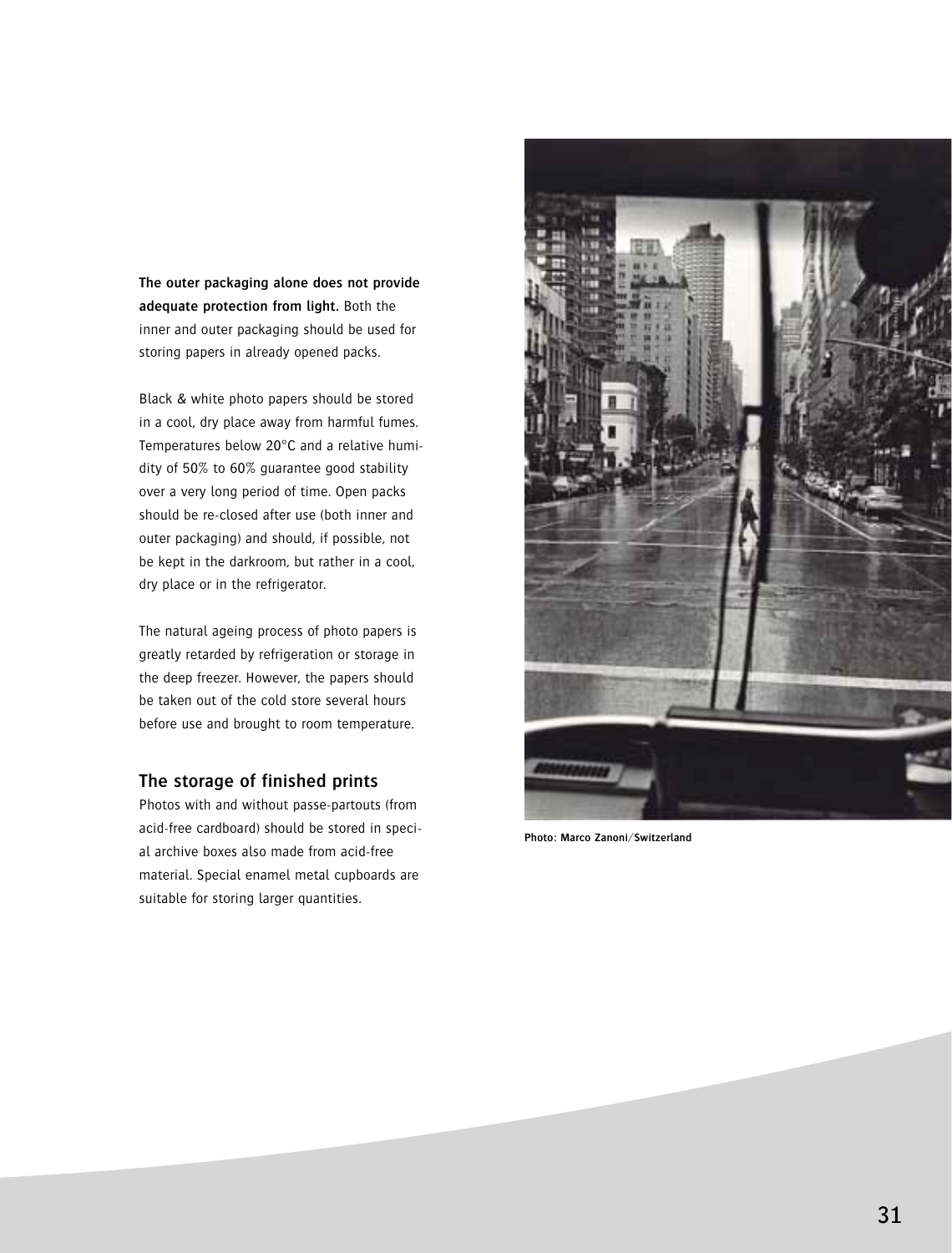**The outer packaging alone does not provide adequate protection from light.** Both the inner and outer packaging should be used for storing papers in already opened packs.

Black & white photo papers should be stored in a cool, dry place away from harmful fumes. Temperatures below 20°C and a relative humidity of 50% to 60% guarantee good stability over a very long period of time. Open packs should be re-closed after use (both inner and outer packaging) and should, if possible, not be kept in the darkroom, but rather in a cool, dry place or in the refrigerator.

The natural ageing process of photo papers is greatly retarded by refrigeration or storage in the deep freezer. However, the papers should be taken out of the cold store several hours before use and brought to room temperature.

## The storage of finished prints

Photos with and without passe-partouts (from acid-free cardboard) should be stored in special archive boxes also made from acid-free material. Special enamel metal cupboards are suitable for storing larger quantities.

**Photo: Marco Zanoni/Switzerland**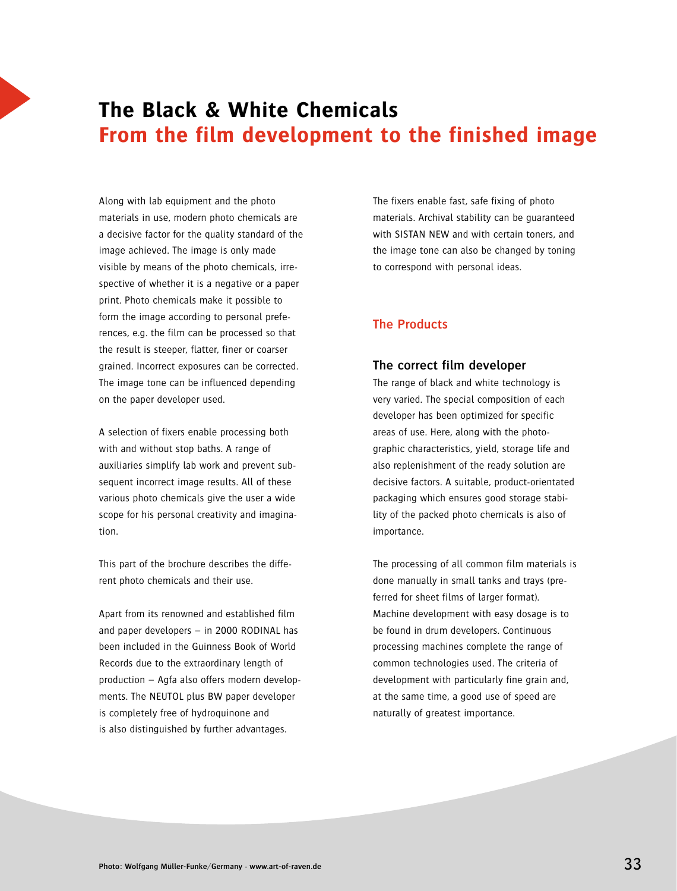# The Black & White Chemicals

## From the film development to the finished image

Along with lab equipment and the photo materials in use, modern photo chemicals are a decisive factor for the quality standard of the image achieved. The image is only made visible by means of the photo chemicals, irrespective of whether it is a negative or a paper print. Photo chemicals make it possible to form the image according to personal preferences, e.g. the film can be processed so that the result is steeper, flatter, finer or coarser grained. Incorrect exposures can be corrected. The image tone can be influenced depending on the paper developer used.

A selection of fixers enable processing both with and without stop baths. A range of auxiliaries simplify lab work and prevent subsequent incorrect image results. All of these various photo chemicals give the user a wide scope for his personal creativity and imagination.

This part of the brochure describes the different photo chemicals and their use.

Apart from its renowned and established film and paper developers – in 2000 RODINAL has been included in the Guinness Book of World Records due to the extraordinary length of production – Agfa also offers modern developments. The NEUTOL plus BW paper developer is completely free of hydroquinone and is also distinguished by further advantages.

The fixers enable fast, safe fixing of photo materials. Archival stability can be guaranteed with SISTAN NEW and with certain toners, and the image tone can also be changed by toning to correspond with personal ideas.

### The Products

#### The correct film developer

The range of black and white technology is very varied. The special composition of each developer has been optimized for specific areas of use. Here, along with the photographic characteristics, yield, storage life and also replenishment of the ready solution are decisive factors. A suitable, product-orientated packaging which ensures good storage stability of the packed photo chemicals is also of importance.

The processing of all common film materials is done manually in small tanks and trays (preferred for sheet films of larger format). Machine development with easy dosage is to be found in drum developers. Continuous processing machines complete the range of common technologies used. The criteria of development with particularly fine grain and, at the same time, a good use of speed are naturally of greatest importance.

Photo: Wolfgang Müller-Funke/Germany · www.art-of-raven.de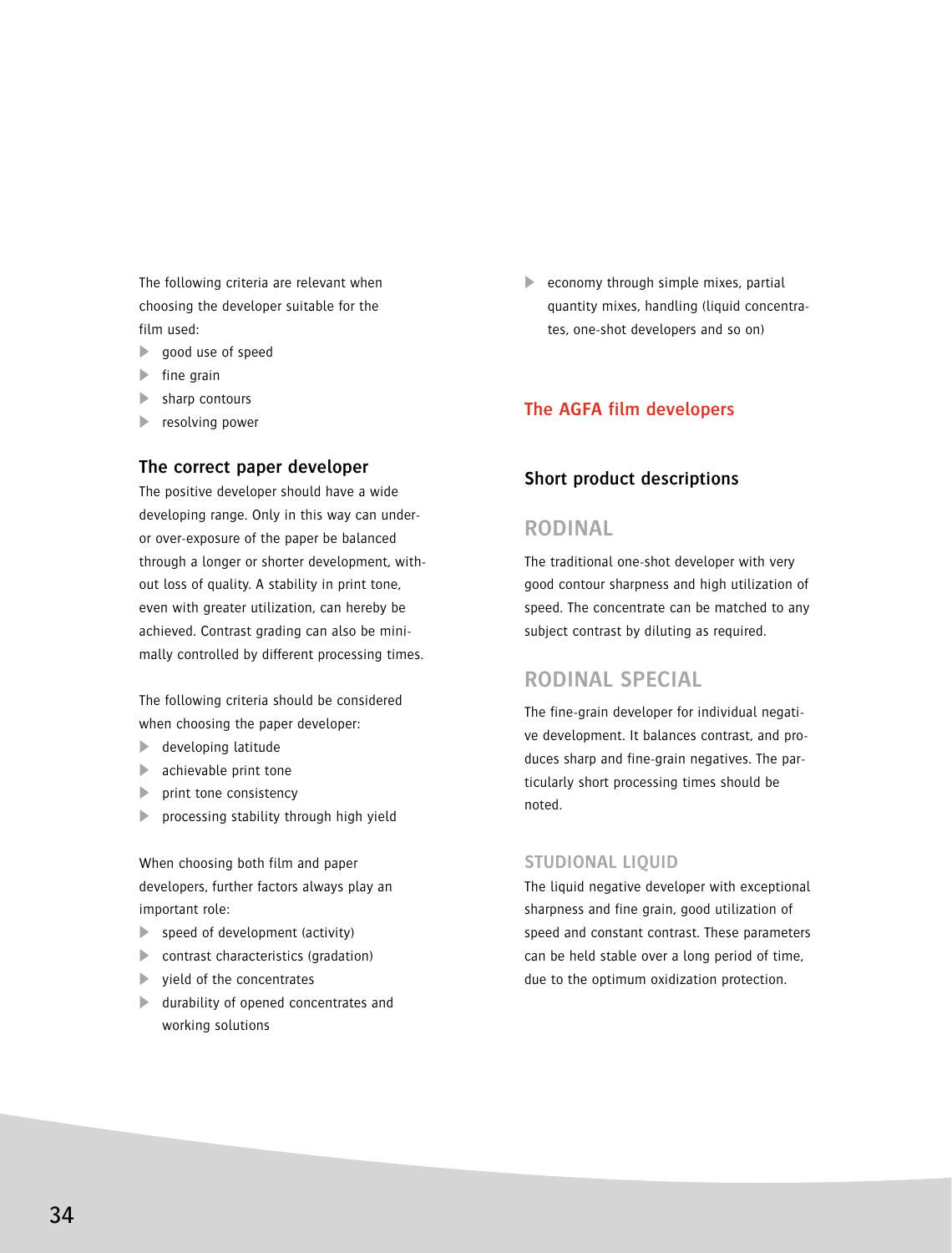The following criteria are relevant when choosing the developer suitable for the film used:

- good use of speed
- fine grain
- sharp contours
- resolving power

### The correct paper developer

The positive developer should have a wide developing range. Only in this way can under- or over-exposure of the paper be balanced through a longer or shorter development, without loss of quality. A stability in print tone, even with greater utilization, can hereby be achieved. Contrast grading can also be minimally controlled by different processing times.

The following criteria should be considered when choosing the paper developer:

- developing latitude
- achievable print tone
- print tone consistency
- processing stability through high yield

When choosing both film and paper developers, further factors always play an important role:

- speed of development (activity)
- contrast characteristics (gradation)
- yield of the concentrates
- durability of opened concentrates and working solutions
- economy through simple mixes, partial quantity mixes, handling (liquid concentrates, one-shot developers and so on)

## The AGFA film developers

### Short product descriptions

## RODINAL

The traditional one-shot developer with very good contour sharpness and high utilization of speed. The concentrate can be matched to any subject contrast by diluting as required.

## RODINAL SPECIAL

The fine-grain developer for individual negative development. It balances contrast, and produces sharp and fine-grain negatives. The particularly short processing times should be noted.

### STUDIONAL LIQUID

The liquid negative developer with exceptional sharpness and fine grain, good utilization of speed and constant contrast. These parameters can be held stable over a long period of time, due to the optimum oxidization protection.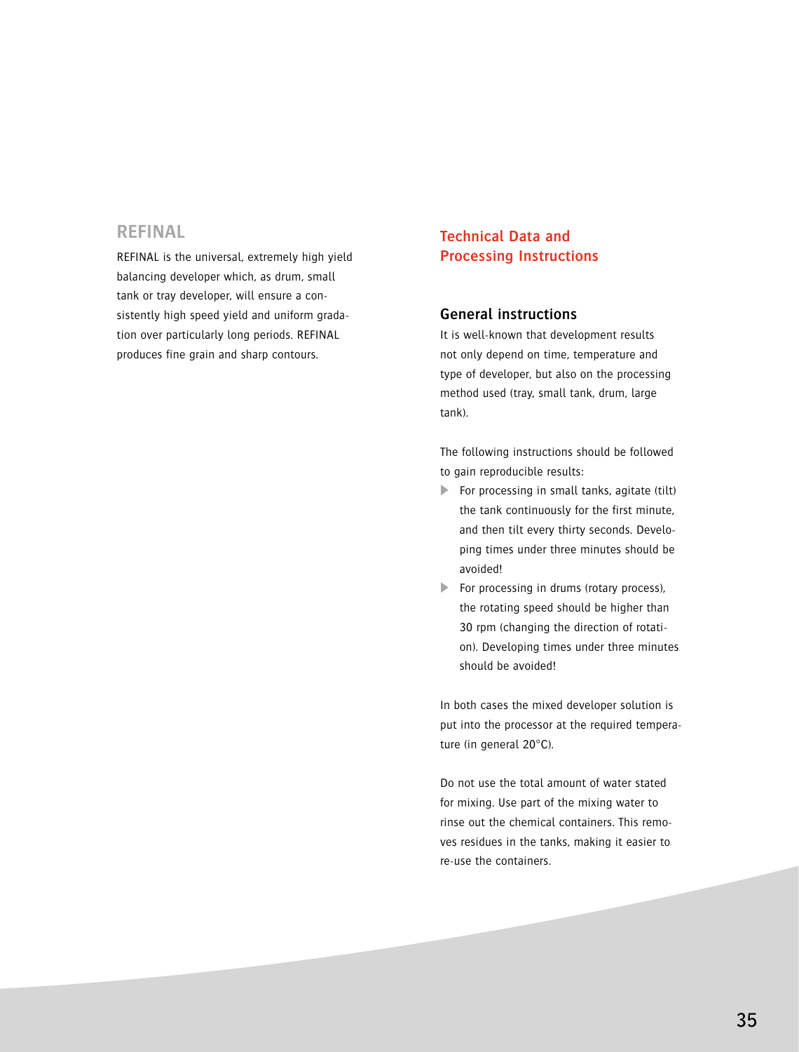## REFINAL

REFINAL is the universal, extremely high yield balancing developer which, as drum, small tank or tray developer, will ensure a consistently high speed yield and uniform gradation over particularly long periods. REFINAL produces fine grain and sharp contours.

## Technical Data and Processing Instructions

### General instructions

It is well-known that development results not only depend on time, temperature and type of developer, but also on the processing method used (tray, small tank, drum, large tank).

The following instructions should be followed to gain reproducible results:

- For processing in small tanks, agitate (tilt) the tank continuously for the first minute, and then tilt every thirty seconds. Developing times under three minutes should be avoided!
- For processing in drums (rotary process), the rotating speed should be higher than 30 rpm (changing the direction of rotation). Developing times under three minutes should be avoided!

In both cases the mixed developer solution is put into the processor at the required temperature (in general 20°C).

Do not use the total amount of water stated for mixing. Use part of the mixing water to rinse out the chemical containers. This removes residues in the tanks, making it easier to re-use the containers.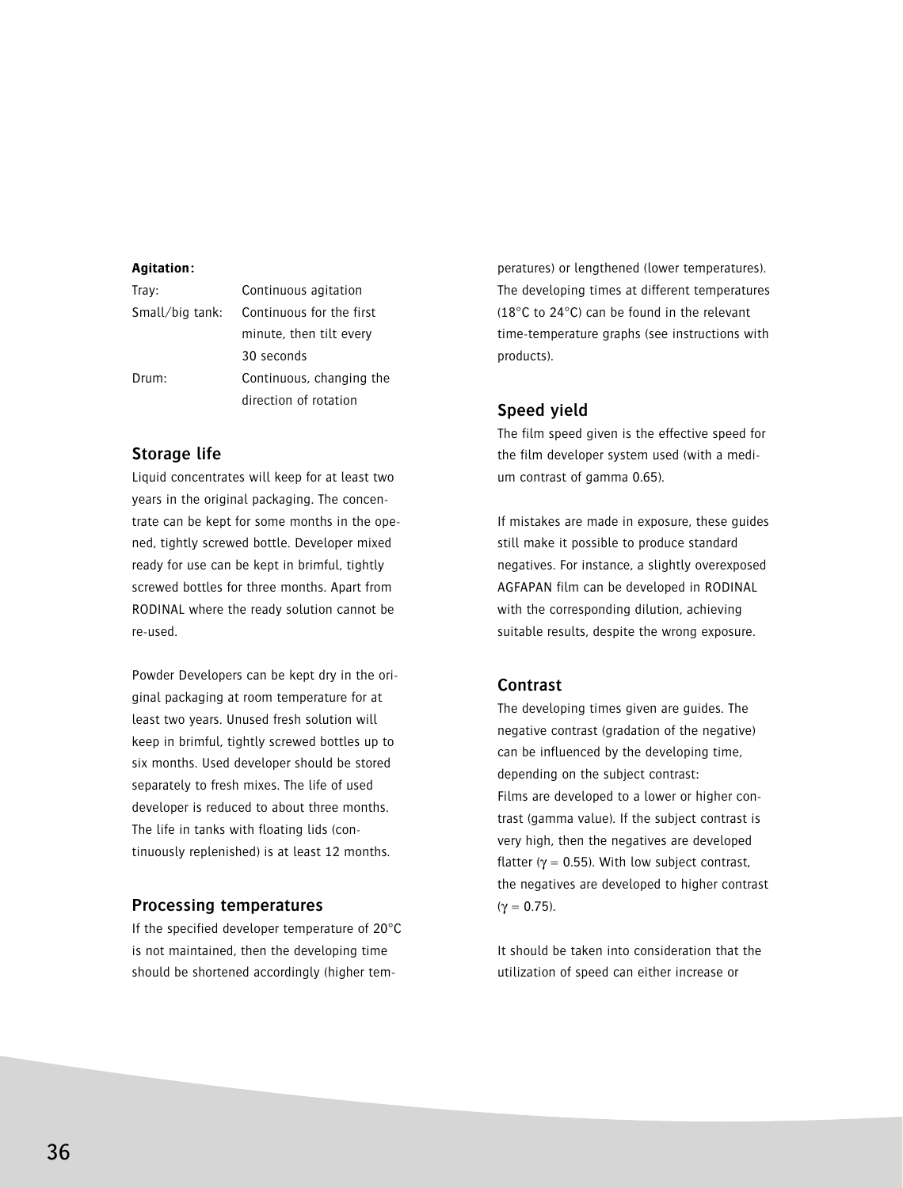**Agitation:**

| | |
|---|---|
| Tray: | Continuous agitation |
| Small/big tank: | Continuous for the first minute, then tilt every 30 seconds |
| Drum: | Continuous, changing the direction of rotation |

## Storage life

Liquid concentrates will keep for at least two years in the original packaging. The concentrate can be kept for some months in the opened, tightly screwed bottle. Developer mixed ready for use can be kept in brimful, tightly screwed bottles for three months. Apart from RODINAL where the ready solution cannot be re-used.

Powder Developers can be kept dry in the original packaging at room temperature for at least two years. Unused fresh solution will keep in brimful, tightly screwed bottles up to six months. Used developer should be stored separately to fresh mixes. The life of used developer is reduced to about three months. The life in tanks with floating lids (continuously replenished) is at least 12 months.

## Processing temperatures

If the specified developer temperature of 20°C is not maintained, then the developing time should be shortened accordingly (higher temperatures) or lengthened (lower temperatures). The developing times at different temperatures (18°C to 24°C) can be found in the relevant time-temperature graphs (see instructions with products).

## Speed yield

The film speed given is the effective speed for the film developer system used (with a medium contrast of gamma 0.65).

If mistakes are made in exposure, these guides still make it possible to produce standard negatives. For instance, a slightly overexposed AGFAPAN film can be developed in RODINAL with the corresponding dilution, achieving suitable results, despite the wrong exposure.

## Contrast

The developing times given are guides. The negative contrast (gradation of the negative) can be influenced by the developing time, depending on the subject contrast:
Films are developed to a lower or higher contrast (gamma value). If the subject contrast is very high, then the negatives are developed flatter ($\gamma = 0.55$). With low subject contrast, the negatives are developed to higher contrast ($\gamma = 0.75$).

It should be taken into consideration that the utilization of speed can either increase or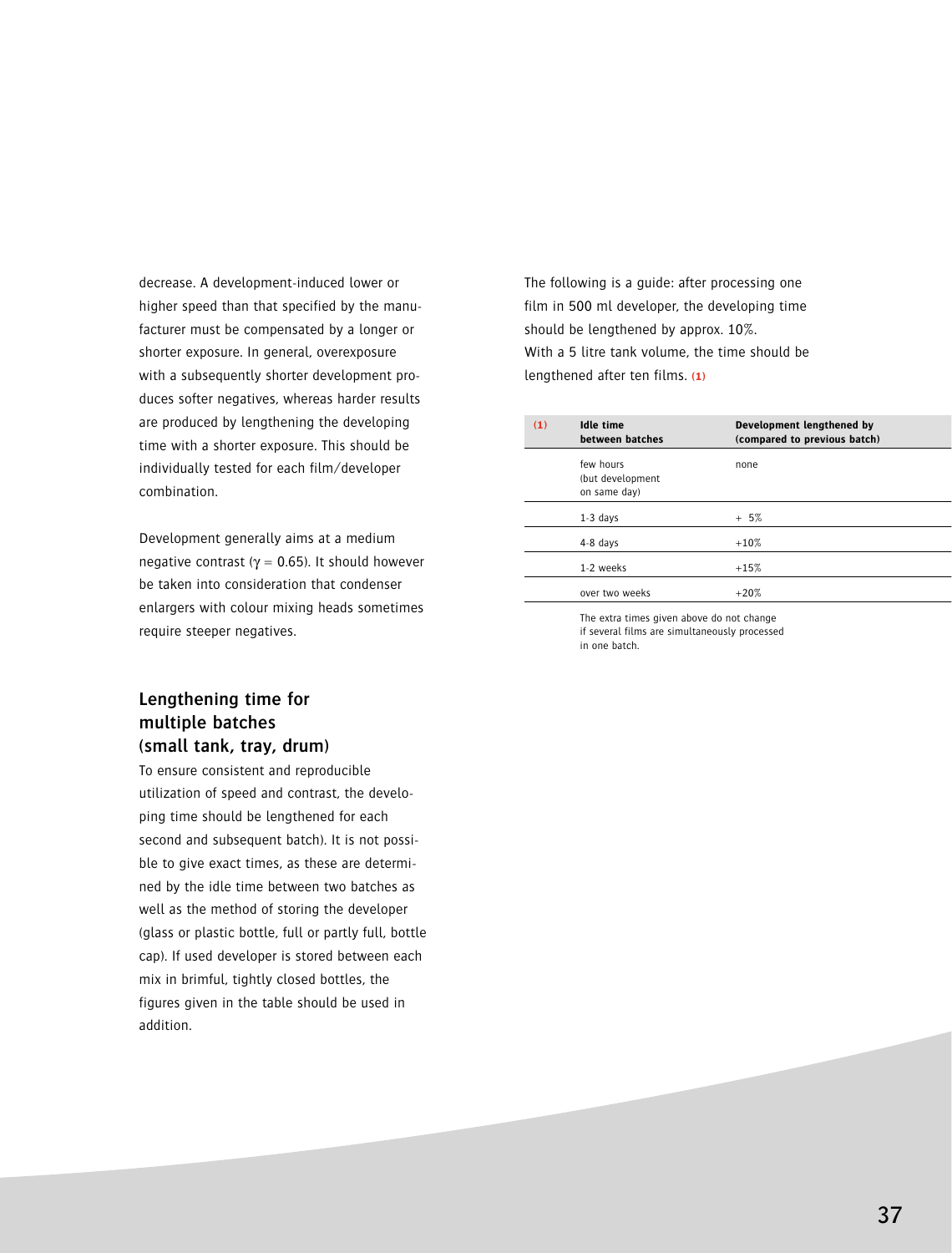decrease. A development-induced lower or higher speed than that specified by the manufacturer must be compensated by a longer or shorter exposure. In general, overexposure with a subsequently shorter development produces softer negatives, whereas harder results are produced by lengthening the developing time with a shorter exposure. This should be individually tested for each film/developer combination.

Development generally aims at a medium negative contrast ($\gamma = 0.65$). It should however be taken into consideration that condenser enlargers with colour mixing heads sometimes require steeper negatives.

### Lengthening time for multiple batches (small tank, tray, drum)

To ensure consistent and reproducible utilization of speed and contrast, the developing time should be lengthened for each second and subsequent batch). It is not possible to give exact times, as these are determined by the idle time between two batches as well as the method of storing the developer (glass or plastic bottle, full or partly full, bottle cap). If used developer is stored between each mix in brimful, tightly closed bottles, the figures given in the table should be used in addition.

The following is a guide: after processing one film in 500 ml developer, the developing time should be lengthened by approx. 10%. With a 5 litre tank volume, the time should be lengthened after ten films. (1)

| (1) | Idle time between batches | Development lengthened by (compared to previous batch) |
|---|---|---|
| | few hours (but development on same day) | none |
| | 1-3 days | + 5% |
| | 4-8 days | +10% |
| | 1-2 weeks | +15% |
| | over two weeks | +20% |

The extra times given above do not change if several films are simultaneously processed in one batch.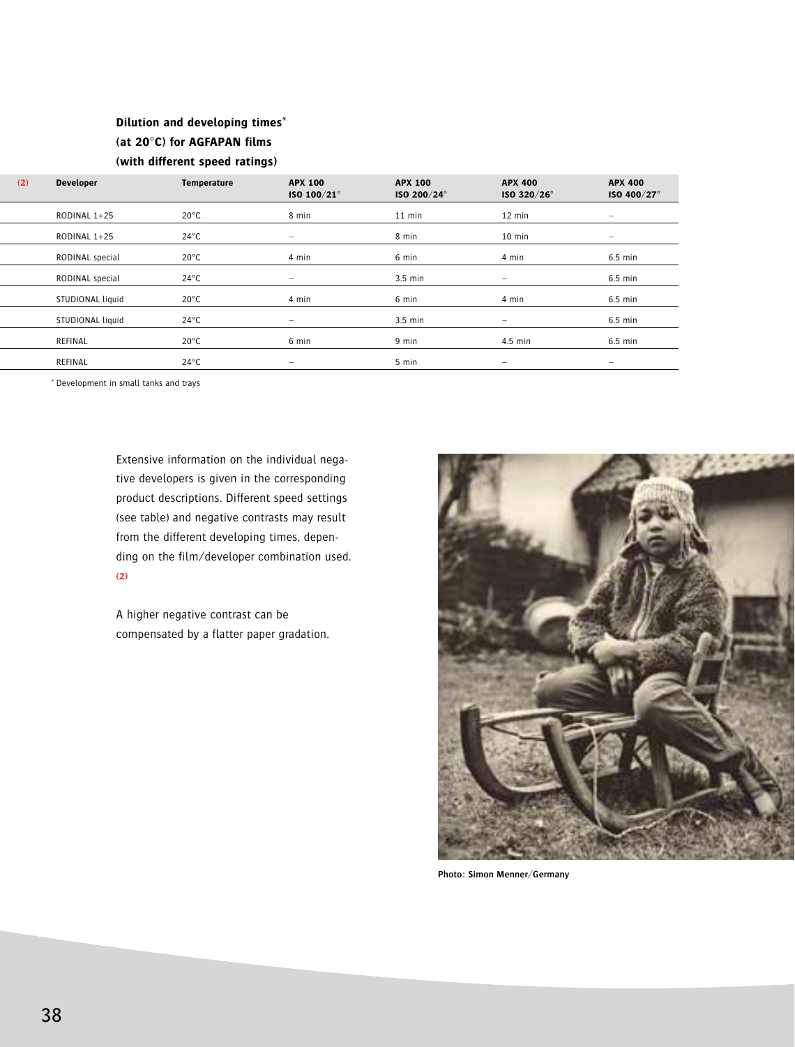**Dilution and developing times*
(at 20°C) for AGFAPAN films
(with different speed ratings)**

| (2) | Developer | Temperature | APX 100 ISO 100/21° | APX 100 ISO 200/24° | APX 400 ISO 320/26° | APX 400 ISO 400/27° |
|---|---|---|---|---|---|---|
| | RODINAL 1+25 | 20°C | 8 min | 11 min | 12 min | – |
| | RODINAL 1+25 | 24°C | – | 8 min | 10 min | – |
| | RODINAL special | 20°C | 4 min | 6 min | 4 min | 6.5 min |
| | RODINAL special | 24°C | – | 3.5 min | – | 6.5 min |
| | STUDIONAL liquid | 20°C | 4 min | 6 min | 4 min | 6.5 min |
| | STUDIONAL liquid | 24°C | – | 3.5 min | – | 6.5 min |
| | REFINAL | 20°C | 6 min | 9 min | 4.5 min | 6.5 min |
| | REFINAL | 24°C | – | 5 min | – | – |

* Development in small tanks and trays

Extensive information on the individual negative developers is given in the corresponding product descriptions. Different speed settings (see table) and negative contrasts may result from the different developing times, depending on the film/developer combination used. **(2)**

A higher negative contrast can be compensated by a flatter paper gradation.

Photo: Simon Menner/Germany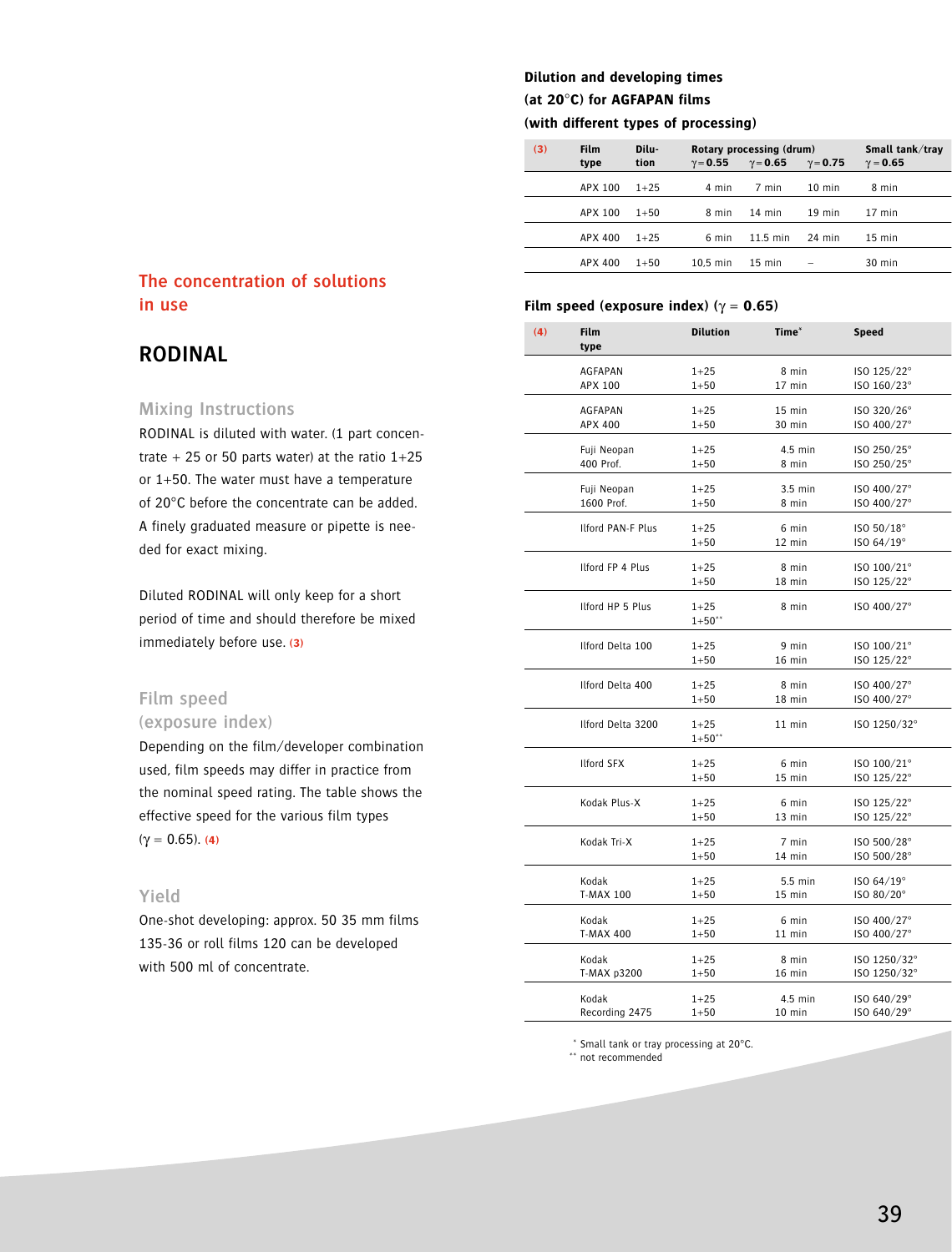## The concentration of solutions in use

# RODINAL

### Mixing Instructions

RODINAL is diluted with water. (1 part concentrate + 25 or 50 parts water) at the ratio 1+25 or 1+50. The water must have a temperature of 20°C before the concentrate can be added. A finely graduated measure or pipette is needed for exact mixing.

Diluted RODINAL will only keep for a short period of time and should therefore be mixed immediately before use. **(3)**

### Film speed (exposure index)

Depending on the film/developer combination used, film speeds may differ in practice from the nominal speed rating. The table shows the effective speed for the various film types ($\gamma = 0.65$). **(4)**

### Yield

One-shot developing: approx. 50 35 mm films 135-36 or roll films 120 can be developed with 500 ml of concentrate.

**Dilution and developing times (at 20°C) for AGFAPAN films (with different types of processing)**

| (3) | Film type | Dilution | Rotary processing (drum) $\gamma = 0.55$ | $\gamma = 0.65$ | $\gamma = 0.75$ | Small tank/tray $\gamma = 0.65$ |
|---|---|---|---|---|---|---|
| | APX 100 | 1+25 | 4 min | 7 min | 10 min | 8 min |
| | APX 100 | 1+50 | 8 min | 14 min | 19 min | 17 min |
| | APX 400 | 1+25 | 6 min | 11.5 min | 24 min | 15 min |
| | APX 400 | 1+50 | 10,5 min | 15 min | – | 30 min |

**Film speed (exposure index) ($\gamma = 0.65$)**

| (4) | Film type | Dilution | Time* | Speed |
|---|---|---|---|---|
| | AGFAPAN APX 100 | 1+25<br>1+50 | 8 min<br>17 min | ISO 125/22°<br>ISO 160/23° |
| | AGFAPAN APX 400 | 1+25<br>1+50 | 15 min<br>30 min | ISO 320/26°<br>ISO 400/27° |
| | Fuji Neopan 400 Prof. | 1+25<br>1+50 | 4.5 min<br>8 min | ISO 250/25°<br>ISO 250/25° |
| | Fuji Neopan 1600 Prof. | 1+25<br>1+50 | 3.5 min<br>8 min | ISO 400/27°<br>ISO 400/27° |
| | Ilford PAN-F Plus | 1+25<br>1+50 | 6 min<br>12 min | ISO 50/18°<br>ISO 64/19° |
| | Ilford FP 4 Plus | 1+25<br>1+50 | 8 min<br>18 min | ISO 100/21°<br>ISO 125/22° |
| | Ilford HP 5 Plus | 1+25<br>1+50** | 8 min | ISO 400/27° |
| | Ilford Delta 100 | 1+25<br>1+50 | 9 min<br>16 min | ISO 100/21°<br>ISO 125/22° |
| | Ilford Delta 400 | 1+25<br>1+50 | 8 min<br>18 min | ISO 400/27°<br>ISO 400/27° |
| | Ilford Delta 3200 | 1+25<br>1+50** | 11 min | ISO 1250/32° |
| | Ilford SFX | 1+25<br>1+50 | 6 min<br>15 min | ISO 100/21°<br>ISO 125/22° |
| | Kodak Plus-X | 1+25<br>1+50 | 6 min<br>13 min | ISO 125/22°<br>ISO 125/22° |
| | Kodak Tri-X | 1+25<br>1+50 | 7 min<br>14 min | ISO 500/28°<br>ISO 500/28° |
| | Kodak T-MAX 100 | 1+25<br>1+50 | 5.5 min<br>15 min | ISO 64/19°<br>ISO 80/20° |
| | Kodak T-MAX 400 | 1+25<br>1+50 | 6 min<br>11 min | ISO 400/27°<br>ISO 400/27° |
| | Kodak T-MAX p3200 | 1+25<br>1+50 | 8 min<br>16 min | ISO 1250/32°<br>ISO 1250/32° |
| | Kodak Recording 2475 | 1+25<br>1+50 | 4.5 min<br>10 min | ISO 640/29°<br>ISO 640/29° |

\* Small tank or tray processing at 20°C.
\*\* not recommended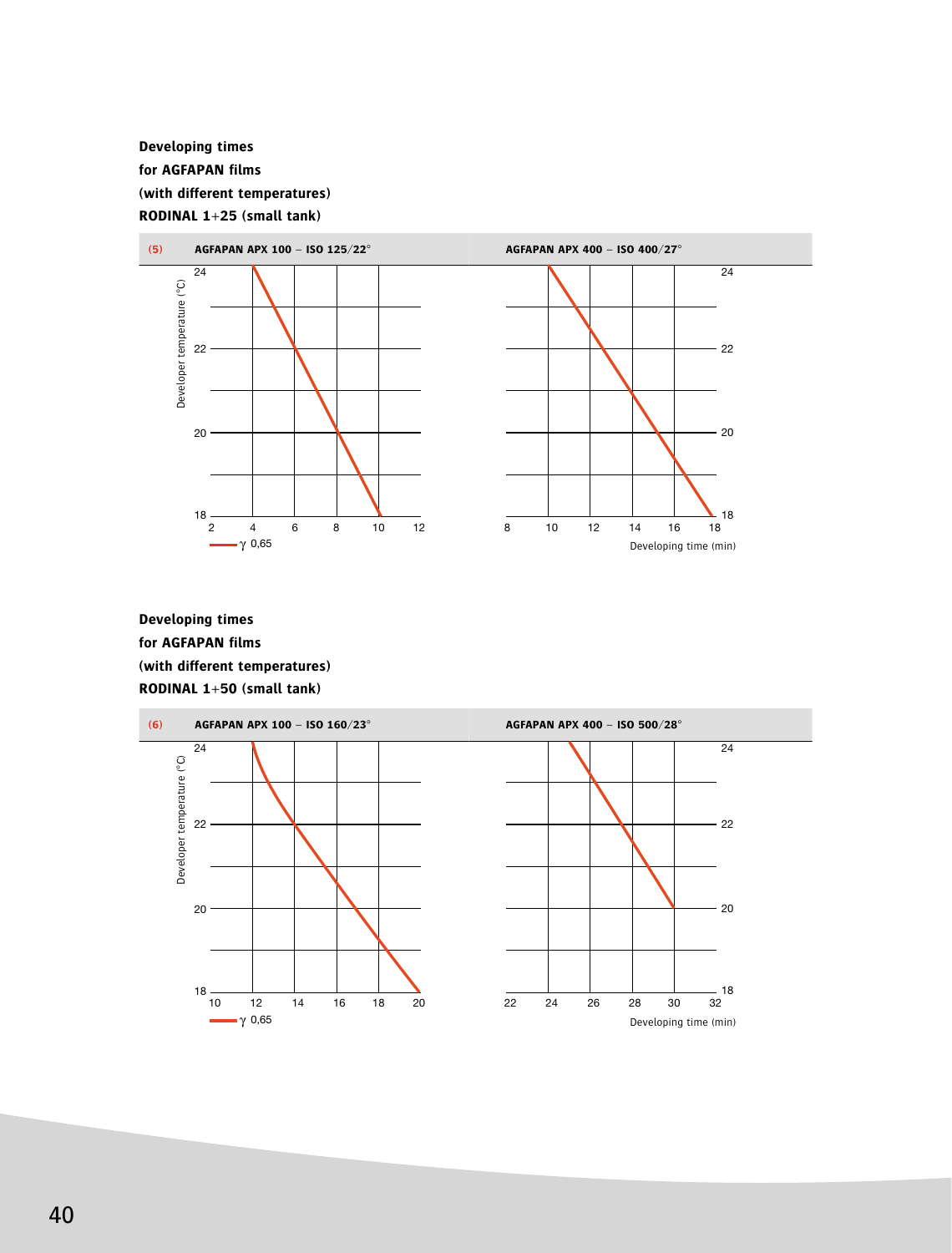**Developing times**
**for AGFAPAN films**
**(with different temperatures)**
**RODINAL 1+25 (small tank)**

**(5)** **AGFAPAN APX 100 – ISO 125/22°**

Developer temperature (°C)

24
22
20
18

2 4 6 8 10 12

$\gamma$ 0,65

**AGFAPAN APX 400 – ISO 400/27°**

24
22
20
18

8 10 12 14 16 18

Developing time (min)

**Developing times**
**for AGFAPAN films**
**(with different temperatures)**
**RODINAL 1+50 (small tank)**

**(6)** **AGFAPAN APX 100 – ISO 160/23°**

Developer temperature (°C)

24
22
20
18

10 12 14 16 18 20

$\gamma$ 0,65

**AGFAPAN APX 400 – ISO 500/28°**

24
22
20
18

22 24 26 28 30 32

Developing time (min)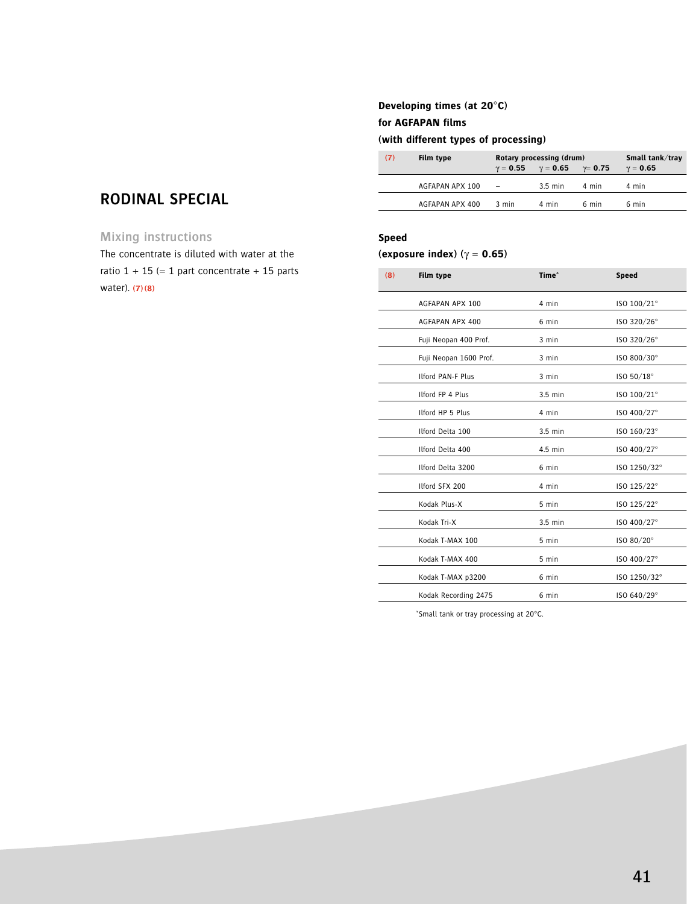# RODINAL SPECIAL

## Mixing instructions

The concentrate is diluted with water at the ratio 1 + 15 (= 1 part concentrate + 15 parts water). (7) (8)

**Developing times (at 20°C)**
**for AGFAPAN films**
**(with different types of processing)**

| (7) | Film type | Rotary processing (drum) $\gamma = 0.55$ | $\gamma = 0.65$ | $\gamma = 0.75$ | Small tank/tray $\gamma = 0.65$ |
|---|---|---|---|---|---|
| | AGFAPAN APX 100 | – | 3.5 min | 4 min | 4 min |
| | AGFAPAN APX 400 | 3 min | 4 min | 6 min | 6 min |

**Speed**
**(exposure index) ($\gamma = 0.65$)**

| (8) | Film type | Time* | Speed |
|---|---|---|---|
| | AGFAPAN APX 100 | 4 min | ISO 100/21° |
| | AGFAPAN APX 400 | 6 min | ISO 320/26° |
| | Fuji Neopan 400 Prof. | 3 min | ISO 320/26° |
| | Fuji Neopan 1600 Prof. | 3 min | ISO 800/30° |
| | Ilford PAN-F Plus | 3 min | ISO 50/18° |
| | Ilford FP 4 Plus | 3.5 min | ISO 100/21° |
| | Ilford HP 5 Plus | 4 min | ISO 400/27° |
| | Ilford Delta 100 | 3.5 min | ISO 160/23° |
| | Ilford Delta 400 | 4.5 min | ISO 400/27° |
| | Ilford Delta 3200 | 6 min | ISO 1250/32° |
| | Ilford SFX 200 | 4 min | ISO 125/22° |
| | Kodak Plus-X | 5 min | ISO 125/22° |
| | Kodak Tri-X | 3.5 min | ISO 400/27° |
| | Kodak T-MAX 100 | 5 min | ISO 80/20° |
| | Kodak T-MAX 400 | 5 min | ISO 400/27° |
| | Kodak T-MAX p3200 | 6 min | ISO 1250/32° |
| | Kodak Recording 2475 | 6 min | ISO 640/29° |

*Small tank or tray processing at 20°C.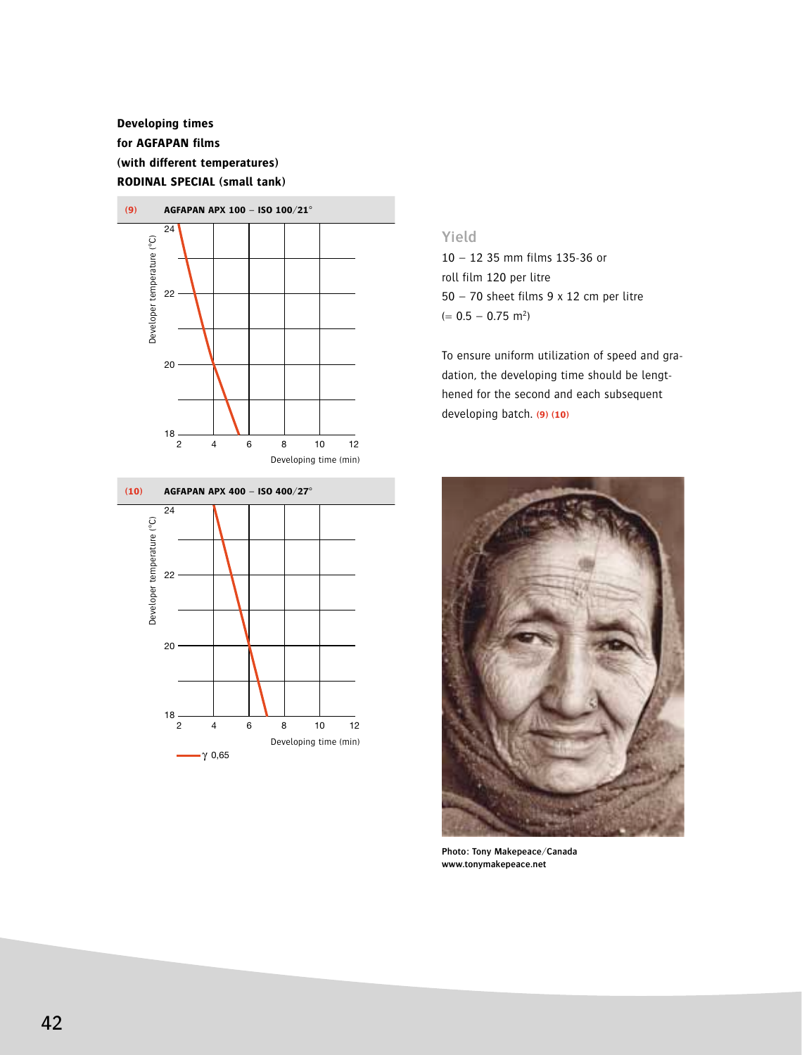**Developing times**
**for AGFAPAN films**
**(with different temperatures)**
**RODINAL SPECIAL (small tank)**

**(9) AGFAPAN APX 100 – ISO 100/21°**

Developer temperature (°C)

Developing time (min)

**(10) AGFAPAN APX 400 – ISO 400/27°**

Developer temperature (°C)

Developing time (min)

γ 0,65

## Yield

10 – 12 35 mm films 135-36 or
roll film 120 per litre
50 – 70 sheet films 9 x 12 cm per litre
(= 0.5 – 0.75 $m^2$)

To ensure uniform utilization of speed and gradation, the developing time should be lengthened for the second and each subsequent developing batch. (9) (10)

**Photo: Tony Makepeace/Canada**
**www.tonymakepeace.net**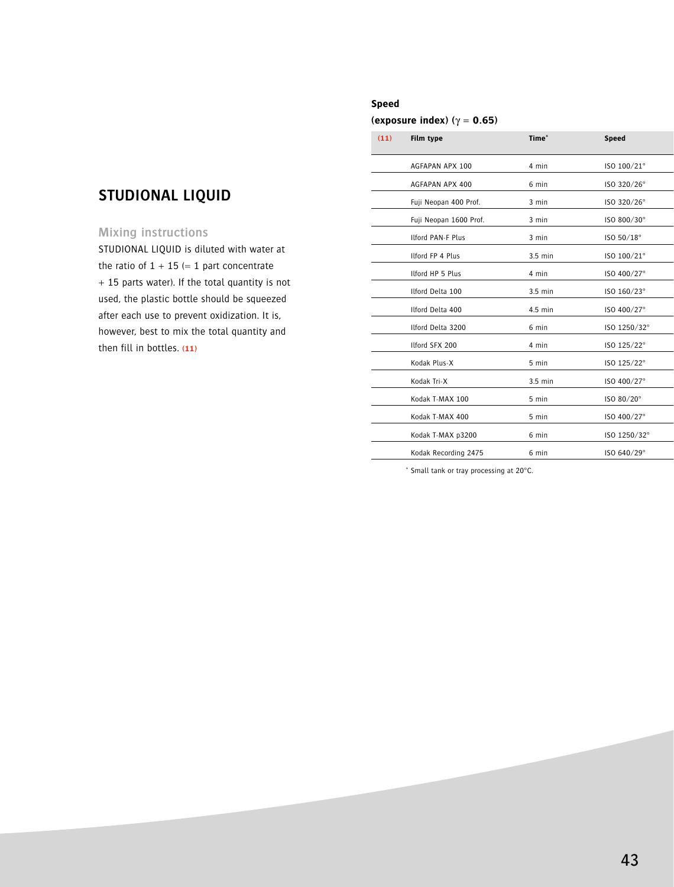## STUDIONAL LIQUID

### Mixing instructions

STUDIONAL LIQUID is diluted with water at the ratio of 1 + 15 (= 1 part concentrate + 15 parts water). If the total quantity is not used, the plastic bottle should be squeezed after each use to prevent oxidization. It is, however, best to mix the total quantity and then fill in bottles. (11)

**Speed**

**(exposure index) ($\gamma = 0.65$)**

| (11) | Film type | Time* | Speed |
|---|---|---|---|
| | AGFAPAN APX 100 | 4 min | ISO 100/21° |
| | AGFAPAN APX 400 | 6 min | ISO 320/26° |
| | Fuji Neopan 400 Prof. | 3 min | ISO 320/26° |
| | Fuji Neopan 1600 Prof. | 3 min | ISO 800/30° |
| | Ilford PAN-F Plus | 3 min | ISO 50/18° |
| | Ilford FP 4 Plus | 3.5 min | ISO 100/21° |
| | Ilford HP 5 Plus | 4 min | ISO 400/27° |
| | Ilford Delta 100 | 3.5 min | ISO 160/23° |
| | Ilford Delta 400 | 4.5 min | ISO 400/27° |
| | Ilford Delta 3200 | 6 min | ISO 1250/32° |
| | Ilford SFX 200 | 4 min | ISO 125/22° |
| | Kodak Plus-X | 5 min | ISO 125/22° |
| | Kodak Tri-X | 3.5 min | ISO 400/27° |
| | Kodak T-MAX 100 | 5 min | ISO 80/20° |
| | Kodak T-MAX 400 | 5 min | ISO 400/27° |
| | Kodak T-MAX p3200 | 6 min | ISO 1250/32° |
| | Kodak Recording 2475 | 6 min | ISO 640/29° |

\* Small tank or tray processing at 20°C.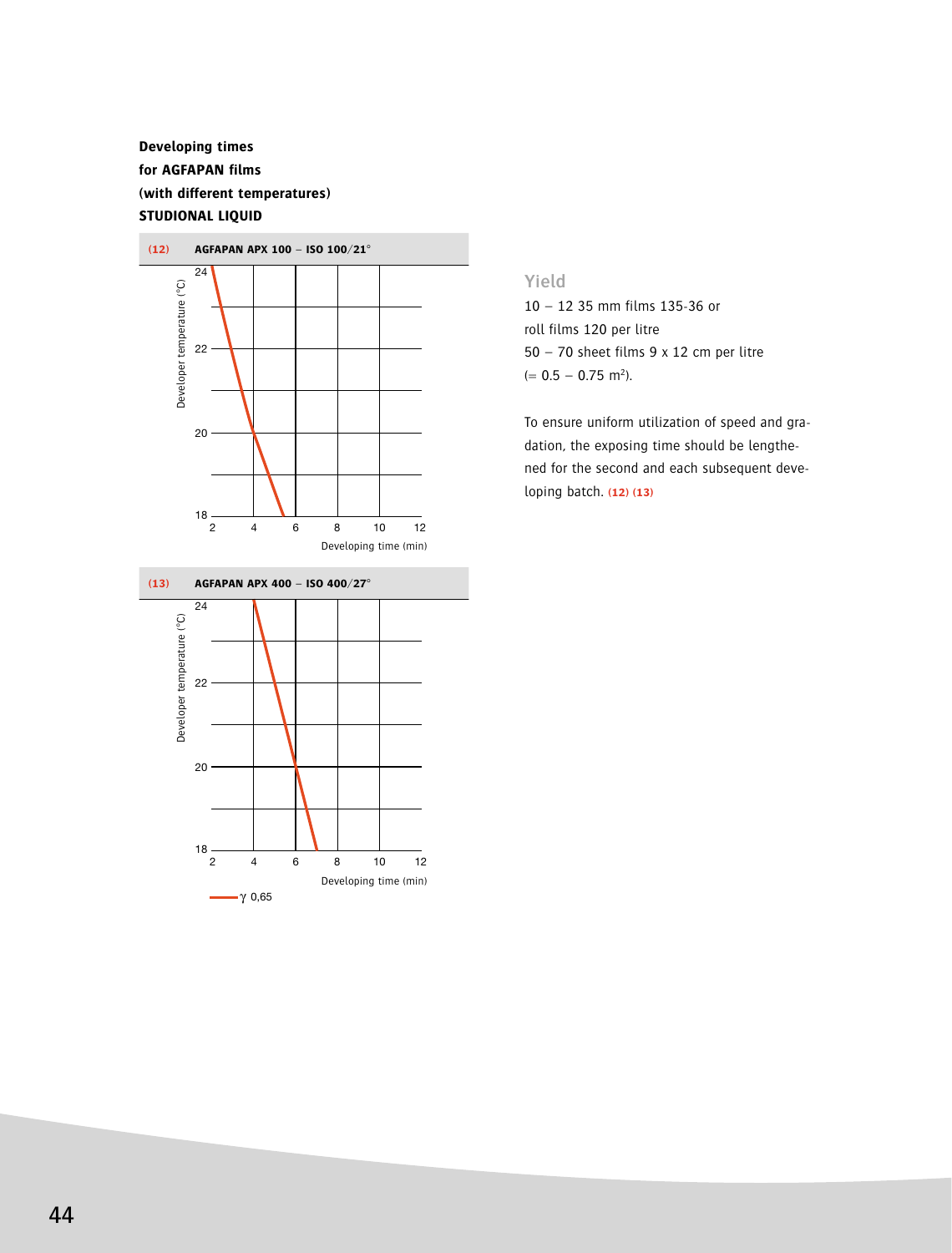**Developing times for AGFAPAN films (with different temperatures) STUDIONAL LIQUID**

**(12) AGFAPAN APX 100 – ISO 100/21°**

Developer temperature (°C): 18, 20, 22, 24

Developing time (min): 2, 4, 6, 8, 10, 12

**(13) AGFAPAN APX 400 – ISO 400/27°**

Developer temperature (°C): 18, 20, 22, 24

Developing time (min): 2, 4, 6, 8, 10, 12

$\gamma$ 0,65

## Yield

10 – 12 35 mm films 135-36 or roll films 120 per litre
50 – 70 sheet films 9 x 12 cm per litre
(= 0.5 – 0.75 m$^2$).

To ensure uniform utilization of speed and gradation, the exposing time should be lengthened for the second and each subsequent developing batch. (12) (13)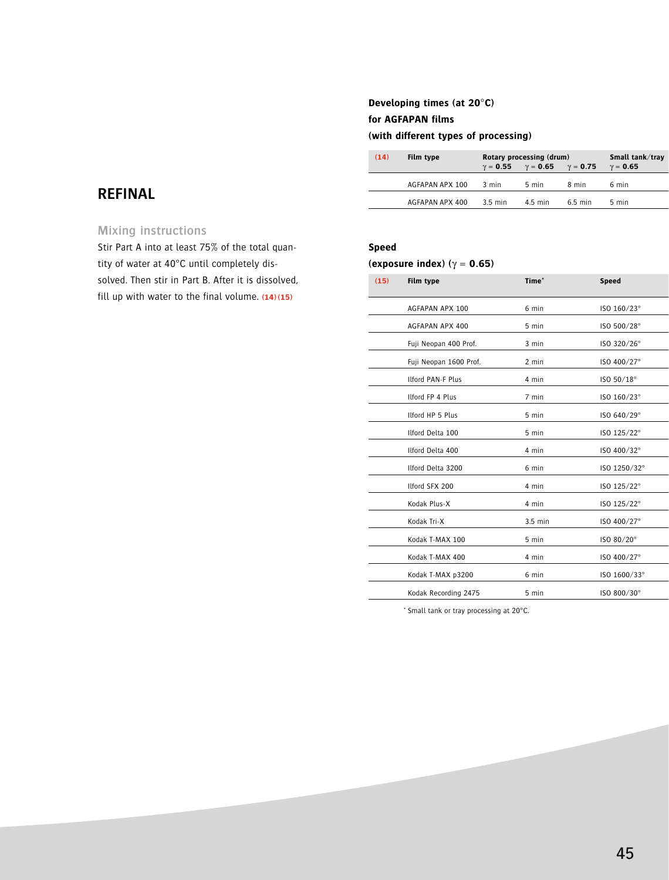## REFINAL

### Mixing instructions

Stir Part A into at least 75% of the total quantity of water at 40°C until completely dissolved. Then stir in Part B. After it is dissolved, fill up with water to the final volume. **(14)(15)**

**Developing times (at 20°C) for AGFAPAN films (with different types of processing)**

| (14) | Film type | Rotary processing (drum) $\gamma = 0.55$ | $\gamma = 0.65$ | $\gamma = 0.75$ | Small tank/tray $\gamma = 0.65$ |
|---|---|---|---|---|---|
| | AGFAPAN APX 100 | 3 min | 5 min | 8 min | 6 min |
| | AGFAPAN APX 400 | 3.5 min | 4.5 min | 6.5 min | 5 min |

**Speed (exposure index) ($\gamma = 0.65$)**

| (15) | Film type | Time* | Speed |
|---|---|---|---|
| | AGFAPAN APX 100 | 6 min | ISO 160/23° |
| | AGFAPAN APX 400 | 5 min | ISO 500/28° |
| | Fuji Neopan 400 Prof. | 3 min | ISO 320/26° |
| | Fuji Neopan 1600 Prof. | 2 min | ISO 400/27° |
| | Ilford PAN-F Plus | 4 min | ISO 50/18° |
| | Ilford FP 4 Plus | 7 min | ISO 160/23° |
| | Ilford HP 5 Plus | 5 min | ISO 640/29° |
| | Ilford Delta 100 | 5 min | ISO 125/22° |
| | Ilford Delta 400 | 4 min | ISO 400/32° |
| | Ilford Delta 3200 | 6 min | ISO 1250/32° |
| | Ilford SFX 200 | 4 min | ISO 125/22° |
| | Kodak Plus-X | 4 min | ISO 125/22° |
| | Kodak Tri-X | 3.5 min | ISO 400/27° |
| | Kodak T-MAX 100 | 5 min | ISO 80/20° |
| | Kodak T-MAX 400 | 4 min | ISO 400/27° |
| | Kodak T-MAX p3200 | 6 min | ISO 1600/33° |
| | Kodak Recording 2475 | 5 min | ISO 800/30° |

* Small tank or tray processing at 20°C.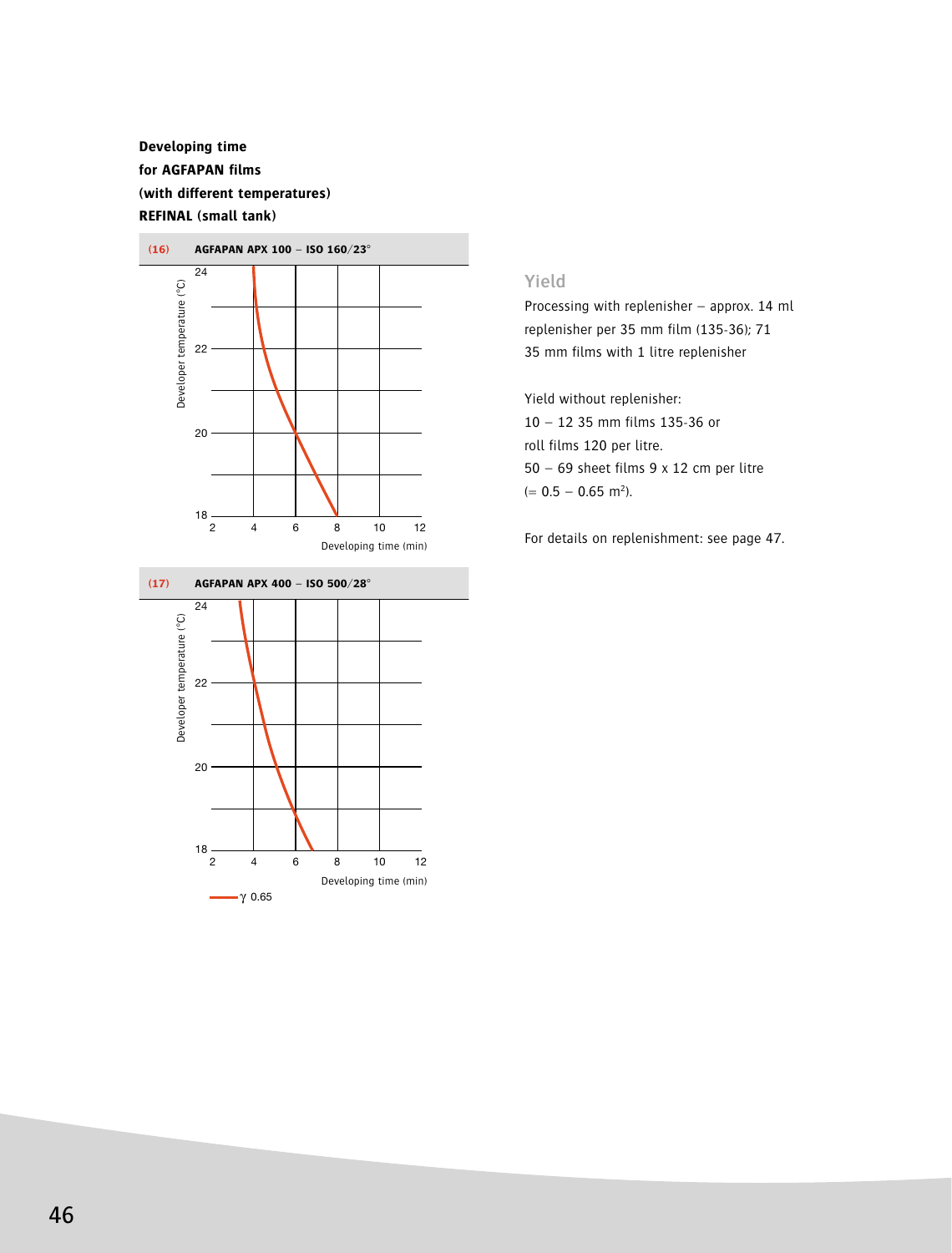**Developing time**
**for AGFAPAN films**
**(with different temperatures)**
**REFINAL (small tank)**

**(16) AGFAPAN APX 100 – ISO 160/23°**

Developer temperature (°C)

24

22

20

18

2 4 6 8 10 12

Developing time (min)

**(17) AGFAPAN APX 400 – ISO 500/28°**

Developer temperature (°C)

24

22

20

18

2 4 6 8 10 12

Developing time (min)

γ 0.65

## Yield

Processing with replenisher – approx. 14 ml replenisher per 35 mm film (135-36); 71 35 mm films with 1 litre replenisher

Yield without replenisher:
10 – 12 35 mm films 135-36 or roll films 120 per litre.
50 – 69 sheet films 9 x 12 cm per litre (= 0.5 – 0.65 $m^2$).

For details on replenishment: see page 47.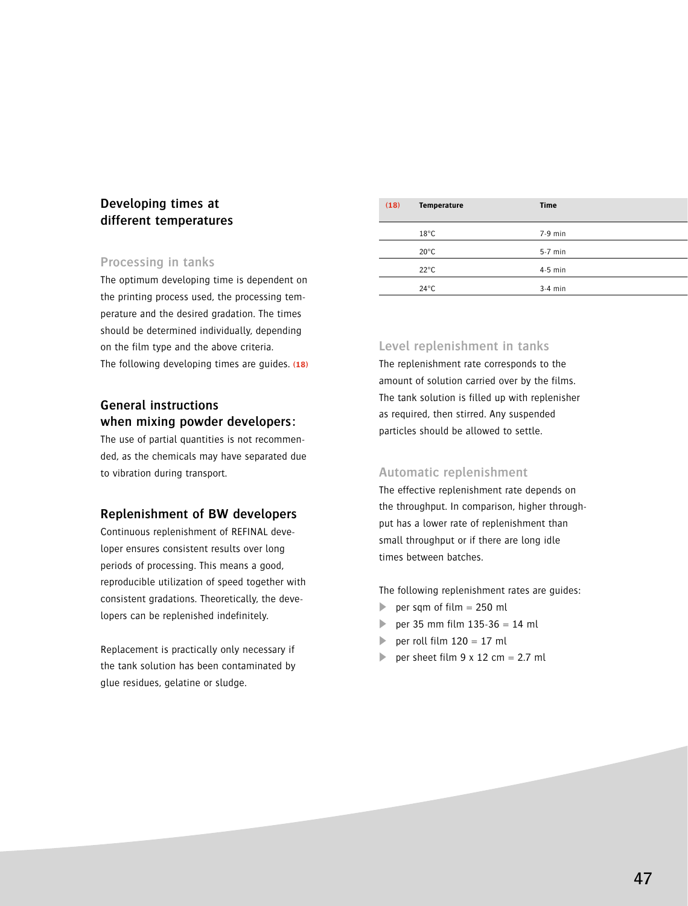## Developing times at different temperatures

### Processing in tanks

The optimum developing time is dependent on the printing process used, the processing temperature and the desired gradation. The times should be determined individually, depending on the film type and the above criteria.
The following developing times are guides. (18)

| (18) | Temperature | Time |
|---|---|---|
| | 18°C | 7-9 min |
| | 20°C | 5-7 min |
| | 22°C | 4-5 min |
| | 24°C | 3-4 min |

## General instructions when mixing powder developers:

The use of partial quantities is not recommended, as the chemicals may have separated due to vibration during transport.

## Replenishment of BW developers

Continuous replenishment of REFINAL developer ensures consistent results over long periods of processing. This means a good, reproducible utilization of speed together with consistent gradations. Theoretically, the developers can be replenished indefinitely.

Replacement is practically only necessary if the tank solution has been contaminated by glue residues, gelatine or sludge.

### Level replenishment in tanks

The replenishment rate corresponds to the amount of solution carried over by the films. The tank solution is filled up with replenisher as required, then stirred. Any suspended particles should be allowed to settle.

### Automatic replenishment

The effective replenishment rate depends on the throughput. In comparison, higher throughput has a lower rate of replenishment than small throughput or if there are long idle times between batches.

The following replenishment rates are guides:

- per sqm of film = 250 ml
- per 35 mm film 135-36 = 14 ml
- per roll film 120 = 17 ml
- per sheet film 9 x 12 cm = 2.7 ml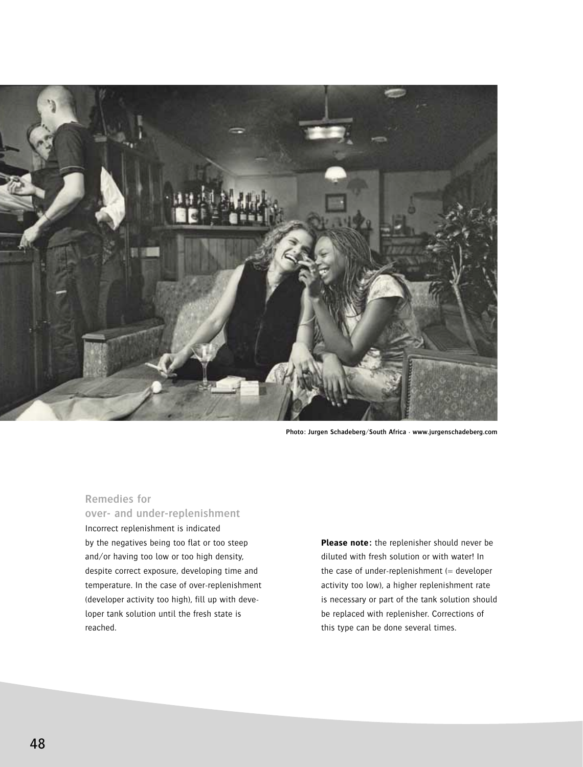Photo: Jurgen Schadeberg/South Africa · www.jurgenschadeberg.com

## Remedies for over- and under-replenishment

Incorrect replenishment is indicated by the negatives being too flat or too steep and/or having too low or too high density, despite correct exposure, developing time and temperature. In the case of over-replenishment (developer activity too high), fill up with developer tank solution until the fresh state is reached.

**Please note:** the replenisher should never be diluted with fresh solution or with water! In the case of under-replenishment (= developer activity too low), a higher replenishment rate is necessary or part of the tank solution should be replaced with replenisher. Corrections of this type can be done several times.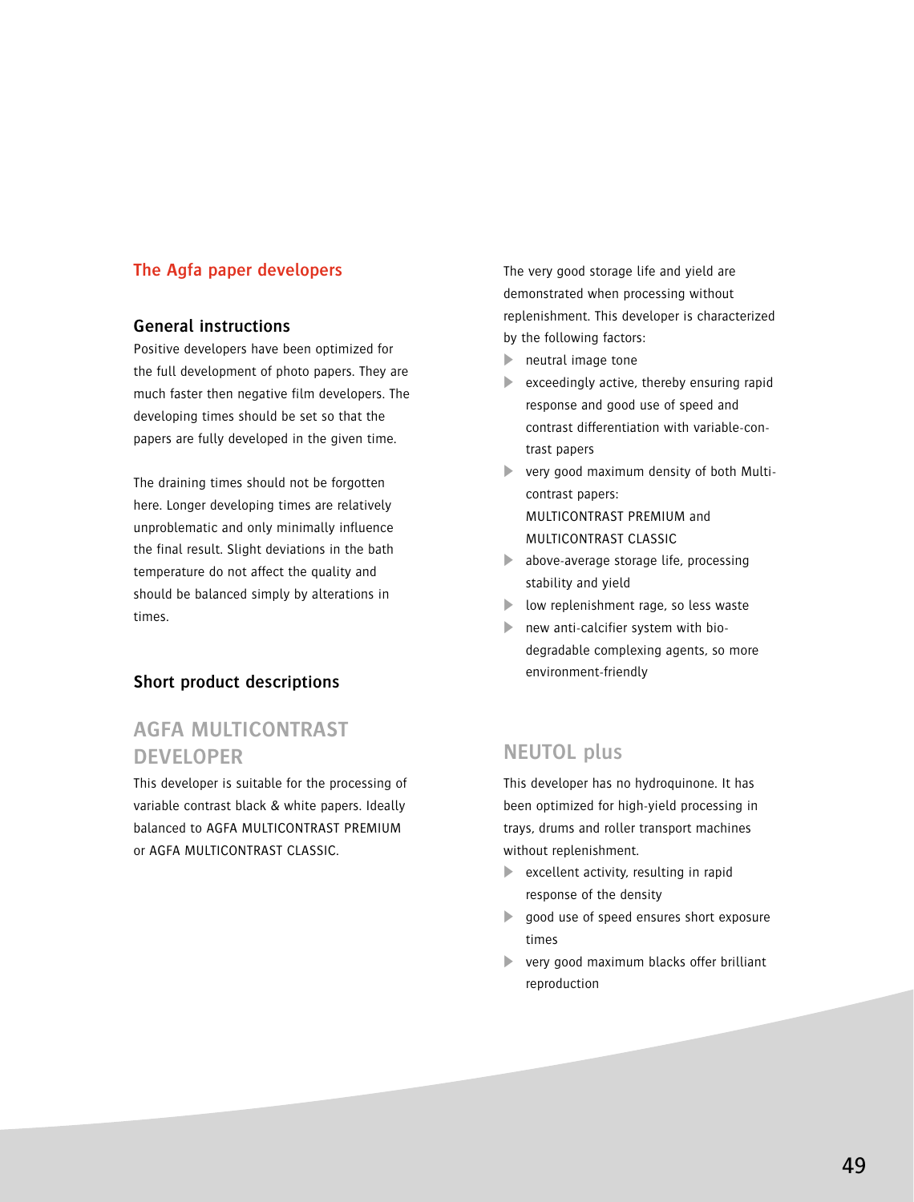## The Agfa paper developers

### General instructions

Positive developers have been optimized for the full development of photo papers. They are much faster then negative film developers. The developing times should be set so that the papers are fully developed in the given time.

The draining times should not be forgotten here. Longer developing times are relatively unproblematic and only minimally influence the final result. Slight deviations in the bath temperature do not affect the quality and should be balanced simply by alterations in times.

### Short product descriptions

### AGFA MULTICONTRAST DEVELOPER

This developer is suitable for the processing of variable contrast black & white papers. Ideally balanced to AGFA MULTICONTRAST PREMIUM or AGFA MULTICONTRAST CLASSIC.

The very good storage life and yield are demonstrated when processing without replenishment. This developer is characterized by the following factors:

- neutral image tone
- exceedingly active, thereby ensuring rapid response and good use of speed and contrast differentiation with variable-contrast papers
- very good maximum density of both Multicontrast papers: MULTICONTRAST PREMIUM and MULTICONTRAST CLASSIC
- above-average storage life, processing stability and yield
- low replenishment rage, so less waste
- new anti-calcifier system with biodegradable complexing agents, so more environment-friendly

### NEUTOL plus

This developer has no hydroquinone. It has been optimized for high-yield processing in trays, drums and roller transport machines without replenishment.

- excellent activity, resulting in rapid response of the density
- good use of speed ensures short exposure times
- very good maximum blacks offer brilliant reproduction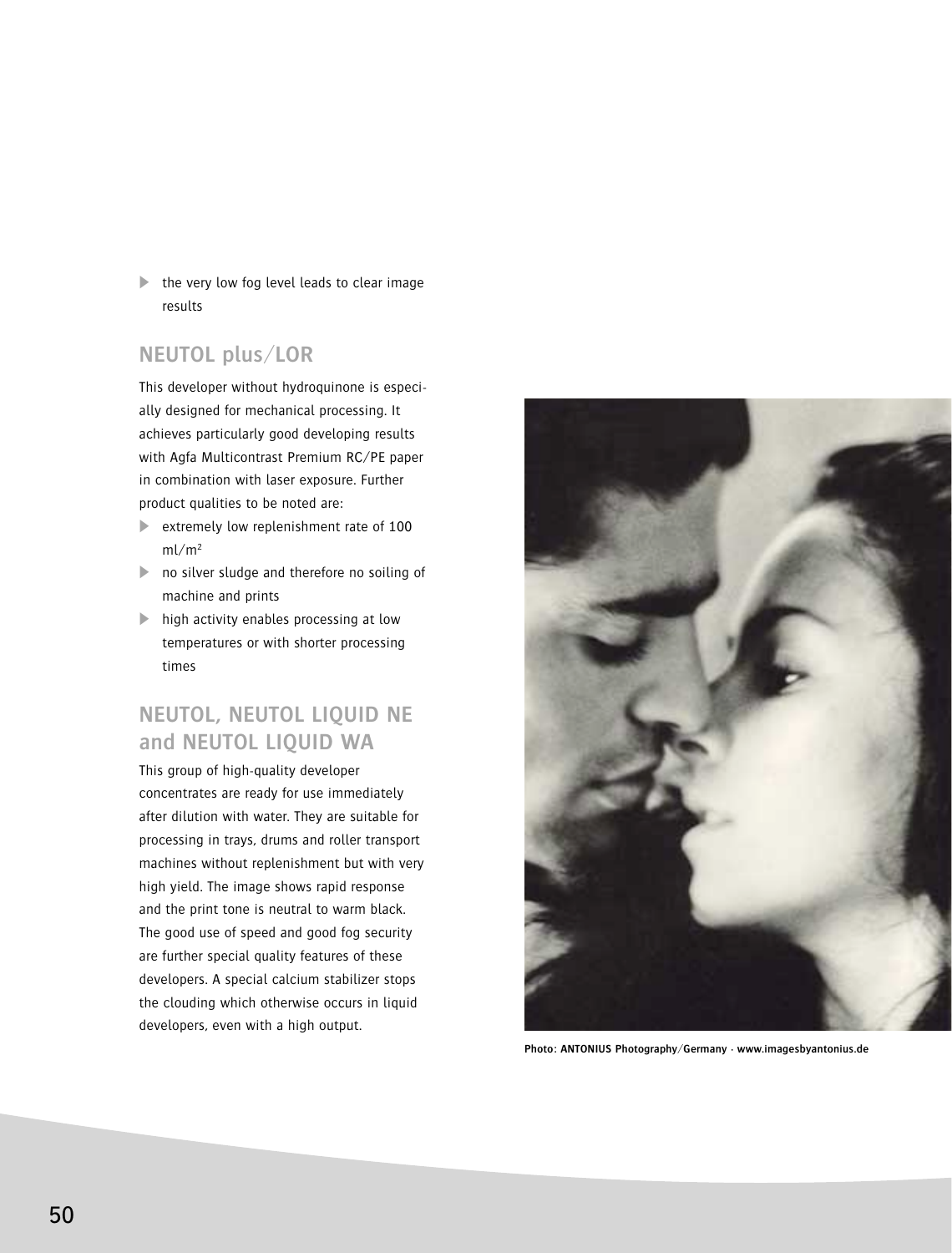- the very low fog level leads to clear image results

## NEUTOL plus/LOR

This developer without hydroquinone is especially designed for mechanical processing. It achieves particularly good developing results with Agfa Multicontrast Premium RC/PE paper in combination with laser exposure. Further product qualities to be noted are:

- extremely low replenishment rate of 100 $ml/m^2$
- no silver sludge and therefore no soiling of machine and prints
- high activity enables processing at low temperatures or with shorter processing times

## NEUTOL, NEUTOL LIQUID NE and NEUTOL LIQUID WA

This group of high-quality developer concentrates are ready for use immediately after dilution with water. They are suitable for processing in trays, drums and roller transport machines without replenishment but with very high yield. The image shows rapid response and the print tone is neutral to warm black. The good use of speed and good fog security are further special quality features of these developers. A special calcium stabilizer stops the clouding which otherwise occurs in liquid developers, even with a high output.

**Photo: ANTONIUS Photography/Germany · www.imagesbyantonius.de**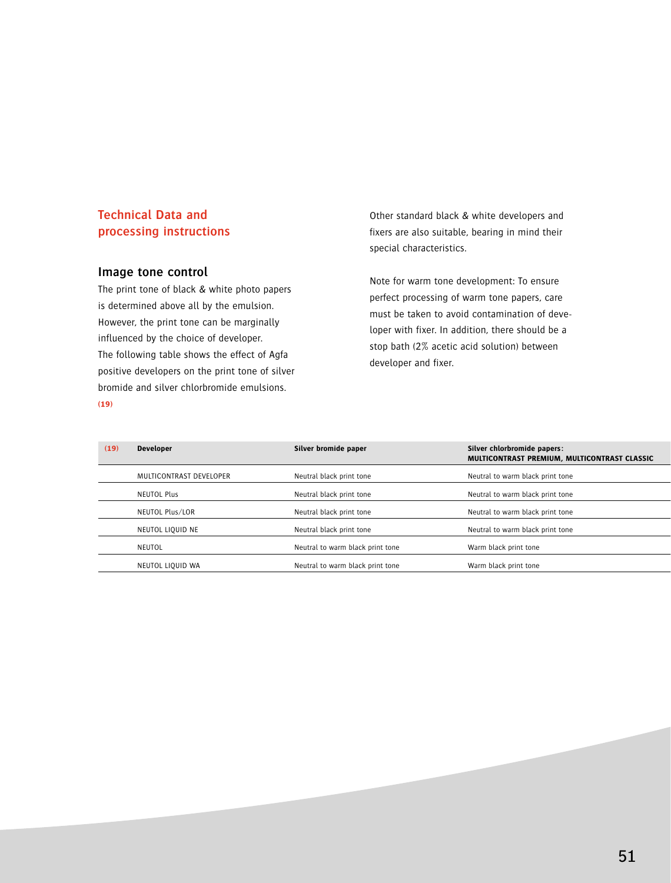## Technical Data and processing instructions

### Image tone control

The print tone of black & white photo papers is determined above all by the emulsion. However, the print tone can be marginally influenced by the choice of developer. The following table shows the effect of Agfa positive developers on the print tone of silver bromide and silver chlorbromide emulsions. **(19)**

Other standard black & white developers and fixers are also suitable, bearing in mind their special characteristics.

Note for warm tone development: To ensure perfect processing of warm tone papers, care must be taken to avoid contamination of developer with fixer. In addition, there should be a stop bath (2% acetic acid solution) between developer and fixer.

| (19) | Developer | Silver bromide paper | Silver chlorbromide papers: MULTICONTRAST PREMIUM, MULTICONTRAST CLASSIC |
|---|---|---|---|
| | MULTICONTRAST DEVELOPER | Neutral black print tone | Neutral to warm black print tone |
| | NEUTOL Plus | Neutral black print tone | Neutral to warm black print tone |
| | NEUTOL Plus/LOR | Neutral black print tone | Neutral to warm black print tone |
| | NEUTOL LIQUID NE | Neutral black print tone | Neutral to warm black print tone |
| | NEUTOL | Neutral to warm black print tone | Warm black print tone |
| | NEUTOL LIQUID WA | Neutral to warm black print tone | Warm black print tone |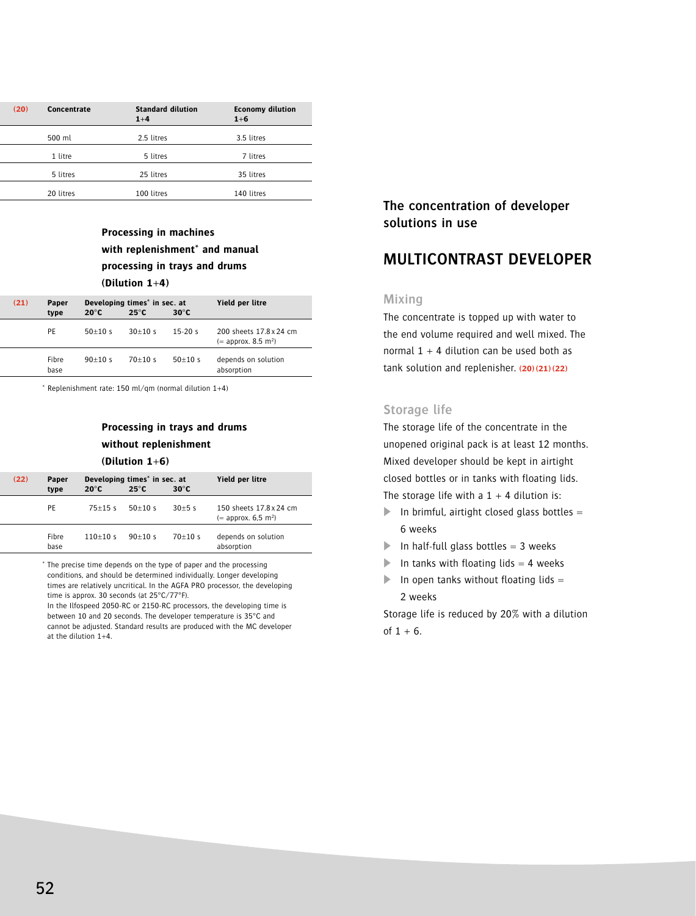## The concentration of developer solutions in use

# MULTICONTRAST DEVELOPER

### Mixing

The concentrate is topped up with water to the end volume required and well mixed. The normal 1 + 4 dilution can be used both as tank solution and replenisher. (20) (21) (22)

| (20) | Concentrate | Standard dilution 1+4 | Economy dilution 1+6 |
|---|---|---|---|
| | 500 ml | 2.5 litres | 3.5 litres |
| | 1 litre | 5 litres | 7 litres |
| | 5 litres | 25 litres | 35 litres |
| | 20 litres | 100 litres | 140 litres |

**Processing in machines with replenishment* and manual processing in trays and drums (Dilution 1+4)**

| (21) | Paper type | Developing times* in sec. at 20°C | 25°C | 30°C | Yield per litre |
|---|---|---|---|---|---|
| | PE | 50±10 s | 30±10 s | 15-20 s | 200 sheets 17.8 x 24 cm (= approx. 8.5 m²) |
| | Fibre base | 90±10 s | 70±10 s | 50±10 s | depends on solution absorption |

\* Replenishment rate: 150 ml/qm (normal dilution 1+4)

**Processing in trays and drums without replenishment (Dilution 1+6)**

| (22) | Paper type | Developing times* in sec. at 20°C | 25°C | 30°C | Yield per litre |
|---|---|---|---|---|---|
| | PE | 75±15 s | 50±10 s | 30±5 s | 150 sheets 17.8 x 24 cm (= approx. 6,5 m²) |
| | Fibre base | 110±10 s | 90±10 s | 70±10 s | depends on solution absorption |

\* The precise time depends on the type of paper and the processing conditions, and should be determined individually. Longer developing times are relatively uncritical. In the AGFA PRO processor, the developing time is approx. 30 seconds (at 25°C/77°F).
In the Ilfospeed 2050-RC or 2150-RC processors, the developing time is between 10 and 20 seconds. The developer temperature is 35°C and cannot be adjusted. Standard results are produced with the MC developer at the dilution 1+4.

### Storage life

The storage life of the concentrate in the unopened original pack is at least 12 months. Mixed developer should be kept in airtight closed bottles or in tanks with floating lids. The storage life with a 1 + 4 dilution is:

- In brimful, airtight closed glass bottles = 6 weeks
- In half-full glass bottles = 3 weeks
- In tanks with floating lids = 4 weeks
- In open tanks without floating lids = 2 weeks

Storage life is reduced by 20% with a dilution of 1 + 6.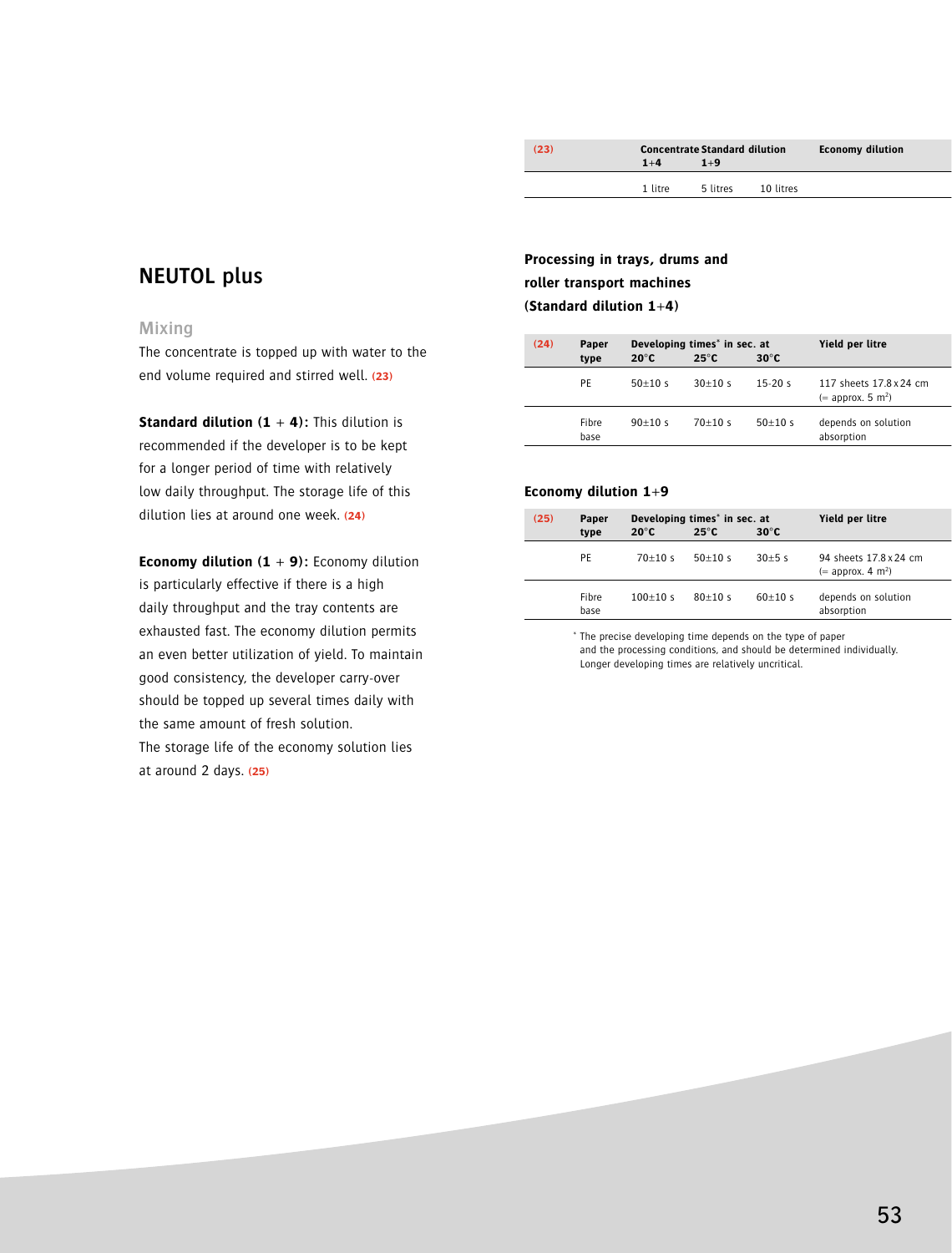# NEUTOL plus

## Mixing

The concentrate is topped up with water to the end volume required and stirred well. (23)

**Standard dilution (1 + 4):** This dilution is recommended if the developer is to be kept for a longer period of time with relatively low daily throughput. The storage life of this dilution lies at around one week. (24)

**Economy dilution (1 + 9):** Economy dilution is particularly effective if there is a high daily throughput and the tray contents are exhausted fast. The economy dilution permits an even better utilization of yield. To maintain good consistency, the developer carry-over should be topped up several times daily with the same amount of fresh solution. The storage life of the economy solution lies at around 2 days. (25)

| (23) | Concentrate | Standard dilution 1+4 | Economy dilution 1+9 |
|---|---|---|---|
| | 1 litre | 5 litres | 10 litres |

**Processing in trays, drums and roller transport machines (Standard dilution 1+4)**

| (24) | Paper type | Developing times* in sec. at 20°C | 25°C | 30°C | Yield per litre |
|---|---|---|---|---|---|
| | PE | 50±10 s | 30±10 s | 15-20 s | 117 sheets 17.8 x 24 cm (= approx. 5 m²) |
| | Fibre base | 90±10 s | 70±10 s | 50±10 s | depends on solution absorption |

**Economy dilution 1+9**

| (25) | Paper type | Developing times* in sec. at 20°C | 25°C | 30°C | Yield per litre |
|---|---|---|---|---|---|
| | PE | 70±10 s | 50±10 s | 30±5 s | 94 sheets 17.8 x 24 cm (= approx. 4 m²) |
| | Fibre base | 100±10 s | 80±10 s | 60±10 s | depends on solution absorption |

\* The precise developing time depends on the type of paper and the processing conditions, and should be determined individually. Longer developing times are relatively uncritical.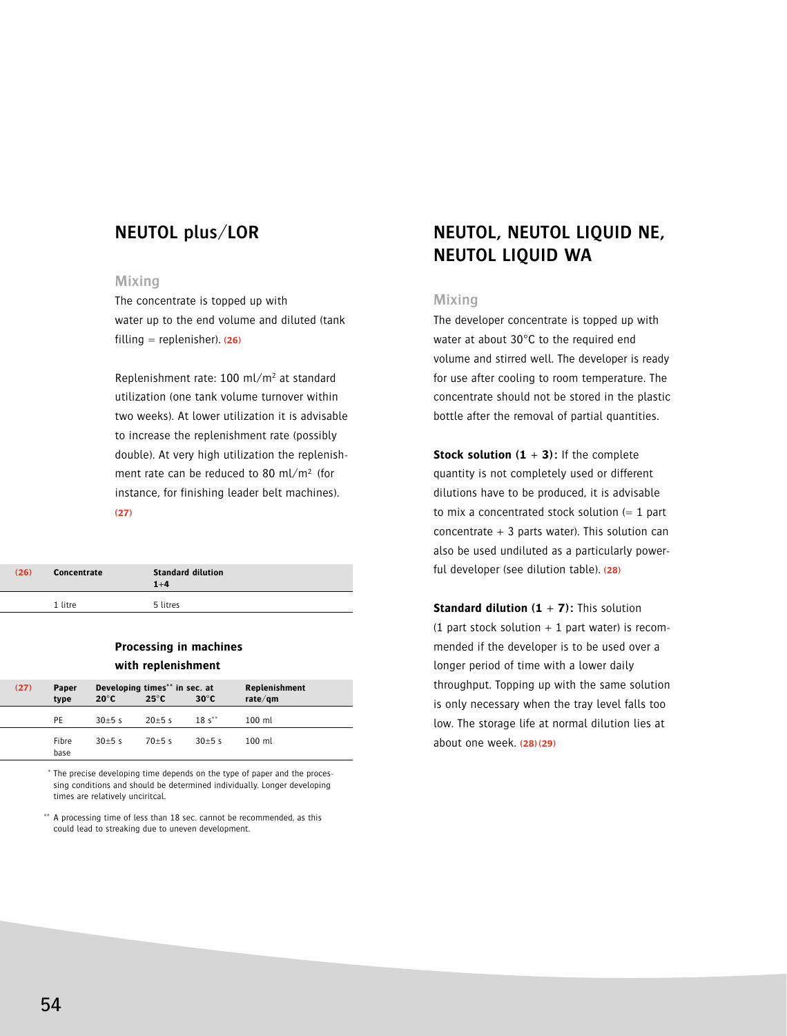## NEUTOL plus/LOR

### Mixing

The concentrate is topped up with water up to the end volume and diluted (tank filling = replenisher). **(26)**

Replenishment rate: 100 ml/m² at standard utilization (one tank volume turnover within two weeks). At lower utilization it is advisable to increase the replenishment rate (possibly double). At very high utilization the replenishment rate can be reduced to 80 ml/m² (for instance, for finishing leader belt machines). **(27)**

| (26) | Concentrate | Standard dilution 1+4 |
|---|---|---|
| | 1 litre | 5 litres |

**Processing in machines with replenishment**

| (27) | Paper type | Developing times** in sec. at 20°C | 25°C | 30°C | Replenishment rate/qm |
|---|---|---|---|---|---|
| | PE | 30±5 s | 20±5 s | 18 s** | 100 ml |
| | Fibre base | 30±5 s | 70±5 s | 30±5 s | 100 ml |

\* The precise developing time depends on the type of paper and the processing conditions and should be determined individually. Longer developing times are relatively unciritcal.

\*\* A processing time of less than 18 sec. cannot be recommended, as this could lead to streaking due to uneven development.

## NEUTOL, NEUTOL LIQUID NE, NEUTOL LIQUID WA

### Mixing

The developer concentrate is topped up with water at about 30°C to the required end volume and stirred well. The developer is ready for use after cooling to room temperature. The concentrate should not be stored in the plastic bottle after the removal of partial quantities.

**Stock solution (1 + 3):** If the complete quantity is not completely used or different dilutions have to be produced, it is advisable to mix a concentrated stock solution (= 1 part concentrate + 3 parts water). This solution can also be used undiluted as a particularly powerful developer (see dilution table). **(28)**

**Standard dilution (1 + 7):** This solution (1 part stock solution + 1 part water) is recommended if the developer is to be used over a longer period of time with a lower daily throughput. Topping up with the same solution is only necessary when the tray level falls too low. The storage life at normal dilution lies at about one week. **(28) (29)**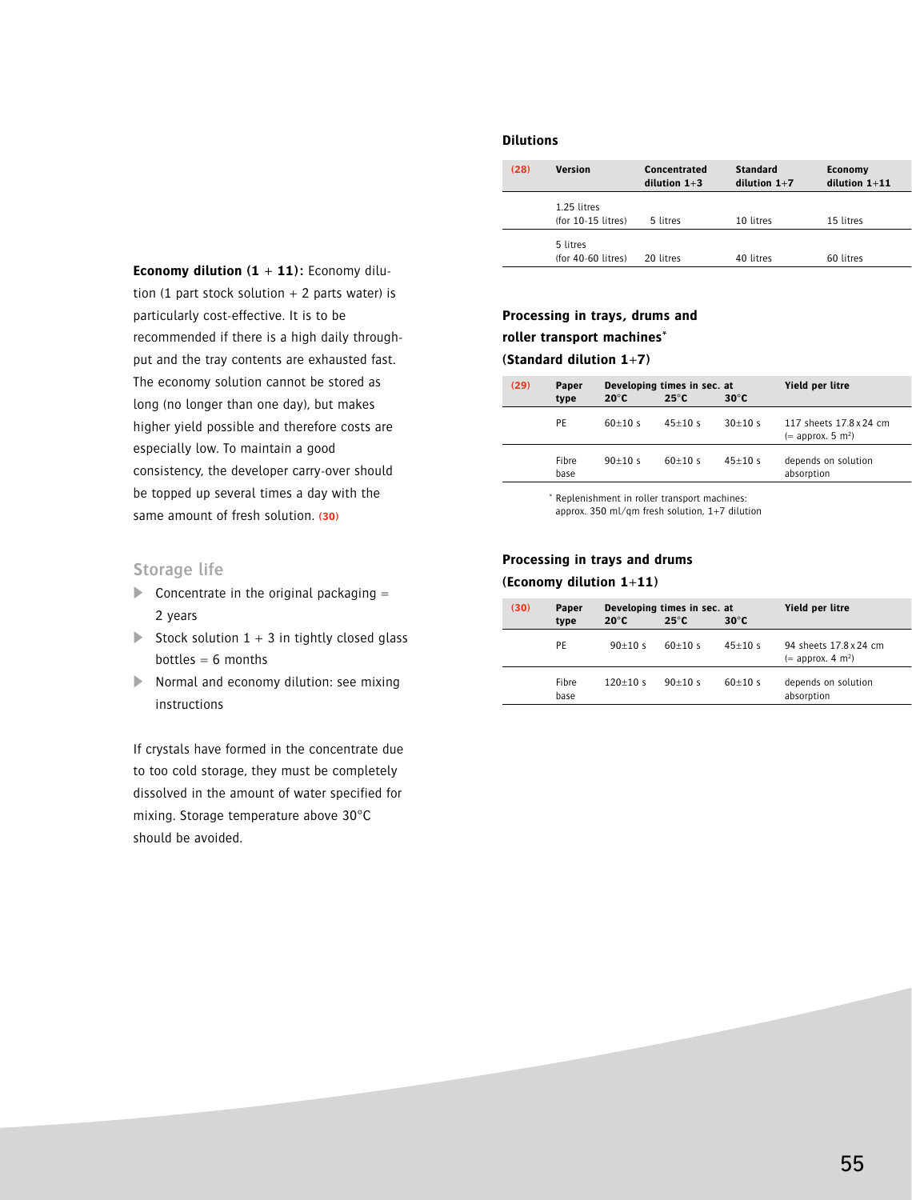**Economy dilution (1 + 11):** Economy dilution (1 part stock solution + 2 parts water) is particularly cost-effective. It is to be recommended if there is a high daily throughput and the tray contents are exhausted fast. The economy solution cannot be stored as long (no longer than one day), but makes higher yield possible and therefore costs are especially low. To maintain a good consistency, the developer carry-over should be topped up several times a day with the same amount of fresh solution. (30)

## Storage life

- Concentrate in the original packaging = 2 years
- Stock solution 1 + 3 in tightly closed glass bottles = 6 months
- Normal and economy dilution: see mixing instructions

If crystals have formed in the concentrate due to too cold storage, they must be completely dissolved in the amount of water specified for mixing. Storage temperature above 30°C should be avoided.

### Dilutions

| (28) | Version | Concentrated dilution 1+3 | Standard dilution 1+7 | Economy dilution 1+11 |
|---|---|---|---|---|
| | 1.25 litres (for 10-15 litres) | 5 litres | 10 litres | 15 litres |
| | 5 litres (for 40-60 litres) | 20 litres | 40 litres | 60 litres |

### Processing in trays, drums and roller transport machines* (Standard dilution 1+7)

| (29) | Paper type | Developing times in sec. at 20°C | 25°C | 30°C | Yield per litre |
|---|---|---|---|---|---|
| | PE | 60±10 s | 45±10 s | 30±10 s | 117 sheets 17.8 x 24 cm (= approx. 5 m²) |
| | Fibre base | 90±10 s | 60±10 s | 45±10 s | depends on solution absorption |

* Replenishment in roller transport machines: approx. 350 ml/qm fresh solution, 1+7 dilution

### Processing in trays and drums (Economy dilution 1+11)

| (30) | Paper type | Developing times in sec. at 20°C | 25°C | 30°C | Yield per litre |
|---|---|---|---|---|---|
| | PE | 90±10 s | 60±10 s | 45±10 s | 94 sheets 17.8 x 24 cm (= approx. 4 m²) |
| | Fibre base | 120±10 s | 90±10 s | 60±10 s | depends on solution absorption |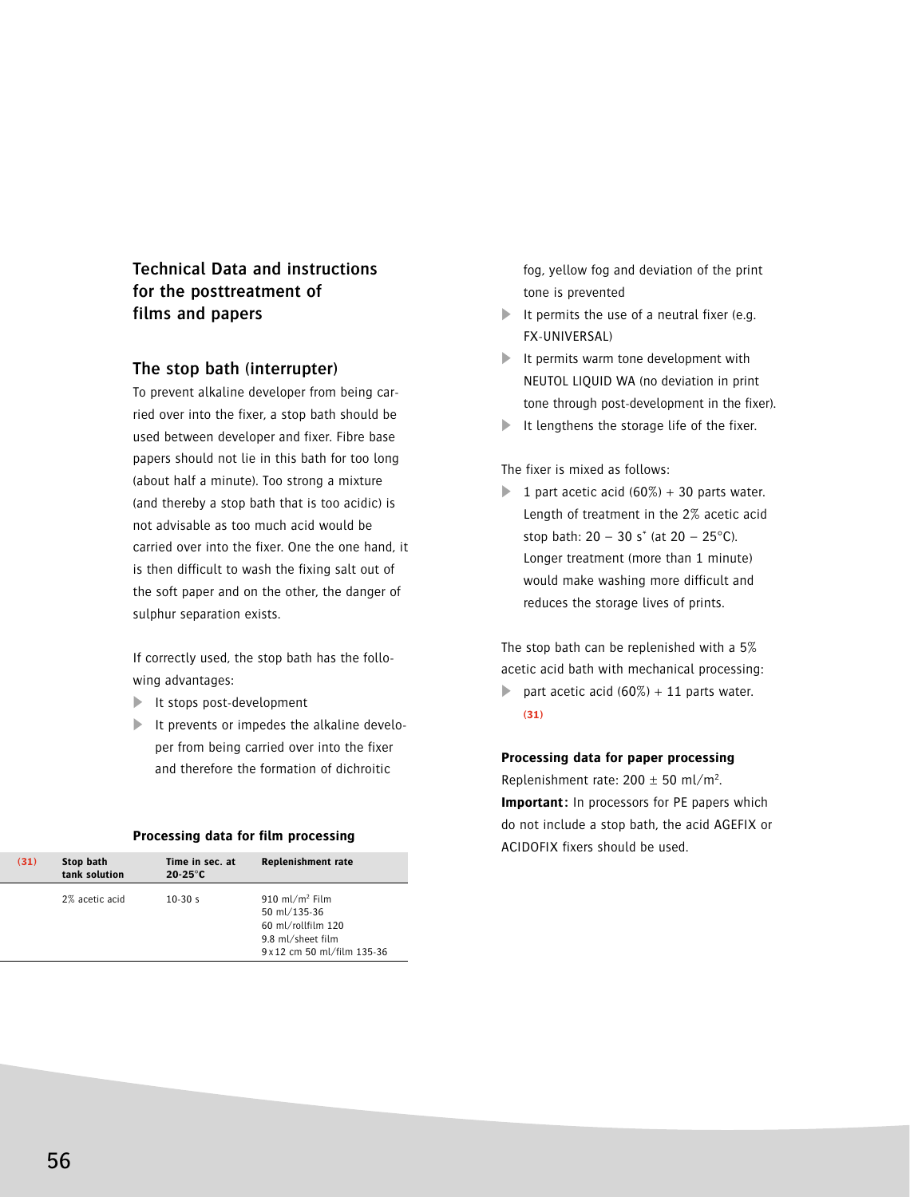## Technical Data and instructions for the posttreatment of films and papers

### The stop bath (interrupter)

To prevent alkaline developer from being carried over into the fixer, a stop bath should be used between developer and fixer. Fibre base papers should not lie in this bath for too long (about half a minute). Too strong a mixture (and thereby a stop bath that is too acidic) is not advisable as too much acid would be carried over into the fixer. One the one hand, it is then difficult to wash the fixing salt out of the soft paper and on the other, the danger of sulphur separation exists.

If correctly used, the stop bath has the following advantages:

- It stops post-development
- It prevents or impedes the alkaline developer from being carried over into the fixer and therefore the formation of dichroitic fog, yellow fog and deviation of the print tone is prevented
- It permits the use of a neutral fixer (e.g. FX-UNIVERSAL)
- It permits warm tone development with NEUTOL LIQUID WA (no deviation in print tone through post-development in the fixer).
- It lengthens the storage life of the fixer.

The fixer is mixed as follows:

- 1 part acetic acid (60%) + 30 parts water. Length of treatment in the 2% acetic acid stop bath: 20 – 30 s* (at 20 – 25°C). Longer treatment (more than 1 minute) would make washing more difficult and reduces the storage lives of prints.

The stop bath can be replenished with a 5% acetic acid bath with mechanical processing:

- part acetic acid (60%) + 11 parts water. **(31)**

**Processing data for film processing**

| (31) | Stop bath tank solution | Time in sec. at 20-25°C | Replenishment rate |
|---|---|---|---|
| | 2% acetic acid | 10-30 s | 910 ml/m² Film<br>50 ml/135-36<br>60 ml/rollfilm 120<br>9.8 ml/sheet film<br>9 x 12 cm 50 ml/film 135-36 |

**Processing data for paper processing**

Replenishment rate: 200 ± 50 ml/m².

**Important:** In processors for PE papers which do not include a stop bath, the acid AGEFIX or ACIDOFIX fixers should be used.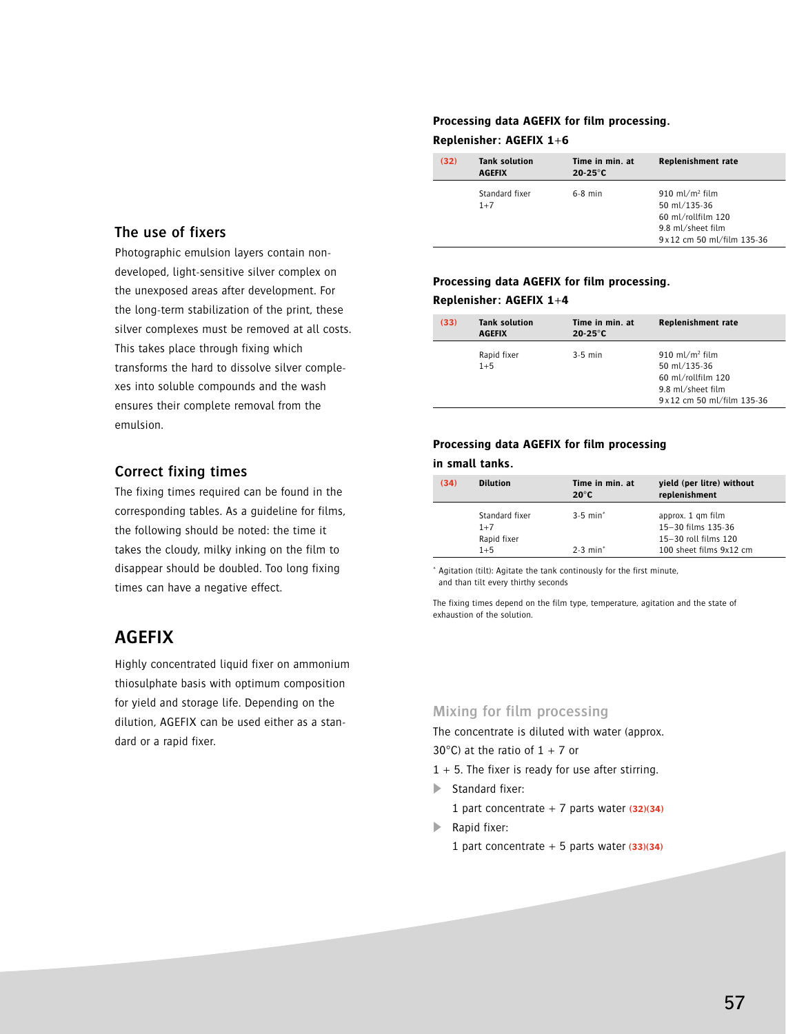## The use of fixers

Photographic emulsion layers contain non-developed, light-sensitive silver complex on the unexposed areas after development. For the long-term stabilization of the print, these silver complexes must be removed at all costs. This takes place through fixing which transforms the hard to dissolve silver complexes into soluble compounds and the wash ensures their complete removal from the emulsion.

## Correct fixing times

The fixing times required can be found in the corresponding tables. As a guideline for films, the following should be noted: the time it takes the cloudy, milky inking on the film to disappear should be doubled. Too long fixing times can have a negative effect.

# AGEFIX

Highly concentrated liquid fixer on ammonium thiosulphate basis with optimum composition for yield and storage life. Depending on the dilution, AGEFIX can be used either as a standard or a rapid fixer.

**Processing data AGEFIX for film processing.**
**Replenisher: AGEFIX 1+6**

| (32) | Tank solution AGEFIX | Time in min. at 20-25°C | Replenishment rate |
|---|---|---|---|
| | Standard fixer 1+7 | 6-8 min | 910 ml/m² film<br>50 ml/135-36<br>60 ml/rollfilm 120<br>9.8 ml/sheet film<br>9x12 cm 50 ml/film 135-36 |

**Processing data AGEFIX for film processing.**
**Replenisher: AGEFIX 1+4**

| (33) | Tank solution AGEFIX | Time in min. at 20-25°C | Replenishment rate |
|---|---|---|---|
| | Rapid fixer 1+5 | 3-5 min | 910 ml/m² film<br>50 ml/135-36<br>60 ml/rollfilm 120<br>9.8 ml/sheet film<br>9x12 cm 50 ml/film 135-36 |

**Processing data AGEFIX for film processing in small tanks.**

| (34) | Dilution | Time in min. at 20°C | yield (per litre) without replenishment |
|---|---|---|---|
| | Standard fixer 1+7 | 3-5 min* | approx. 1 qm film<br>15–30 films 135-36 |
| | Rapid fixer 1+5 | 2-3 min* | 15–30 roll films 120<br>100 sheet films 9x12 cm |

* Agitation (tilt): Agitate the tank continously for the first minute, and than tilt every thirthy seconds

The fixing times depend on the film type, temperature, agitation and the state of exhaustion of the solution.

### Mixing for film processing

The concentrate is diluted with water (approx. 30°C) at the ratio of 1 + 7 or 1 + 5. The fixer is ready for use after stirring.

- Standard fixer:
  1 part concentrate + 7 parts water (32)(34)
- Rapid fixer:
  1 part concentrate + 5 parts water (33)(34)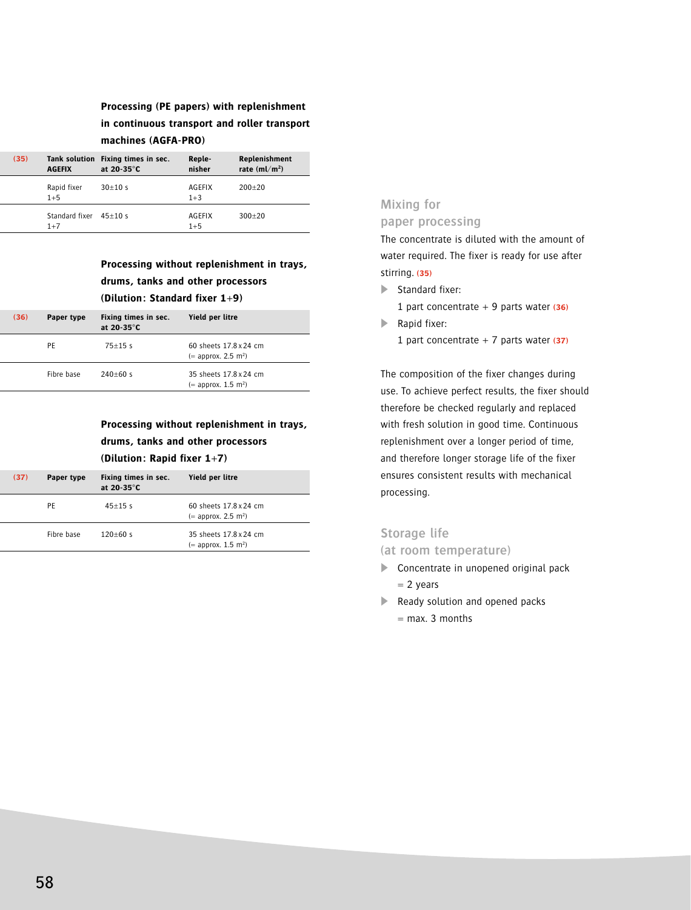### Processing (PE papers) with replenishment in continuous transport and roller transport machines (AGFA-PRO)

| (35) | Tank solution AGEFIX | Fixing times in sec. at 20-35°C | Replenisher | Replenishment rate (ml/m²) |
|---|---|---|---|---|
| | Rapid fixer 1+5 | 30±10 s | AGEFIX 1+3 | 200±20 |
| | Standard fixer 1+7 | 45±10 s | AGEFIX 1+5 | 300±20 |

### Processing without replenishment in trays, drums, tanks and other processors (Dilution: Standard fixer 1+9)

| (36) | Paper type | Fixing times in sec. at 20-35°C | Yield per litre |
|---|---|---|---|
| | PE | 75±15 s | 60 sheets 17.8 x 24 cm (= approx. 2.5 m²) |
| | Fibre base | 240±60 s | 35 sheets 17.8 x 24 cm (= approx. 1.5 m²) |

### Processing without replenishment in trays, drums, tanks and other processors (Dilution: Rapid fixer 1+7)

| (37) | Paper type | Fixing times in sec. at 20-35°C | Yield per litre |
|---|---|---|---|
| | PE | 45±15 s | 60 sheets 17.8 x 24 cm (= approx. 2.5 m²) |
| | Fibre base | 120±60 s | 35 sheets 17.8 x 24 cm (= approx. 1.5 m²) |

## Mixing for paper processing

The concentrate is diluted with the amount of water required. The fixer is ready for use after stirring. (35)

- Standard fixer:
  1 part concentrate + 9 parts water (36)
- Rapid fixer:
  1 part concentrate + 7 parts water (37)

The composition of the fixer changes during use. To achieve perfect results, the fixer should therefore be checked regularly and replaced with fresh solution in good time. Continuous replenishment over a longer period of time, and therefore longer storage life of the fixer ensures consistent results with mechanical processing.

## Storage life (at room temperature)

- Concentrate in unopened original pack
  = 2 years
- Ready solution and opened packs
  = max. 3 months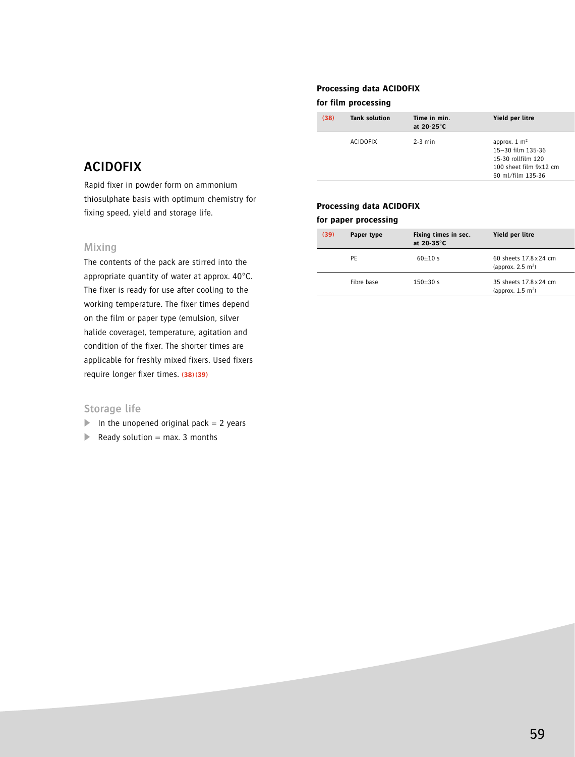## ACIDOFIX

Rapid fixer in powder form on ammonium thiosulphate basis with optimum chemistry for fixing speed, yield and storage life.

### Mixing

The contents of the pack are stirred into the appropriate quantity of water at approx. 40°C. The fixer is ready for use after cooling to the working temperature. The fixer times depend on the film or paper type (emulsion, silver halide coverage), temperature, agitation and condition of the fixer. The shorter times are applicable for freshly mixed fixers. Used fixers require longer fixer times. (38) (39)

### Storage life

- In the unopened original pack = 2 years
- Ready solution = max. 3 months

**Processing data ACIDOFIX**
**for film processing**

| (38) | Tank solution | Time in min. at 20-25°C | Yield per litre |
|---|---|---|---|
| | ACIDOFIX | 2-3 min | approx. 1 $m^2$<br>15–30 film 135-36<br>15-30 rollfilm 120<br>100 sheet film 9x12 cm<br>50 ml/film 135-36 |

**Processing data ACIDOFIX**
**for paper processing**

| (39) | Paper type | Fixing times in sec. at 20-35°C | Yield per litre |
|---|---|---|---|
| | PE | 60±10 s | 60 sheets 17.8 x 24 cm (approx. 2.5 $m^2$) |
| | Fibre base | 150±30 s | 35 sheets 17.8 x 24 cm (approx. 1.5 $m^2$) |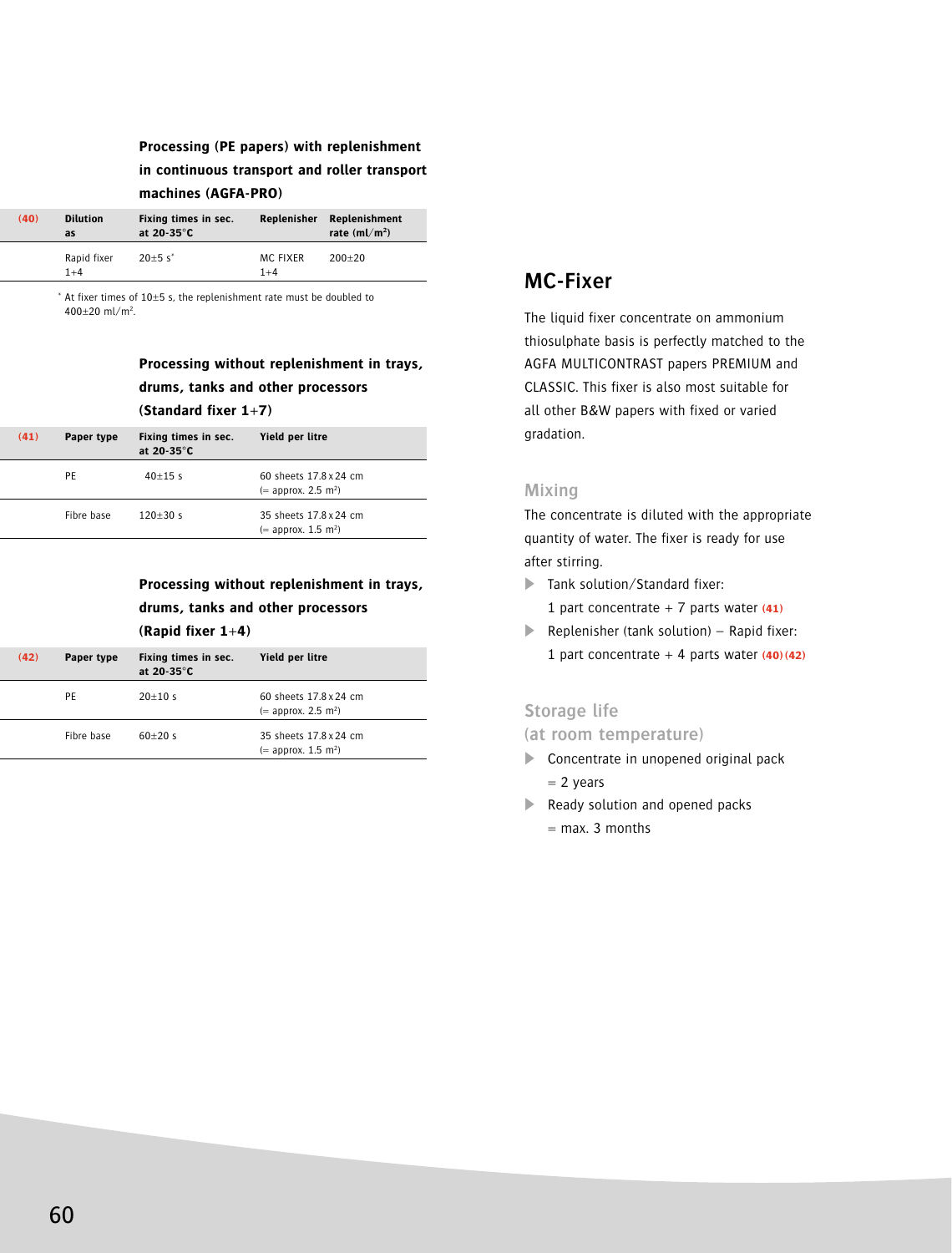### Processing (PE papers) with replenishment in continuous transport and roller transport machines (AGFA-PRO)

| (40) | Dilution as | Fixing times in sec. at 20-35°C | Replenisher | Replenishment rate (ml/m²) |
|---|---|---|---|---|
| | Rapid fixer 1+4 | 20±5 s* | MC FIXER 1+4 | 200±20 |

* At fixer times of 10±5 s, the replenishment rate must be doubled to 400±20 ml/m².

### Processing without replenishment in trays, drums, tanks and other processors (Standard fixer 1+7)

| (41) | Paper type | Fixing times in sec. at 20-35°C | Yield per litre |
|---|---|---|---|
| | PE | 40±15 s | 60 sheets 17.8 x 24 cm (= approx. 2.5 m²) |
| | Fibre base | 120±30 s | 35 sheets 17.8 x 24 cm (= approx. 1.5 m²) |

### Processing without replenishment in trays, drums, tanks and other processors (Rapid fixer 1+4)

| (42) | Paper type | Fixing times in sec. at 20-35°C | Yield per litre |
|---|---|---|---|
| | PE | 20±10 s | 60 sheets 17.8 x 24 cm (= approx. 2.5 m²) |
| | Fibre base | 60±20 s | 35 sheets 17.8 x 24 cm (= approx. 1.5 m²) |

## MC-Fixer

The liquid fixer concentrate on ammonium thiosulphate basis is perfectly matched to the AGFA MULTICONTRAST papers PREMIUM and CLASSIC. This fixer is also most suitable for all other B&W papers with fixed or varied gradation.

### Mixing

The concentrate is diluted with the appropriate quantity of water. The fixer is ready for use after stirring.

- Tank solution/Standard fixer: 1 part concentrate + 7 parts water (41)
- Replenisher (tank solution) – Rapid fixer: 1 part concentrate + 4 parts water (40)(42)

### Storage life (at room temperature)

- Concentrate in unopened original pack = 2 years
- Ready solution and opened packs = max. 3 months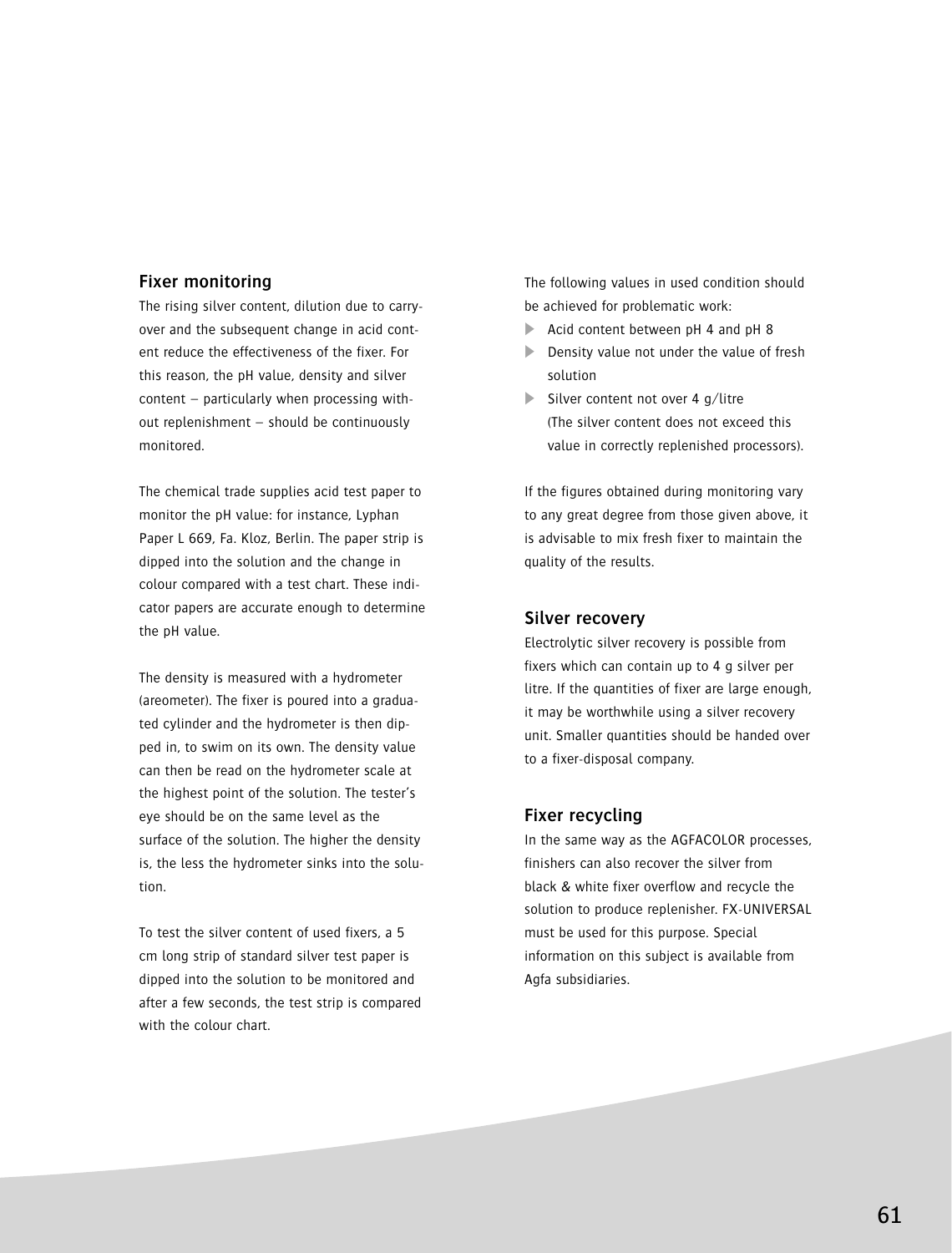## Fixer monitoring

The rising silver content, dilution due to carry-over and the subsequent change in acid content reduce the effectiveness of the fixer. For this reason, the pH value, density and silver content – particularly when processing without replenishment – should be continuously monitored.

The chemical trade supplies acid test paper to monitor the pH value: for instance, Lyphan Paper L 669, Fa. Kloz, Berlin. The paper strip is dipped into the solution and the change in colour compared with a test chart. These indicator papers are accurate enough to determine the pH value.

The density is measured with a hydrometer (areometer). The fixer is poured into a graduated cylinder and the hydrometer is then dipped in, to swim on its own. The density value can then be read on the hydrometer scale at the highest point of the solution. The tester's eye should be on the same level as the surface of the solution. The higher the density is, the less the hydrometer sinks into the solution.

To test the silver content of used fixers, a 5 cm long strip of standard silver test paper is dipped into the solution to be monitored and after a few seconds, the test strip is compared with the colour chart.

The following values in used condition should be achieved for problematic work:

- Acid content between pH 4 and pH 8
- Density value not under the value of fresh solution
- Silver content not over 4 g/litre (The silver content does not exceed this value in correctly replenished processors).

If the figures obtained during monitoring vary to any great degree from those given above, it is advisable to mix fresh fixer to maintain the quality of the results.

## Silver recovery

Electrolytic silver recovery is possible from fixers which can contain up to 4 g silver per litre. If the quantities of fixer are large enough, it may be worthwhile using a silver recovery unit. Smaller quantities should be handed over to a fixer-disposal company.

## Fixer recycling

In the same way as the AGFACOLOR processes, finishers can also recover the silver from black & white fixer overflow and recycle the solution to produce replenisher. FX-UNIVERSAL must be used for this purpose. Special information on this subject is available from Agfa subsidiaries.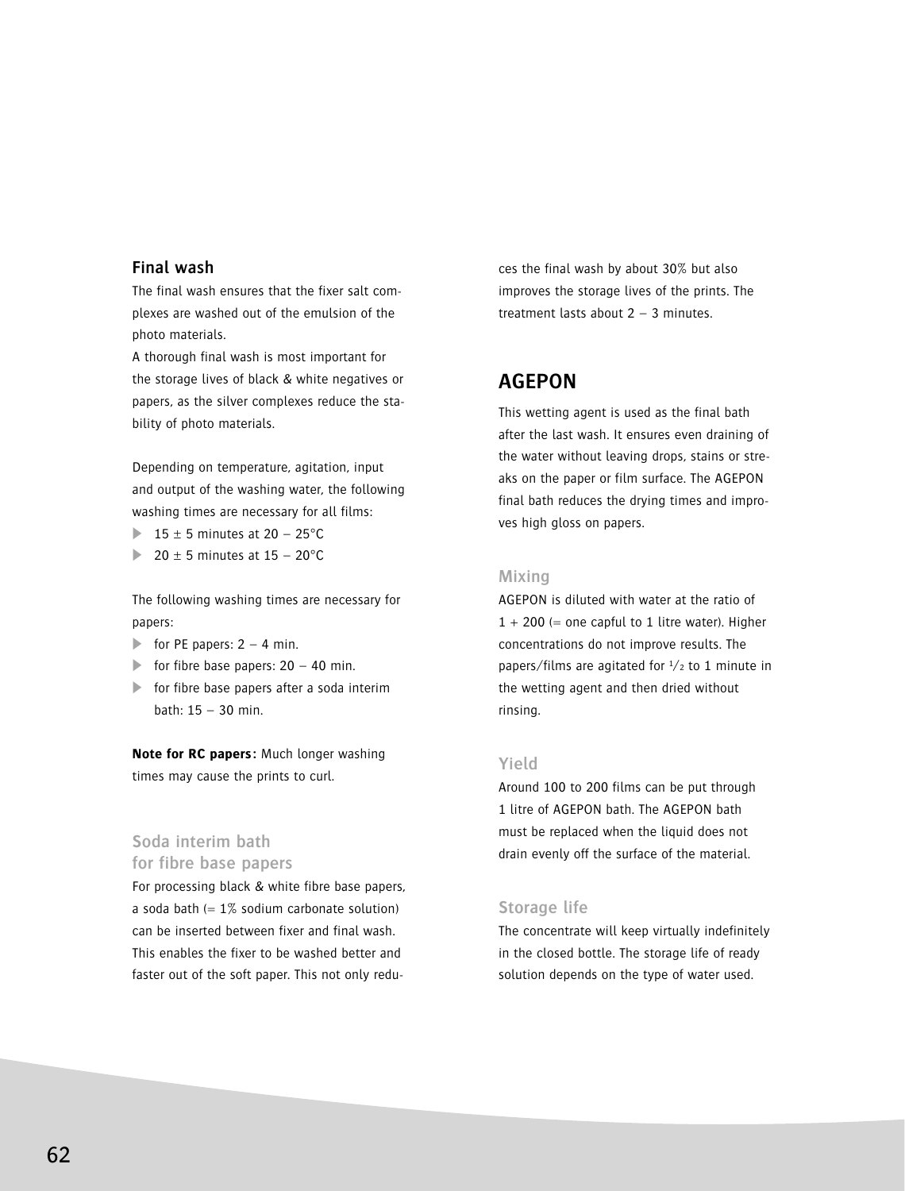## Final wash

The final wash ensures that the fixer salt complexes are washed out of the emulsion of the photo materials.
A thorough final wash is most important for the storage lives of black & white negatives or papers, as the silver complexes reduce the stability of photo materials.

Depending on temperature, agitation, input and output of the washing water, the following washing times are necessary for all films:

- 15 ± 5 minutes at 20 – 25°C
- 20 ± 5 minutes at 15 – 20°C

The following washing times are necessary for papers:

- for PE papers: 2 – 4 min.
- for fibre base papers: 20 – 40 min.
- for fibre base papers after a soda interim bath: 15 – 30 min.

**Note for RC papers:** Much longer washing times may cause the prints to curl.

### Soda interim bath for fibre base papers

For processing black & white fibre base papers, a soda bath (= 1% sodium carbonate solution) can be inserted between fixer and final wash. This enables the fixer to be washed better and faster out of the soft paper. This not only reduces the final wash by about 30% but also improves the storage lives of the prints. The treatment lasts about 2 – 3 minutes.

# AGEPON

This wetting agent is used as the final bath after the last wash. It ensures even draining of the water without leaving drops, stains or streaks on the paper or film surface. The AGEPON final bath reduces the drying times and improves high gloss on papers.

### Mixing

AGEPON is diluted with water at the ratio of 1 + 200 (= one capful to 1 litre water). Higher concentrations do not improve results. The papers/films are agitated for ½ to 1 minute in the wetting agent and then dried without rinsing.

### Yield

Around 100 to 200 films can be put through 1 litre of AGEPON bath. The AGEPON bath must be replaced when the liquid does not drain evenly off the surface of the material.

### Storage life

The concentrate will keep virtually indefinitely in the closed bottle. The storage life of ready solution depends on the type of water used.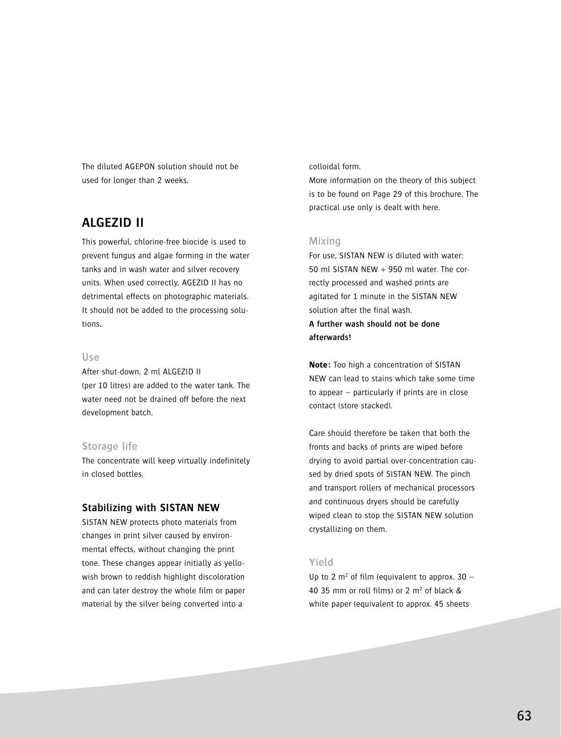The diluted AGEPON solution should not be used for longer than 2 weeks.

## ALGEZID II

This powerful, chlorine-free biocide is used to prevent fungus and algae forming in the water tanks and in wash water and silver recovery units. When used correctly, AGEZID II has no detrimental effects on photographic materials. It should not be added to the processing solutions.

### Use

After shut-down, 2 ml ALGEZID II (per 10 litres) are added to the water tank. The water need not be drained off before the next development batch.

### Storage life

The concentrate will keep virtually indefinitely in closed bottles.

## Stabilizing with SISTAN NEW

SISTAN NEW protects photo materials from changes in print silver caused by environmental effects, without changing the print tone. These changes appear initially as yellowish brown to reddish highlight discoloration and can later destroy the whole film or paper material by the silver being converted into a colloidal form.

More information on the theory of this subject is to be found on Page 29 of this brochure. The practical use only is dealt with here.

### Mixing

For use, SISTAN NEW is diluted with water: 50 ml SISTAN NEW + 950 ml water. The correctly processed and washed prints are agitated for 1 minute in the SISTAN NEW solution after the final wash.

**A further wash should not be done afterwards!**

**Note:** Too high a concentration of SISTAN NEW can lead to stains which take some time to appear – particularly if prints are in close contact (store stacked).

Care should therefore be taken that both the fronts and backs of prints are wiped before drying to avoid partial over-concentration caused by dried spots of SISTAN NEW. The pinch and transport rollers of mechanical processors and continuous dryers should be carefully wiped clean to stop the SISTAN NEW solution crystallizing on them.

### Yield

Up to 2 $m^2$ of film (equivalent to approx. 30 – 40 35 mm or roll films) or 2 $m^2$ of black & white paper (equivalent to approx. 45 sheets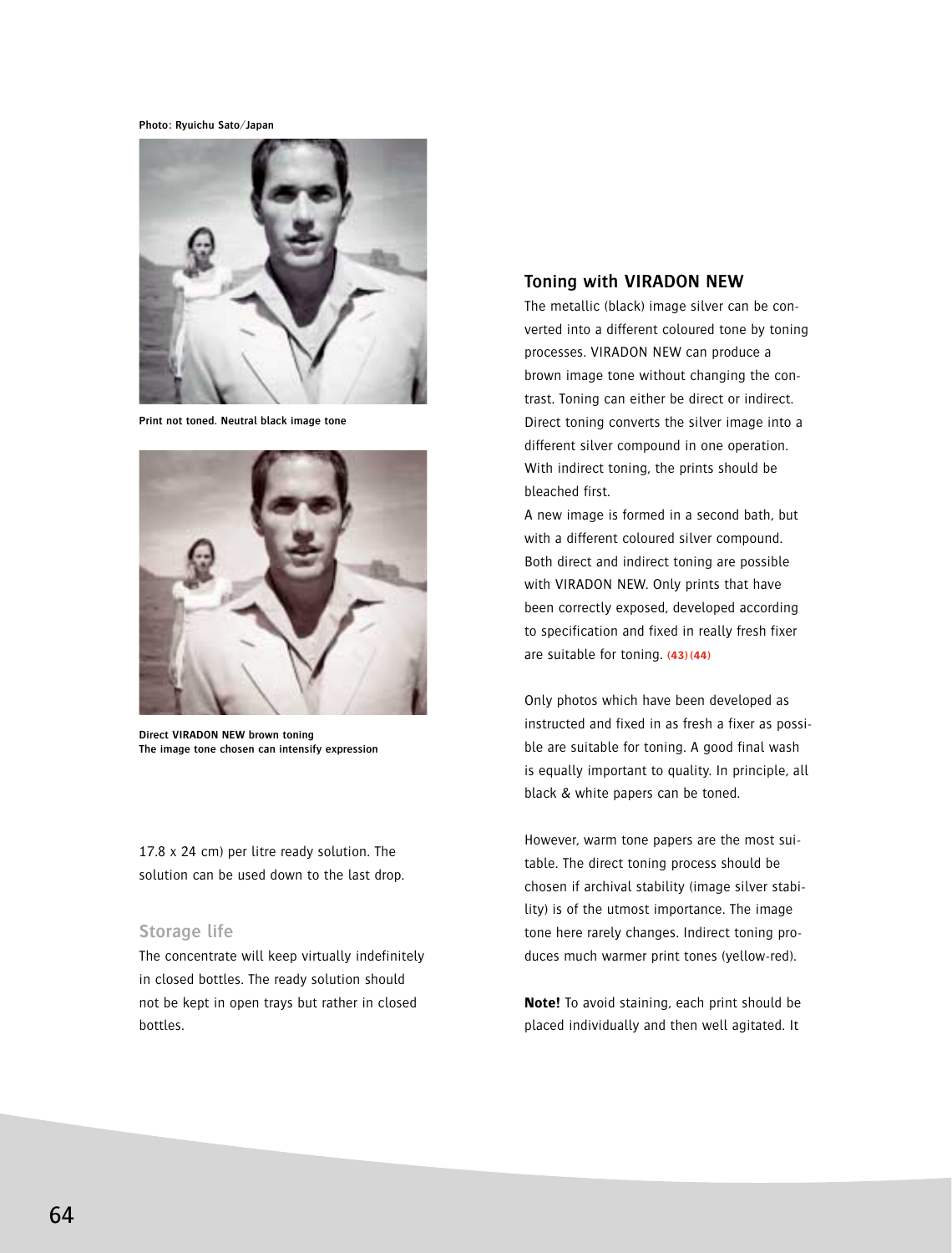Photo: Ryuichu Sato/Japan

Print not toned. Neutral black image tone

Direct VIRADON NEW brown toning
The image tone chosen can intensify expression

17.8 x 24 cm) per litre ready solution. The solution can be used down to the last drop.

### Storage life

The concentrate will keep virtually indefinitely in closed bottles. The ready solution should not be kept in open trays but rather in closed bottles.

## Toning with VIRADON NEW

The metallic (black) image silver can be converted into a different coloured tone by toning processes. VIRADON NEW can produce a brown image tone without changing the contrast. Toning can either be direct or indirect. Direct toning converts the silver image into a different silver compound in one operation. With indirect toning, the prints should be bleached first.
A new image is formed in a second bath, but with a different coloured silver compound. Both direct and indirect toning are possible with VIRADON NEW. Only prints that have been correctly exposed, developed according to specification and fixed in really fresh fixer are suitable for toning. (43) (44)

Only photos which have been developed as instructed and fixed in as fresh a fixer as possible are suitable for toning. A good final wash is equally important to quality. In principle, all black & white papers can be toned.

However, warm tone papers are the most suitable. The direct toning process should be chosen if archival stability (image silver stability) is of the utmost importance. The image tone here rarely changes. Indirect toning produces much warmer print tones (yellow-red).

**Note!** To avoid staining, each print should be placed individually and then well agitated. It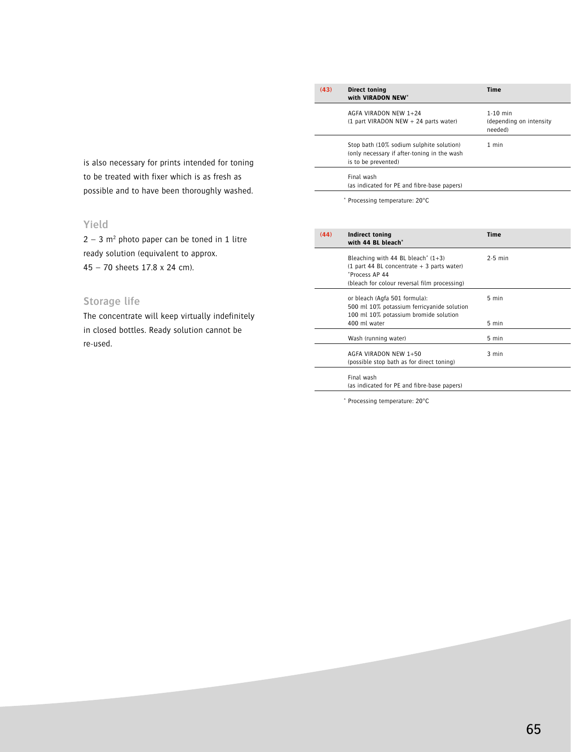is also necessary for prints intended for toning to be treated with fixer which is as fresh as possible and to have been thoroughly washed.

### Yield

2 – 3 $m^2$ photo paper can be toned in 1 litre ready solution (equivalent to approx. 45 – 70 sheets 17.8 x 24 cm).

### Storage life

The concentrate will keep virtually indefinitely in closed bottles. Ready solution cannot be re-used.

| (43) | Direct toning with VIRADON NEW* | Time |
|---|---|---|
| | AGFA VIRADON NEW 1+24 (1 part VIRADON NEW + 24 parts water) | 1-10 min (depending on intensity needed) |
| | Stop bath (10% sodium sulphite solution) (only necessary if after-toning in the wash is to be prevented) | 1 min |
| | Final wash (as indicated for PE and fibre-base papers) | |

* Processing temperature: 20°C

| (44) | Indirect toning with 44 BL bleach* | Time |
|---|---|---|
| | Bleaching with 44 BL bleach* (1+3) (1 part 44 BL concentrate + 3 parts water) *Process AP 44 (bleach for colour reversal film processing) | 2-5 min |
| | or bleach (Agfa 501 formula): 500 ml 10% potassium ferricyanide solution 100 ml 10% potassium bromide solution 400 ml water | 5 min<br>5 min |
| | Wash (running water) | 5 min |
| | AGFA VIRADON NEW 1+50 (possible stop bath as for direct toning) | 3 min |
| | Final wash (as indicated for PE and fibre-base papers) | |

* Processing temperature: 20°C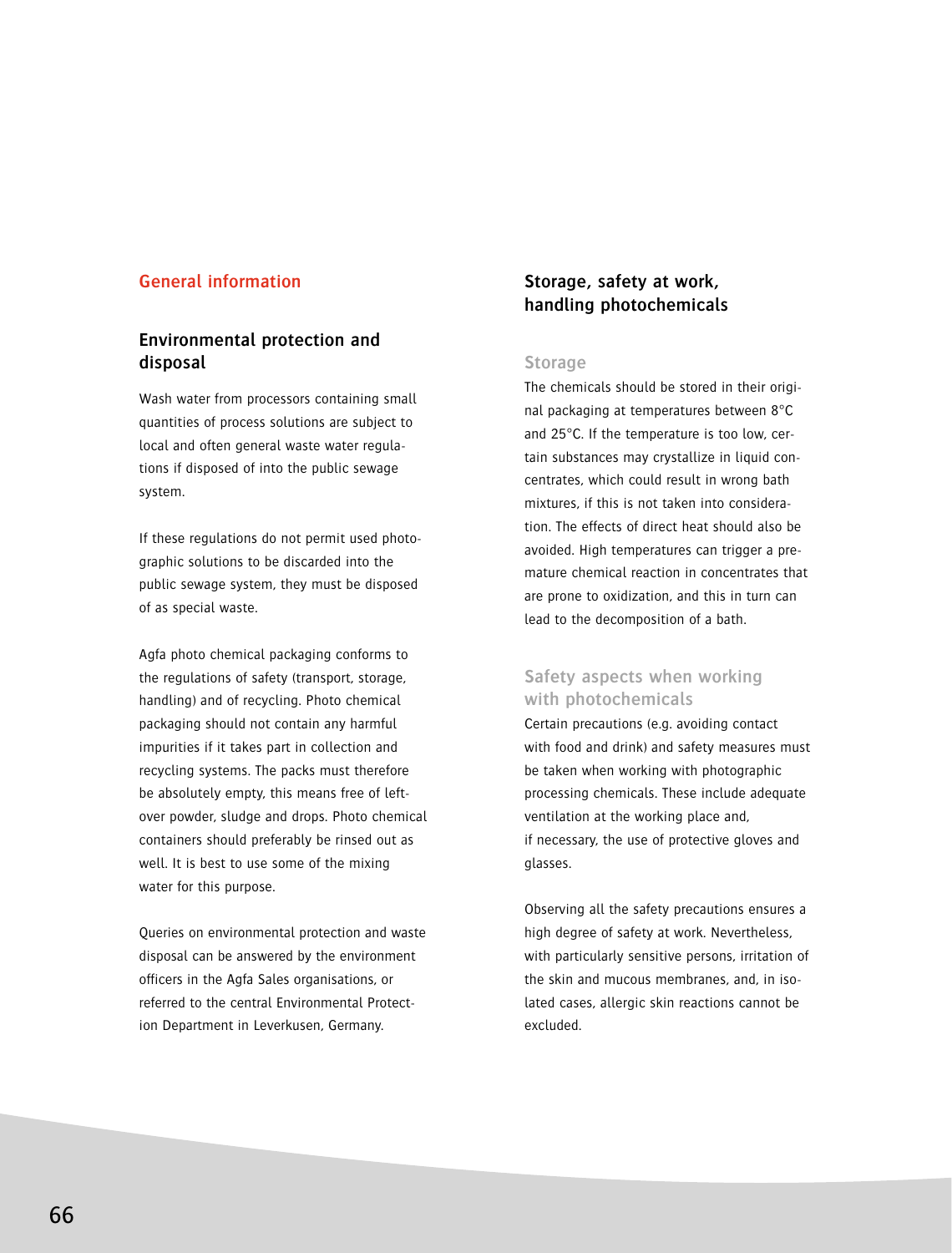## General information

### Environmental protection and disposal

Wash water from processors containing small quantities of process solutions are subject to local and often general waste water regulations if disposed of into the public sewage system.

If these regulations do not permit used photographic solutions to be discarded into the public sewage system, they must be disposed of as special waste.

Agfa photo chemical packaging conforms to the regulations of safety (transport, storage, handling) and of recycling. Photo chemical packaging should not contain any harmful impurities if it takes part in collection and recycling systems. The packs must therefore be absolutely empty, this means free of leftover powder, sludge and drops. Photo chemical containers should preferably be rinsed out as well. It is best to use some of the mixing water for this purpose.

Queries on environmental protection and waste disposal can be answered by the environment officers in the Agfa Sales organisations, or referred to the central Environmental Protection Department in Leverkusen, Germany.

### Storage, safety at work, handling photochemicals

#### Storage

The chemicals should be stored in their original packaging at temperatures between 8°C and 25°C. If the temperature is too low, certain substances may crystallize in liquid concentrates, which could result in wrong bath mixtures, if this is not taken into consideration. The effects of direct heat should also be avoided. High temperatures can trigger a premature chemical reaction in concentrates that are prone to oxidization, and this in turn can lead to the decomposition of a bath.

#### Safety aspects when working with photochemicals

Certain precautions (e.g. avoiding contact with food and drink) and safety measures must be taken when working with photographic processing chemicals. These include adequate ventilation at the working place and, if necessary, the use of protective gloves and glasses.

Observing all the safety precautions ensures a high degree of safety at work. Nevertheless, with particularly sensitive persons, irritation of the skin and mucous membranes, and, in isolated cases, allergic skin reactions cannot be excluded.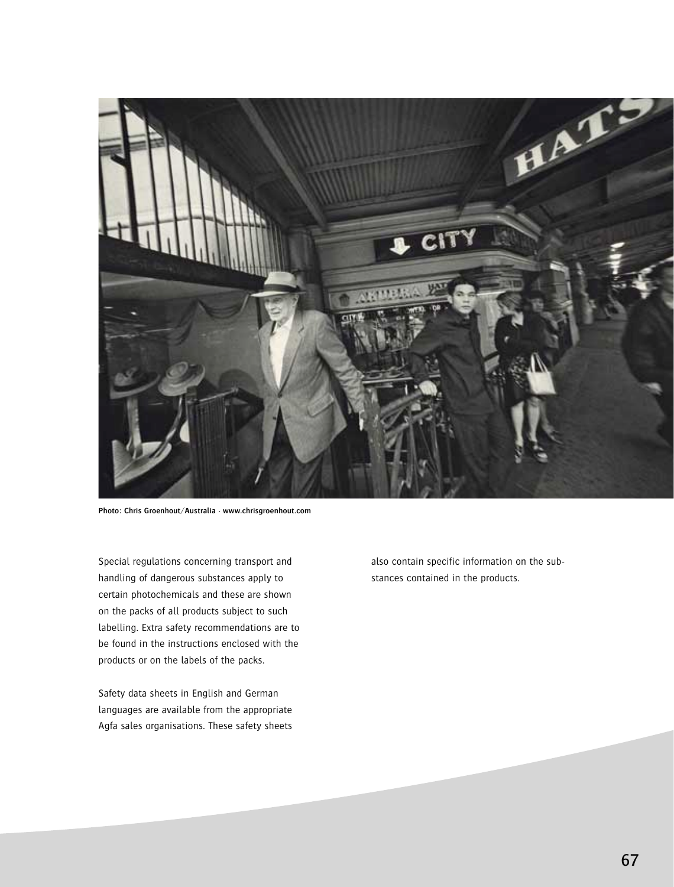Photo: Chris Groenhout/Australia · www.chrisgroenhout.com

Special regulations concerning transport and handling of dangerous substances apply to certain photochemicals and these are shown on the packs of all products subject to such labelling. Extra safety recommendations are to be found in the instructions enclosed with the products or on the labels of the packs.

Safety data sheets in English and German languages are available from the appropriate Agfa sales organisations. These safety sheets also contain specific information on the substances contained in the products.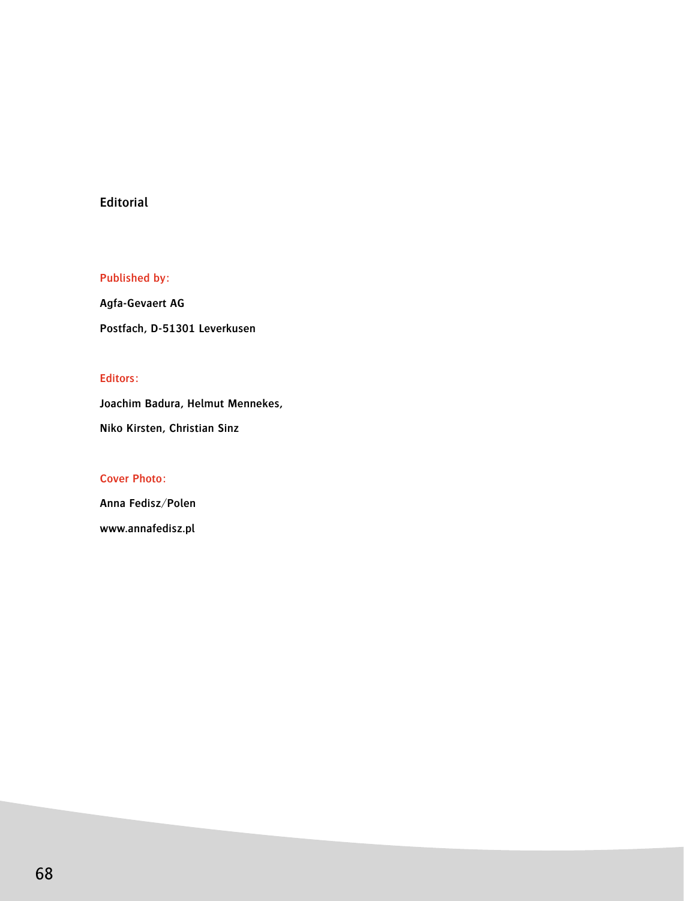## Editorial

**Published by:**

**Agfa-Gevaert AG**

**Postfach, D-51301 Leverkusen**

**Editors:**

**Joachim Badura, Helmut Mennekes,**

**Niko Kirsten, Christian Sinz**

**Cover Photo:**

**Anna Fedisz/Polen**

**www.annafedisz.pl**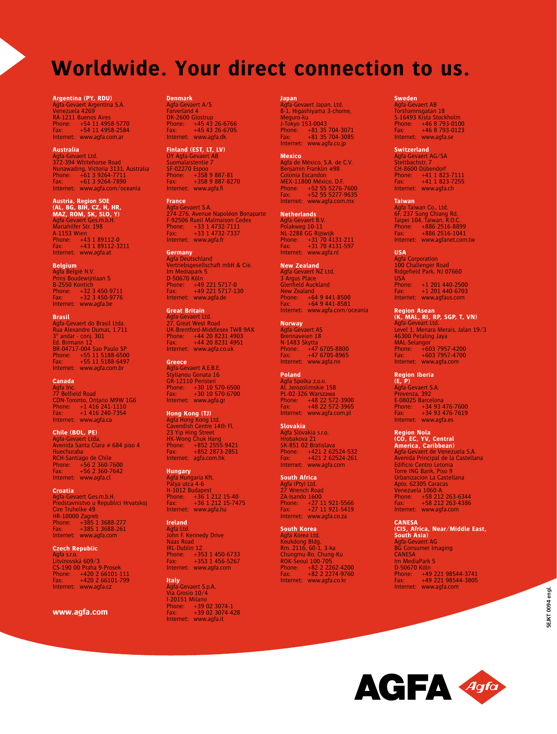# Worldwide. Your direct connection to us.

**Argentina (PY, RDU)**
Agfa-Gevaert Argentina S.A.
Venezuela 4269
RA-1211 Buenos Aires
Phone: +54 11 4958-5770
Fax: +54 11 4958-2584
Internet: www.agfa.com.ar

**Australia**
Agfa-Gevaert Ltd.
372-394 Whitehorse Road
Nunawading, Victoria 3131, Australia
Phone: +61 3 9264-7711
Fax: +61 3 9264-7890
Internet: www.agfa.com/oceania

**Austria, Region SOE (AL, BG, BIH, CZ, H, HR, MAZ, ROM, SK, SLO, Y)**
Agfa-Gevaert Ges.m.b.H.
Mariahilfer Str. 198
A-1153 Wien
Phone: +43 1 89112-0
Fax: +43 1 89112-3211
Internet: www.agfa.at

**Belgium**
Agfa België N.V.
Prins Boudewijnlaan 5
B-2550 Kontich
Phone: +32 3 450-9711
Fax: +32 3 450-9776
Internet: www.agfa.be

**Brasil**
Agfa-Gevaert do Brasil Ltda.
Rua Alexandre Dumas, 1.711
3° andar - conj. 301
Ed. Birmann 12
BR-04717-004 Sao Paulo SP
Phone: +55 11 5188-6500
Fax: +55 11 5188-6497
Internet: www.agfa.com.br

**Canada**
Agfa Inc.
77 Belfield Road
CDN-Toronto, Ontario M9W 1G6
Phone: +1 416 241-1110
Fax: +1 416 240-7354
Internet: www.agfa.ca

**Chile (BOL, PE)**
Agfa-Gevaert Ltda.
Avenida Santa Clara # 684 piso 4
Huechuraba
RCH-Santiago de Chile
Phone: +56 2 360-7600
Fax: +56 2 360-7642
Internet: www.agfa.cl

**Croatia**
Agfa-Gevaert Ges.m.b.H.
Predstavnistvo u Republici Hrvatskoj
Cire Truhelke 49
HR-10000 Zagreb
Phone: +385 1 3688-277
Fax: +385 1 3688-261
Internet: www.agfa.com

**Czech Republic**
Agfa s.r.o.
Litvínovská 609/3
CS-190 00 Praha 9-Prosek
Phone: +420 2 66101-111
Fax: +420 2 66101-799
Internet: www.agfa.cz

**www.agfa.com**

**Denmark**
Agfa-Gevaert A/S
Farverland 4
DK-2600 Glostrup
Phone: +45 43 26-6766
Fax: +45 43 26-6705
Internet: www.agfa.dk

**Finland (EST, LT, LV)**
OY Agfa-Gevaert AB
Suomalaistentie 7
SF-02270 Espoo
Phone: +358 9 887-81
Fax: +358 9 887-8270
Internet: www.agfa.fi

**France**
Agfa-Gevaert S.A.
274-276, Avenue Napoléon Bonaparte
F-92506 Rueil Malmaison Cedex
Phone: +33 1 4732-7111
Fax: +33 1 4732-7337
Internet: www.agfa.fr

**Germany**
Agfa Deutschland
Vertriebsgesellschaft mbH & Cie.
Im Mediapark 5
D-50670 Köln
Phone: +49 221 5717-0
Fax: +49 221 5717-130
Internet: www.agfa.de

**Great Britain**
Agfa-Gevaert Ltd.
27, Great West Road
UK-Brentford-Middlesex TW8 9AX
Phone: +44 20 8231 4903
Fax: +44 20 8231 4951
Internet: www.agfa.co.uk

**Greece**
Agfa-Gevaert A.E.B.E.
Stylianou Gonata 16
GR-12110 Peristeri
Phone: +30 10 570-6500
Fax: +30 10 570-6700
Internet: www.agfa.gr

**Hong Kong (TJ)**
Agfa Hong Kong Ltd.
Cavendish Centre 14th FL
23 Yip Hing Street
HK-Wong Chuk Hang
Phone: +852 2555-9421
Fax: +852 2873-2851
Internet: agfa.com.hk

**Hungary**
Agfa Hungaria Kft.
Pálya utca 4-6
H-1012 Budapest
Phone: +36 1 212 15-40
Fax: +36 1 212 15-7475
Internet: www.agfa.hu

**Ireland**
Agfa Ltd.
John F. Kennedy Drive
Naas Road
IRL-Dublin 12
Phone: +353 1 450-6733
Fax: +353 1 456-5267
Internet: www.agfa.com

**Italy**
Agfa-Gevaert S.p.A.
Via Grosio 10/4
I-20151 Milano
Phone: +39 02 3074-1
Fax: +39 02 3074-428
Internet: www.agfa.it

**Japan**
Agfa-Gevaert Japan, Ltd.
8-1, Higashiyama 3-chome,
Meguro-ku
J-Tokyo 153-0043
Phone: +81 35 704-3071
Fax: +81 35 704-3085
Internet: www.agfa.co.jp

**Mexico**
Agfa de México, S.A. de C.V.
Benjamin Franklin #98
Colonia Escandon
MEX-11800 México, D.F.
Phone: +52 55 5276-7600
Fax: +52 55 5277-9635
Internet: www.agfa.com.mx

**Netherlands**
Agfa-Gevaert B.V.
Polakweg 10-11
NL-2288 GG Rijswijk
Phone: +31 70 4131-211
Fax: +31 70 4131-597
Internet: www.agfa.nl

**New Zealand**
Agfa-Gevaert NZ Ltd.
3 Argus Place
Glenfield Auckland
New Zealand
Phone: +64 9 441-8500
Fax: +64 9 441-8581
Internet: www.agfa.com/oceania

**Norway**
Agfa-Gevaert AS
Brennaveien 18
N-1483 Skytta
Phone: +47 6705-8800
Fax: +47 6705-8965
Internet: www.agfa.no

**Poland**
Agfa Spolka z.o.o.
Al. Jerozolimskie 158
PL-02-326 Warszawa
Phone: +48 22 572-3900
Fax: +48 22 572-3965
Internet: www.agfa.com.pl

**Slovakia**
Agfa Slovakia s.r.o.
Hrobakova 21
SK-851 02 Bratislava
Phone: +421 2 62524-532
Fax: +421 2 62524-261
Internet: www.agfa.com

**South Africa**
Agfa (Pty) Ltd.
27 Wrench Road
ZA-Isando 1600
Phone: +27 11 921-5566
Fax: +27 11 921-5419
Internet: www.agfa.co.za

**South Korea**
Agfa Korea Ltd.
Keukdong Bldg.
Rm. 2116, 60-1, 3-ka
Chungmu-Ro, Chung-Ku
ROK-Seoul 100-705
Phone: +82 2 2262-4200
Fax: +82 2 2274-9760
Internet: www.agfa.co.kr

**Sweden**
Agfa-Gevaert AB
Torshamnsgatan 18
S-16493 Kista Stockholm
Phone: +46 8 793-0100
Fax: +46 8 793-0123
Internet: www.agfa.se

**Switzerland**
Agfa-Gevaert AG/SA
Stettbachstr. 7
CH-8600 Dübendorf
Phone: +41 1 823-7111
Fax: +41 1 823-7255
Internet: www.agfa.ch

**Taiwan**
Agfa Taiwan Co., Ltd.
6F, 237 Sung Chiang Rd.
Taipei 104, Taiwan, R.O.C.
Phone: +886 2516-8899
Fax: +886 2516-1041
Internet: www.agfanet.com.tw

**USA**
Agfa Corporation
100 Challenger Road
Ridgefield Park, NJ 07660
USA
Phone: +1 201 440-2500
Fax: +1 201 440-6703
Internet: www.agfaus.com

**Region Asean (K, MAL, RI, RP, SGP, T, VN)**
Agfa-Gevaert Ltd.
Level 1, Menara Merais, Jalan 19/3
46300 Petaling Jaya
MAL-Selangor
Phone: +603 7957-4200
Fax: +603 7957-4700
Internet: www.agfa.com

**Region Iberia (E, P)**
Agfa-Gevaert S.A.
Provenza, 392
E-08025 Barcelona
Phone: +34 93 476-7600
Fax: +34 93 476-7619
Internet: www.agfa.es

**Region Nola (CO, EC, YV, Central America, Caribbean)**
Agfa-Gevaert de Venezuela S.A.
Avenida Principal de la Castellana
Edificio Centro Letonia
Torre ING Bank, Piso 9
Urbanizacion La Castellana
Apto. 62305 Caracas
Venezuela 1060-A
Phone: +58 212 263-6344
Fax: +58 212 263-4386
Internet: www.agfa.com

**CANESA (CIS, Africa, Near/Middle East, South Asia)**
Agfa-Gevaert AG
BG Consumer Imaging
CANESA
Im MediaPark 5
D-50670 Köln
Phone: +49 221 98544-3741
Fax: +49 221 98544-3805
Internet: www.agfa.com

5EJKT 0094 engl.

AGFA Agfa